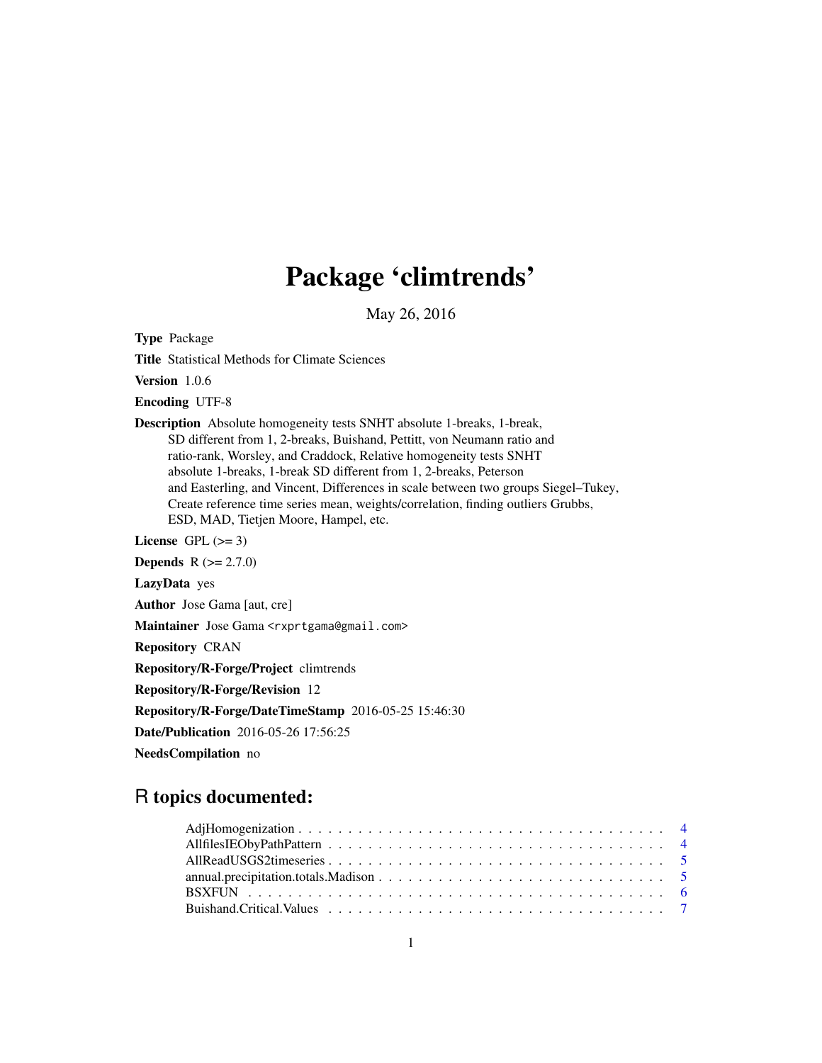# Package 'climtrends'

May 26, 2016

**Type** Package

**Title** Statistical Methods for Climate Sciences

**Version** 1.0.6

**Encoding** UTF-8

**Description** Absolute homogeneity tests SNHT absolute 1-breaks, 1-break, SD different from 1, 2-breaks, Buishand, Pettitt, von Neumann ratio and ratio-rank, Worsley, and Craddock, Relative homogeneity tests SNHT absolute 1-breaks, 1-break SD different from 1, 2-breaks, Peterson and Easterling, and Vincent, Differences in scale between two groups Siegel–Tukey, Create reference time series mean, weights/correlation, finding outliers Grubbs, ESD, MAD, Tietjen Moore, Hampel, etc.

**License** GPL (>= 3)

**Depends** R (>= 2.7.0)

**LazyData** yes

**Author** Jose Gama [aut, cre]

**Maintainer** Jose Gama <rxprtgama@gmail.com>

**Repository** CRAN

**Repository/R-Forge/Project** climtrends

**Repository/R-Forge/Revision** 12

**Repository/R-Forge/DateTimeStamp** 2016-05-25 15:46:30

**Date/Publication** 2016-05-26 17:56:25

**NeedsCompilation** no

## R topics documented:

AdjHomogenization . . . . . . . . . . . . . . . . . . . . . . . . . . . . . . . . . . . . 4
AllfilesIEObyPathPattern . . . . . . . . . . . . . . . . . . . . . . . . . . . . . . . . . 4
AllReadUSGS2timeseries . . . . . . . . . . . . . . . . . . . . . . . . . . . . . . . . . 5
annual.precipitation.totals.Madison . . . . . . . . . . . . . . . . . . . . . . . . . . . 5
BSXFUN . . . . . . . . . . . . . . . . . . . . . . . . . . . . . . . . . . . . . . . . . . 6
Buishand.Critical.Values . . . . . . . . . . . . . . . . . . . . . . . . . . . . . . . . . 7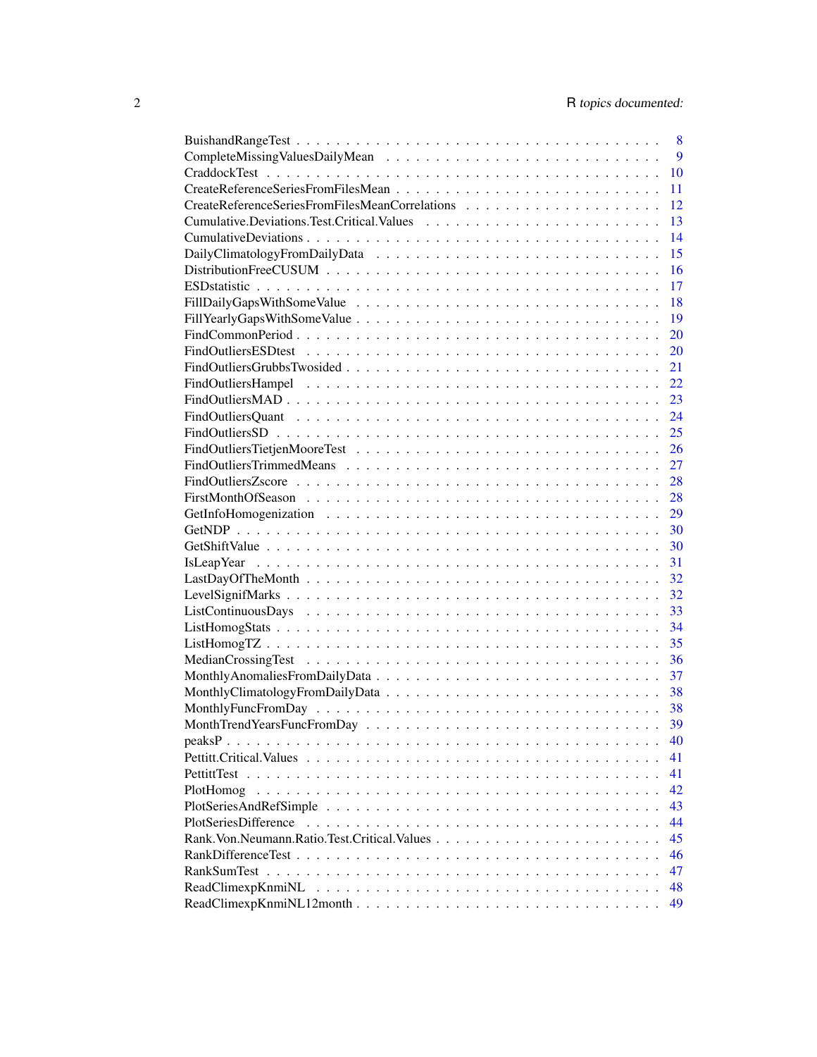BuishandRangeTest . . . . . . . . . . . . . . . . . . . . . . . . . . . . . . . . . . . 8
CompleteMissingValuesDailyMean . . . . . . . . . . . . . . . . . . . . . . . . . . . . 9
CraddockTest . . . . . . . . . . . . . . . . . . . . . . . . . . . . . . . . . . . . . . 10
CreateReferenceSeriesFromFilesMean . . . . . . . . . . . . . . . . . . . . . . . . . . 11
CreateReferenceSeriesFromFilesMeanCorrelations . . . . . . . . . . . . . . . . . . . . 12
Cumulative.Deviations.Test.Critical.Values . . . . . . . . . . . . . . . . . . . . . . 13
CumulativeDeviations . . . . . . . . . . . . . . . . . . . . . . . . . . . . . . . . . . 14
DailyClimatologyFromDailyData . . . . . . . . . . . . . . . . . . . . . . . . . . . . . 15
DistributionFreeCUSUM . . . . . . . . . . . . . . . . . . . . . . . . . . . . . . . . . 16
ESDstatistic . . . . . . . . . . . . . . . . . . . . . . . . . . . . . . . . . . . . . . 17
FillDailyGapsWithSomeValue . . . . . . . . . . . . . . . . . . . . . . . . . . . . . . 18
FillYearlyGapsWithSomeValue . . . . . . . . . . . . . . . . . . . . . . . . . . . . . . 19
FindCommonPeriod . . . . . . . . . . . . . . . . . . . . . . . . . . . . . . . . . . . 20
FindOutliersESDtest . . . . . . . . . . . . . . . . . . . . . . . . . . . . . . . . . . 20
FindOutliersGrubbsTwosided . . . . . . . . . . . . . . . . . . . . . . . . . . . . . . 21
FindOutliersHampel . . . . . . . . . . . . . . . . . . . . . . . . . . . . . . . . . . . 22
FindOutliersMAD . . . . . . . . . . . . . . . . . . . . . . . . . . . . . . . . . . . . 23
FindOutliersQuant . . . . . . . . . . . . . . . . . . . . . . . . . . . . . . . . . . . 24
FindOutliersSD . . . . . . . . . . . . . . . . . . . . . . . . . . . . . . . . . . . . . 25
FindOutliersTietjenMooreTest . . . . . . . . . . . . . . . . . . . . . . . . . . . . . . 26
FindOutliersTrimmedMeans . . . . . . . . . . . . . . . . . . . . . . . . . . . . . . . 27
FindOutliersZscore . . . . . . . . . . . . . . . . . . . . . . . . . . . . . . . . . . . 28
FirstMonthOfSeason . . . . . . . . . . . . . . . . . . . . . . . . . . . . . . . . . . . 28
GetInfoHomogenization . . . . . . . . . . . . . . . . . . . . . . . . . . . . . . . . . 29
GetNDP . . . . . . . . . . . . . . . . . . . . . . . . . . . . . . . . . . . . . . . . . 30
GetShiftValue . . . . . . . . . . . . . . . . . . . . . . . . . . . . . . . . . . . . . . 30
IsLeapYear . . . . . . . . . . . . . . . . . . . . . . . . . . . . . . . . . . . . . . . 31
LastDayOfTheMonth . . . . . . . . . . . . . . . . . . . . . . . . . . . . . . . . . . . 32
LevelSignifMarks . . . . . . . . . . . . . . . . . . . . . . . . . . . . . . . . . . . . 32
ListContinuousDays . . . . . . . . . . . . . . . . . . . . . . . . . . . . . . . . . . . 33
ListHomogStats . . . . . . . . . . . . . . . . . . . . . . . . . . . . . . . . . . . . . 34
ListHomogTZ . . . . . . . . . . . . . . . . . . . . . . . . . . . . . . . . . . . . . . . 35
MedianCrossingTest . . . . . . . . . . . . . . . . . . . . . . . . . . . . . . . . . . . 36
MonthlyAnomaliesFromDailyData . . . . . . . . . . . . . . . . . . . . . . . . . . . . 37
MonthlyClimatologyFromDailyData . . . . . . . . . . . . . . . . . . . . . . . . . . . 38
MonthlyFuncFromDay . . . . . . . . . . . . . . . . . . . . . . . . . . . . . . . . . . 38
MonthTrendYearsFuncFromDay . . . . . . . . . . . . . . . . . . . . . . . . . . . . . 39
peaksP . . . . . . . . . . . . . . . . . . . . . . . . . . . . . . . . . . . . . . . . . 40
Pettitt.Critical.Values . . . . . . . . . . . . . . . . . . . . . . . . . . . . . . . . . 41
PettittTest . . . . . . . . . . . . . . . . . . . . . . . . . . . . . . . . . . . . . . . 41
PlotHomog . . . . . . . . . . . . . . . . . . . . . . . . . . . . . . . . . . . . . . . . 42
PlotSeriesAndRefSimple . . . . . . . . . . . . . . . . . . . . . . . . . . . . . . . . . 43
PlotSeriesDifference . . . . . . . . . . . . . . . . . . . . . . . . . . . . . . . . . . 44
Rank.Von.Neumann.Ratio.Test.Critical.Values . . . . . . . . . . . . . . . . . . . . . 45
RankDifferenceTest . . . . . . . . . . . . . . . . . . . . . . . . . . . . . . . . . . . 46
RankSumTest . . . . . . . . . . . . . . . . . . . . . . . . . . . . . . . . . . . . . . 47
ReadClimexpKnmiNL . . . . . . . . . . . . . . . . . . . . . . . . . . . . . . . . . . . 48
ReadClimexpKnmiNL12month . . . . . . . . . . . . . . . . . . . . . . . . . . . . . . 49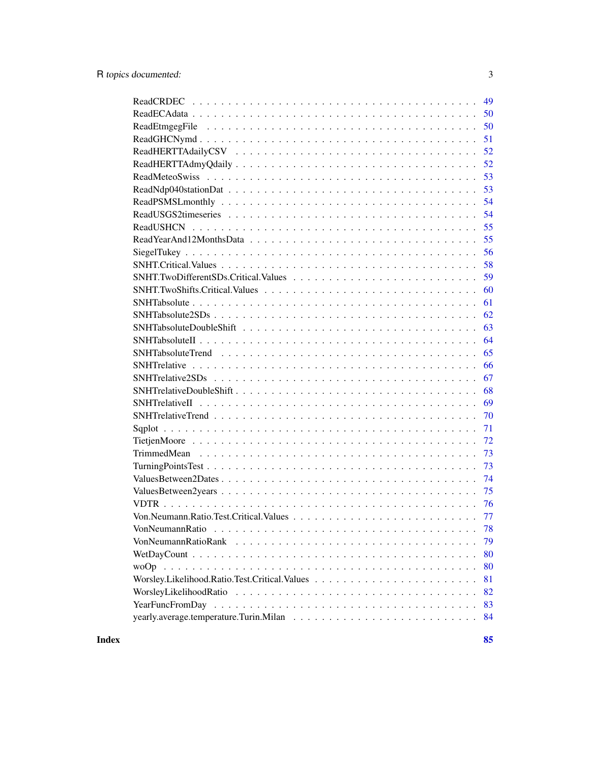ReadCRDEC . . . . . . . . . . . . . . . . . . . . . . . . . . . . . . . . . . . . . . 49
ReadECAdata . . . . . . . . . . . . . . . . . . . . . . . . . . . . . . . . . . . . . 50
ReadEtmgegFile . . . . . . . . . . . . . . . . . . . . . . . . . . . . . . . . . . . 50
ReadGHCNymd . . . . . . . . . . . . . . . . . . . . . . . . . . . . . . . . . . . . 51
ReadHERTTAdailyCSV . . . . . . . . . . . . . . . . . . . . . . . . . . . . . . . . 52
ReadHERTTAdmyQdaily . . . . . . . . . . . . . . . . . . . . . . . . . . . . . . . 52
ReadMeteoSwiss . . . . . . . . . . . . . . . . . . . . . . . . . . . . . . . . . . . 53
ReadNdp040stationDat . . . . . . . . . . . . . . . . . . . . . . . . . . . . . . . . 53
ReadPSMSLmonthly . . . . . . . . . . . . . . . . . . . . . . . . . . . . . . . . . 54
ReadUSGS2timeseries . . . . . . . . . . . . . . . . . . . . . . . . . . . . . . . . 54
ReadUSHCN . . . . . . . . . . . . . . . . . . . . . . . . . . . . . . . . . . . . . 55
ReadYearAnd12MonthsData . . . . . . . . . . . . . . . . . . . . . . . . . . . . . 55
SiegelTukey . . . . . . . . . . . . . . . . . . . . . . . . . . . . . . . . . . . . . 56
SNHT.Critical.Values . . . . . . . . . . . . . . . . . . . . . . . . . . . . . . . . 58
SNHT.TwoDifferentSDs.Critical.Values . . . . . . . . . . . . . . . . . . . . . . . 59
SNHT.TwoShifts.Critical.Values . . . . . . . . . . . . . . . . . . . . . . . . . . . 60
SNHTabsolute . . . . . . . . . . . . . . . . . . . . . . . . . . . . . . . . . . . . 61
SNHTabsolute2SDs . . . . . . . . . . . . . . . . . . . . . . . . . . . . . . . . . . 62
SNHTabsoluteDoubleShift . . . . . . . . . . . . . . . . . . . . . . . . . . . . . . 63
SNHTabsoluteII . . . . . . . . . . . . . . . . . . . . . . . . . . . . . . . . . . . 64
SNHTabsoluteTrend . . . . . . . . . . . . . . . . . . . . . . . . . . . . . . . . . 65
SNHTrelative . . . . . . . . . . . . . . . . . . . . . . . . . . . . . . . . . . . . 66
SNHTrelative2SDs . . . . . . . . . . . . . . . . . . . . . . . . . . . . . . . . . . 67
SNHTrelativeDoubleShift . . . . . . . . . . . . . . . . . . . . . . . . . . . . . . 68
SNHTrelativeII . . . . . . . . . . . . . . . . . . . . . . . . . . . . . . . . . . . 69
SNHTrelativeTrend . . . . . . . . . . . . . . . . . . . . . . . . . . . . . . . . . 70
Sqplot . . . . . . . . . . . . . . . . . . . . . . . . . . . . . . . . . . . . . . . 71
TietjenMoore . . . . . . . . . . . . . . . . . . . . . . . . . . . . . . . . . . . . 72
TrimmedMean . . . . . . . . . . . . . . . . . . . . . . . . . . . . . . . . . . . . 73
TurningPointsTest . . . . . . . . . . . . . . . . . . . . . . . . . . . . . . . . . . 73
ValuesBetween2Dates . . . . . . . . . . . . . . . . . . . . . . . . . . . . . . . . 74
ValuesBetween2years . . . . . . . . . . . . . . . . . . . . . . . . . . . . . . . . 75
VDTR . . . . . . . . . . . . . . . . . . . . . . . . . . . . . . . . . . . . . . . . 76
Von.Neumann.Ratio.Test.Critical.Values . . . . . . . . . . . . . . . . . . . . . . . 77
VonNeumannRatio . . . . . . . . . . . . . . . . . . . . . . . . . . . . . . . . . . 78
VonNeumannRatioRank . . . . . . . . . . . . . . . . . . . . . . . . . . . . . . . . 79
WetDayCount . . . . . . . . . . . . . . . . . . . . . . . . . . . . . . . . . . . . 80
woOp . . . . . . . . . . . . . . . . . . . . . . . . . . . . . . . . . . . . . . . . 80
Worsley.Likelihood.Ratio.Test.Critical.Values . . . . . . . . . . . . . . . . . . . . 81
WorsleyLikelihoodRatio . . . . . . . . . . . . . . . . . . . . . . . . . . . . . . . 82
YearFuncFromDay . . . . . . . . . . . . . . . . . . . . . . . . . . . . . . . . . . 83
yearly.average.temperature.Turin.Milan . . . . . . . . . . . . . . . . . . . . . . . 84

**Index** **85**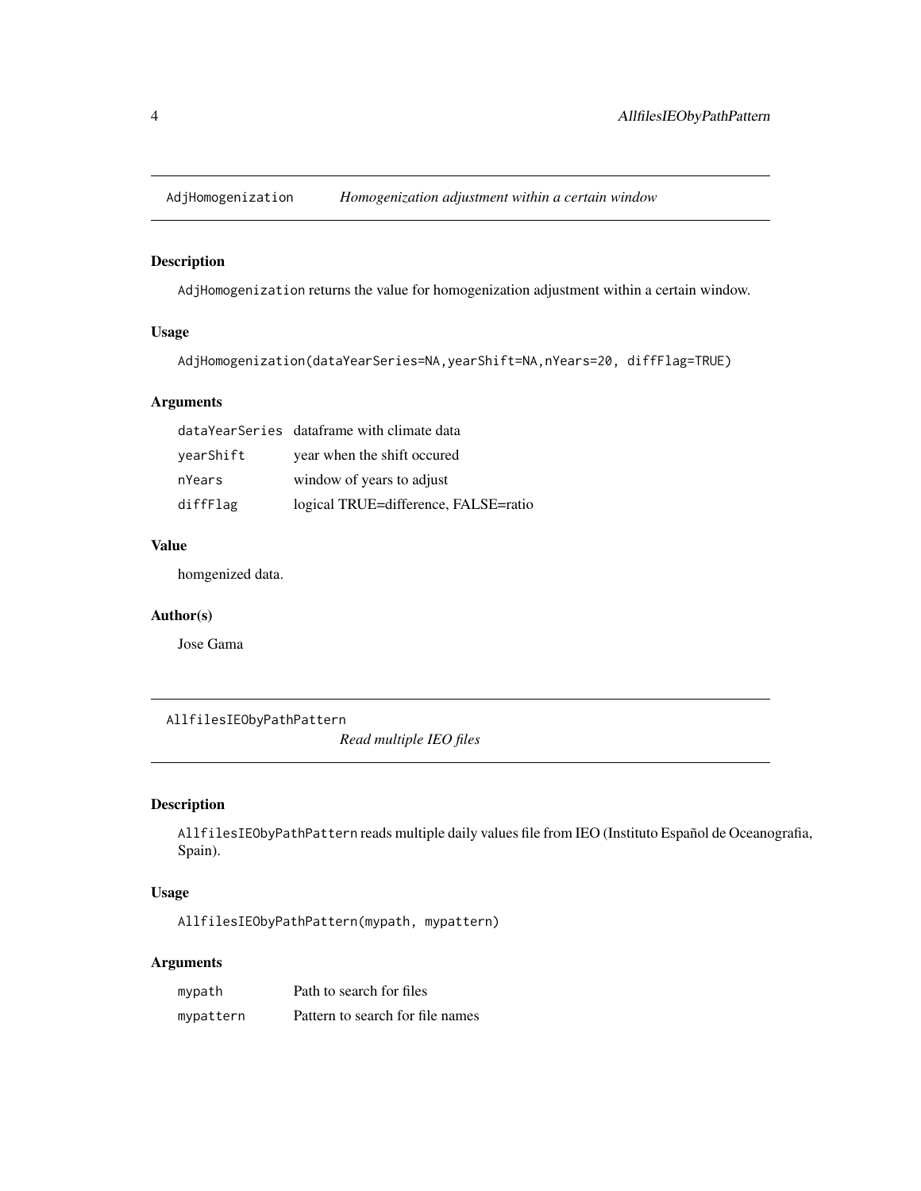## AdjHomogenization *Homogenization adjustment within a certain window*

### Description

AdjHomogenization returns the value for homogenization adjustment within a certain window.

### Usage

```
AdjHomogenization(dataYearSeries=NA,yearShift=NA,nYears=20, diffFlag=TRUE)
```

### Arguments

| | |
|---|---|
| dataYearSeries | dataframe with climate data |
| yearShift | year when the shift occured |
| nYears | window of years to adjust |
| diffFlag | logical TRUE=difference, FALSE=ratio |

### Value

homgenized data.

### Author(s)

Jose Gama

## AllfilesIEObyPathPattern *Read multiple IEO files*

### Description

AllfilesIEObyPathPattern reads multiple daily values file from IEO (Instituto Español de Oceanografia, Spain).

### Usage

```
AllfilesIEObyPathPattern(mypath, mypattern)
```

### Arguments

| | |
|---|---|
| mypath | Path to search for files |
| mypattern | Pattern to search for file names |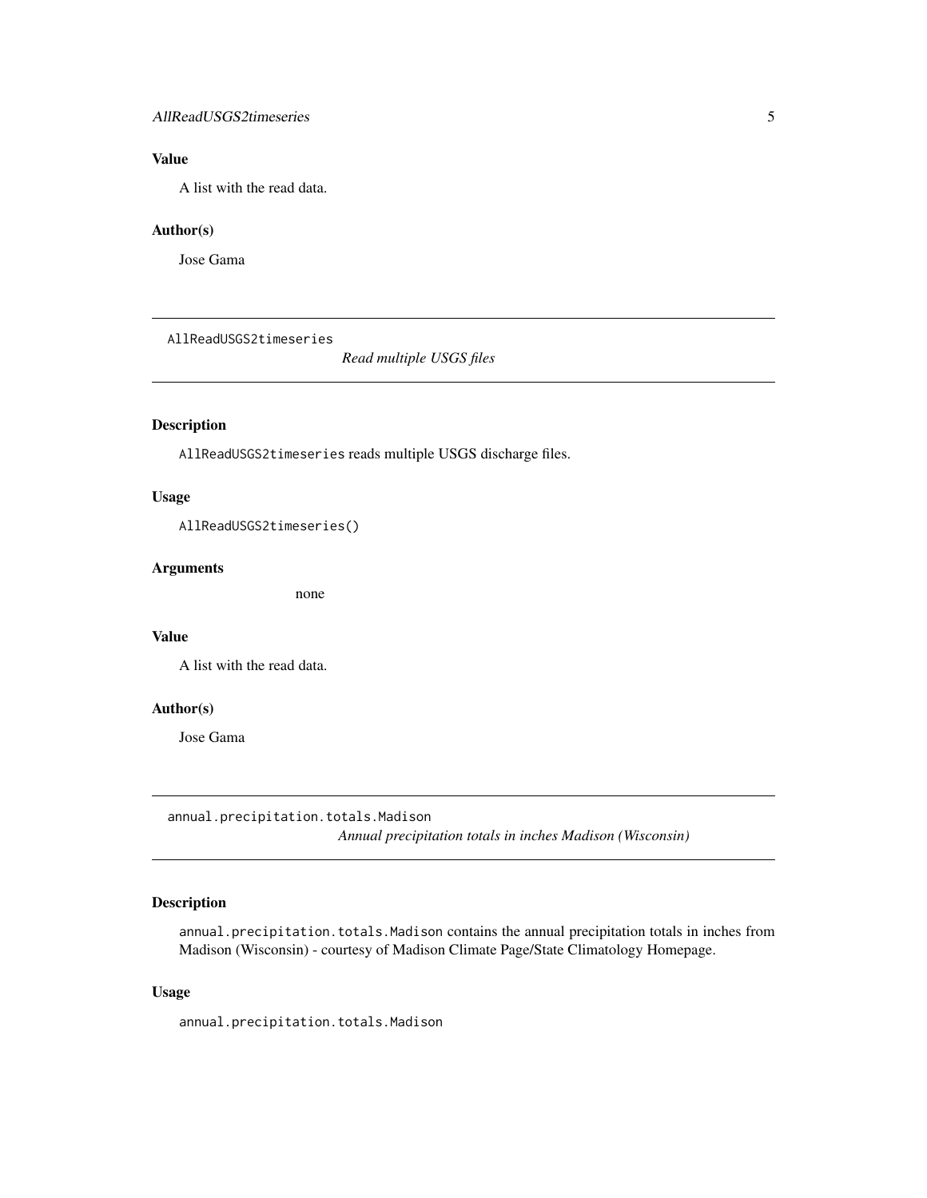### Value

A list with the read data.

### Author(s)

Jose Gama

---

## AllReadUSGS2timeseries — *Read multiple USGS files*

### Description

`AllReadUSGS2timeseries` reads multiple USGS discharge files.

### Usage

```
AllReadUSGS2timeseries()
```

### Arguments

none

### Value

A list with the read data.

### Author(s)

Jose Gama

---

## annual.precipitation.totals.Madison — *Annual precipitation totals in inches Madison (Wisconsin)*

### Description

`annual.precipitation.totals.Madison` contains the annual precipitation totals in inches from Madison (Wisconsin) - courtesy of Madison Climate Page/State Climatology Homepage.

### Usage

```
annual.precipitation.totals.Madison
```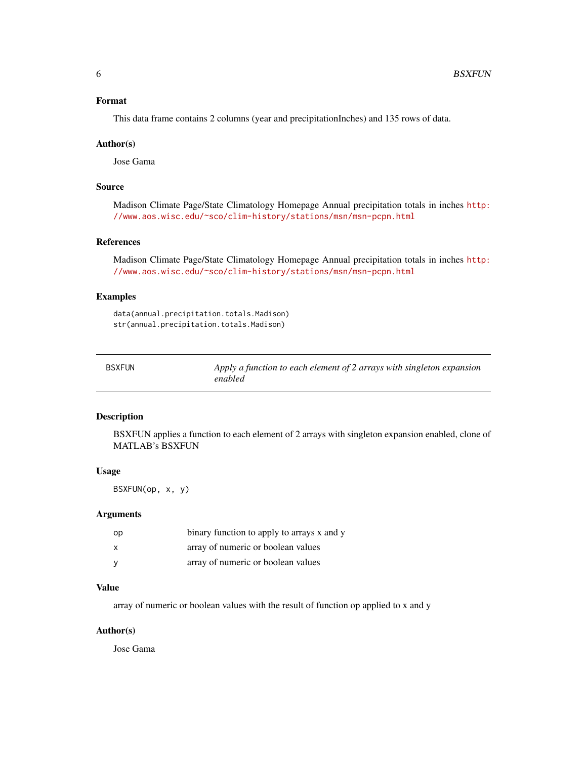### Format

This data frame contains 2 columns (year and precipitationInches) and 135 rows of data.

### Author(s)

Jose Gama

### Source

Madison Climate Page/State Climatology Homepage Annual precipitation totals in inches http://www.aos.wisc.edu/~sco/clim-history/stations/msn/msn-pcpn.html

### References

Madison Climate Page/State Climatology Homepage Annual precipitation totals in inches http://www.aos.wisc.edu/~sco/clim-history/stations/msn/msn-pcpn.html

### Examples

```
data(annual.precipitation.totals.Madison)
str(annual.precipitation.totals.Madison)
```

---

## BSXFUN — *Apply a function to each element of 2 arrays with singleton expansion enabled*

---

### Description

BSXFUN applies a function to each element of 2 arrays with singleton expansion enabled, clone of MATLAB's BSXFUN

### Usage

```
BSXFUN(op, x, y)
```

### Arguments

| | |
|---|---|
| op | binary function to apply to arrays x and y |
| x | array of numeric or boolean values |
| y | array of numeric or boolean values |

### Value

array of numeric or boolean values with the result of function op applied to x and y

### Author(s)

Jose Gama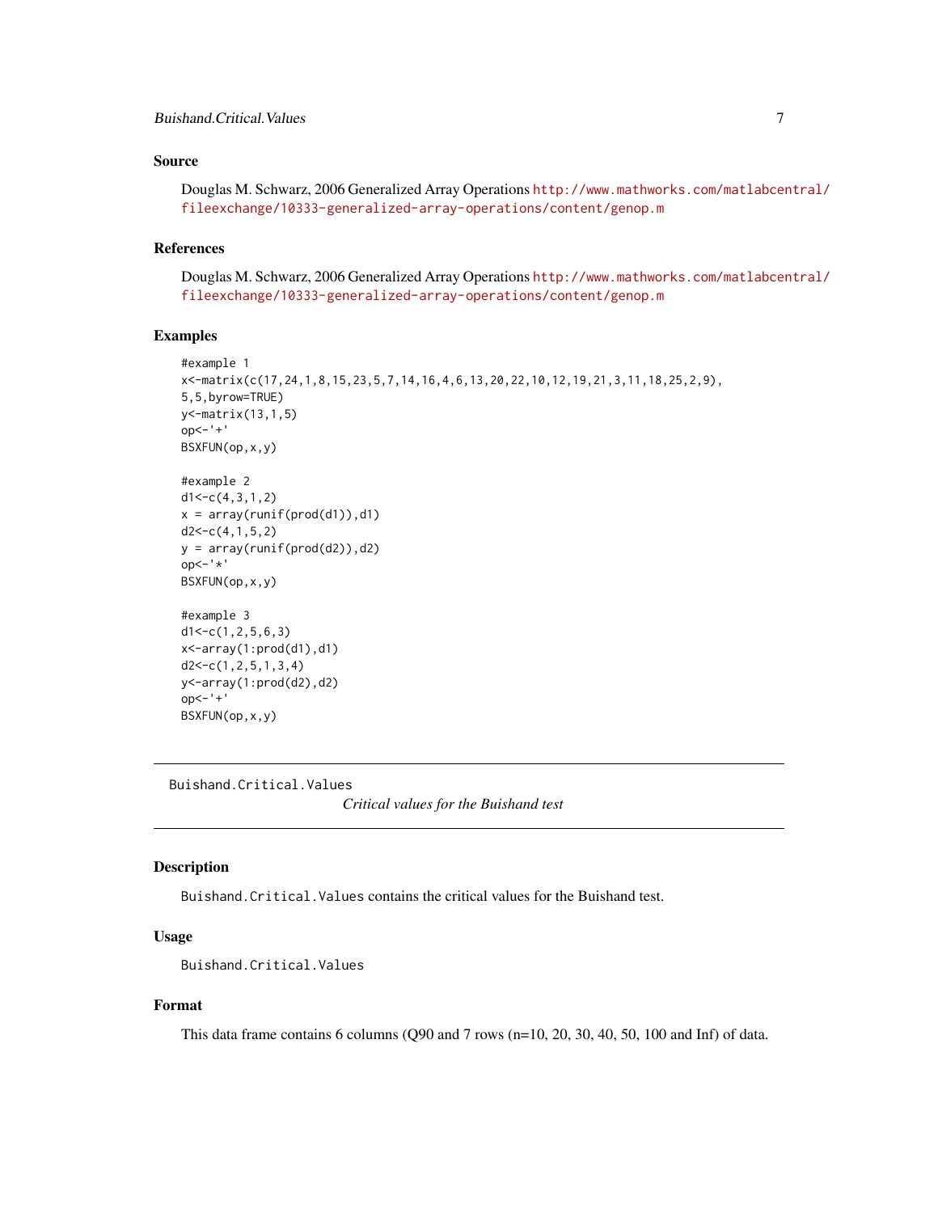## Source

Douglas M. Schwarz, 2006 Generalized Array Operations http://www.mathworks.com/matlabcentral/fileexchange/10333-generalized-array-operations/content/genop.m

## References

Douglas M. Schwarz, 2006 Generalized Array Operations http://www.mathworks.com/matlabcentral/fileexchange/10333-generalized-array-operations/content/genop.m

## Examples

```
#example 1
x<-matrix(c(17,24,1,8,15,23,5,7,14,16,4,6,13,20,22,10,12,19,21,3,11,18,25,2,9),
5,5,byrow=TRUE)
y<-matrix(13,1,5)
op<-'+'
BSXFUN(op,x,y)

#example 2
d1<-c(4,3,1,2)
x = array(runif(prod(d1)),d1)
d2<-c(4,1,5,2)
y = array(runif(prod(d2)),d2)
op<-'*'
BSXFUN(op,x,y)

#example 3
d1<-c(1,2,5,6,3)
x<-array(1:prod(d1),d1)
d2<-c(1,2,5,1,3,4)
y<-array(1:prod(d2),d2)
op<-'+'
BSXFUN(op,x,y)
```

---

Buishand.Critical.Values    *Critical values for the Buishand test*

---

## Description

Buishand.Critical.Values contains the critical values for the Buishand test.

## Usage

```
Buishand.Critical.Values
```

## Format

This data frame contains 6 columns (Q90 and 7 rows (n=10, 20, 30, 40, 50, 100 and Inf) of data.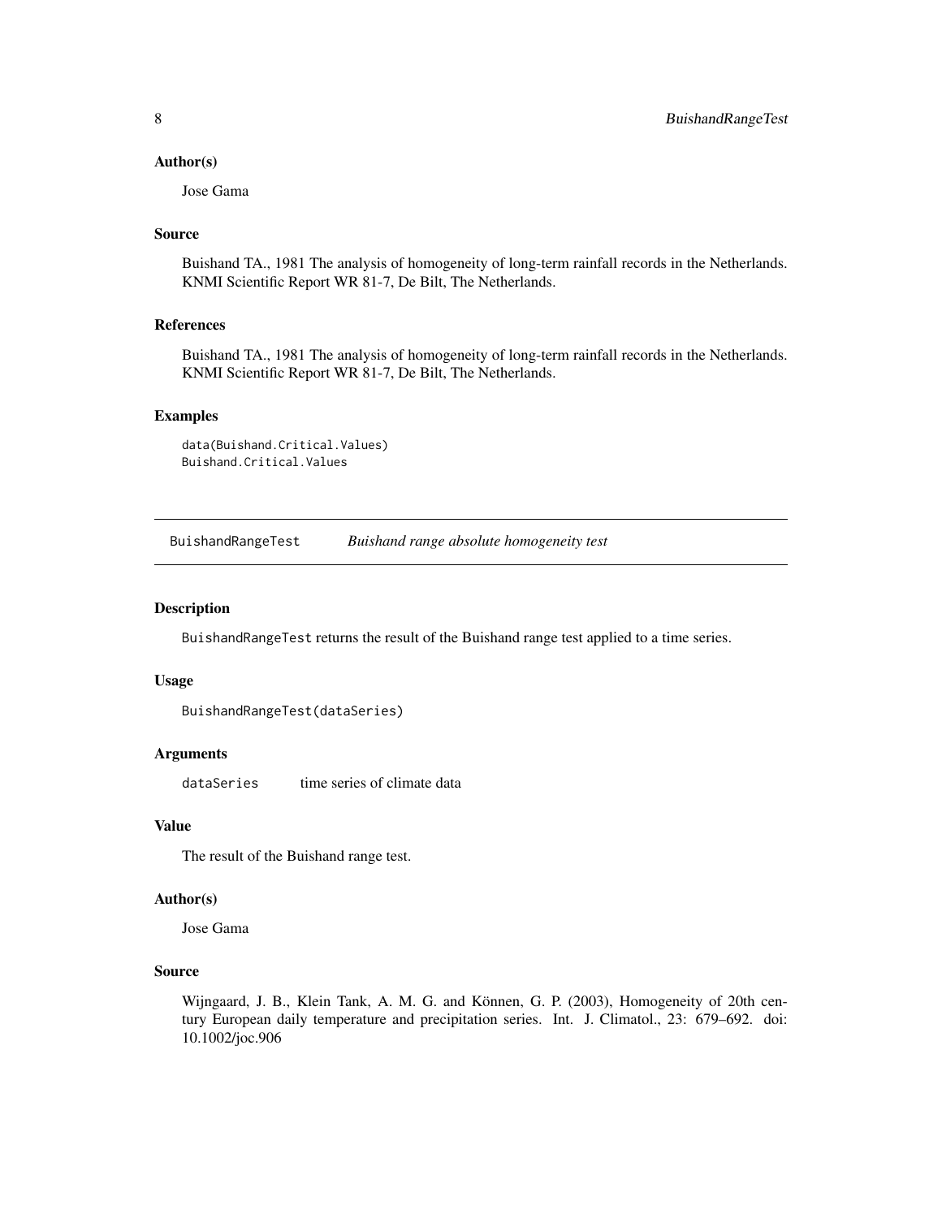### Author(s)

Jose Gama

### Source

Buishand TA., 1981 The analysis of homogeneity of long-term rainfall records in the Netherlands. KNMI Scientific Report WR 81-7, De Bilt, The Netherlands.

### References

Buishand TA., 1981 The analysis of homogeneity of long-term rainfall records in the Netherlands. KNMI Scientific Report WR 81-7, De Bilt, The Netherlands.

### Examples

```
data(Buishand.Critical.Values)
Buishand.Critical.Values
```

---

## BuishandRangeTest    *Buishand range absolute homogeneity test*

---

### Description

BuishandRangeTest returns the result of the Buishand range test applied to a time series.

### Usage

```
BuishandRangeTest(dataSeries)
```

### Arguments

dataSeries    time series of climate data

### Value

The result of the Buishand range test.

### Author(s)

Jose Gama

### Source

Wijngaard, J. B., Klein Tank, A. M. G. and Können, G. P. (2003), Homogeneity of 20th century European daily temperature and precipitation series. Int. J. Climatol., 23: 679–692. doi: 10.1002/joc.906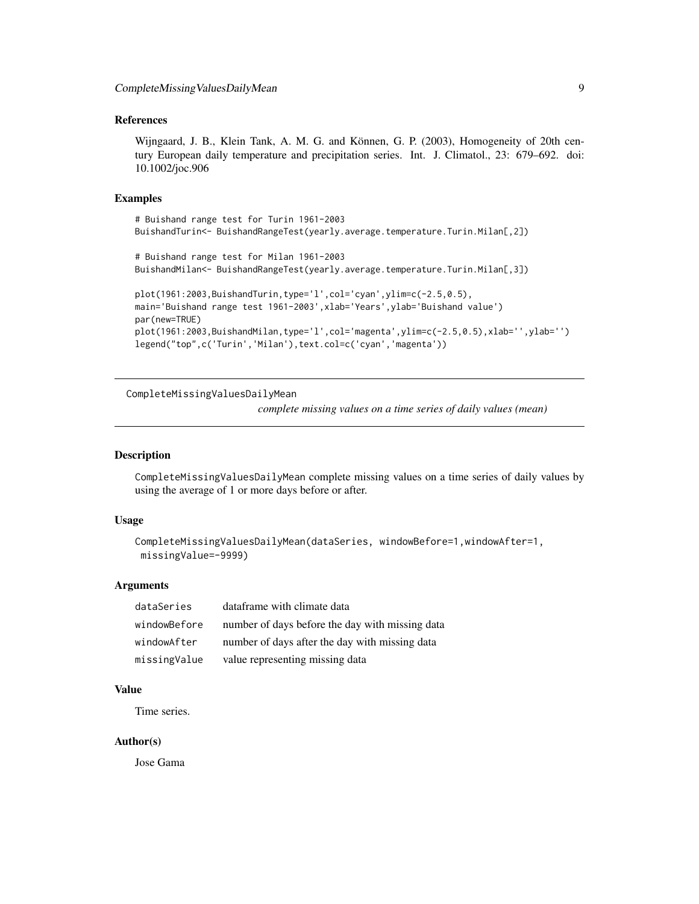### References

Wijngaard, J. B., Klein Tank, A. M. G. and Können, G. P. (2003), Homogeneity of 20th century European daily temperature and precipitation series. Int. J. Climatol., 23: 679–692. doi: 10.1002/joc.906

### Examples

```
# Buishand range test for Turin 1961-2003
BuishandTurin<- BuishandRangeTest(yearly.average.temperature.Turin.Milan[,2])

# Buishand range test for Milan 1961-2003
BuishandMilan<- BuishandRangeTest(yearly.average.temperature.Turin.Milan[,3])

plot(1961:2003,BuishandTurin,type='l',col='cyan',ylim=c(-2.5,0.5),
main='Buishand range test 1961-2003',xlab='Years',ylab='Buishand value')
par(new=TRUE)
plot(1961:2003,BuishandMilan,type='l',col='magenta',ylim=c(-2.5,0.5),xlab='',ylab='')
legend("top",c('Turin','Milan'),text.col=c('cyan','magenta'))
```

---

## CompleteMissingValuesDailyMean

*complete missing values on a time series of daily values (mean)*

---

### Description

CompleteMissingValuesDailyMean complete missing values on a time series of daily values by using the average of 1 or more days before or after.

### Usage

```
CompleteMissingValuesDailyMean(dataSeries, windowBefore=1,windowAfter=1,
 missingValue=-9999)
```

### Arguments

| | |
|---|---|
| dataSeries | dataframe with climate data |
| windowBefore | number of days before the day with missing data |
| windowAfter | number of days after the day with missing data |
| missingValue | value representing missing data |

### Value

Time series.

### Author(s)

Jose Gama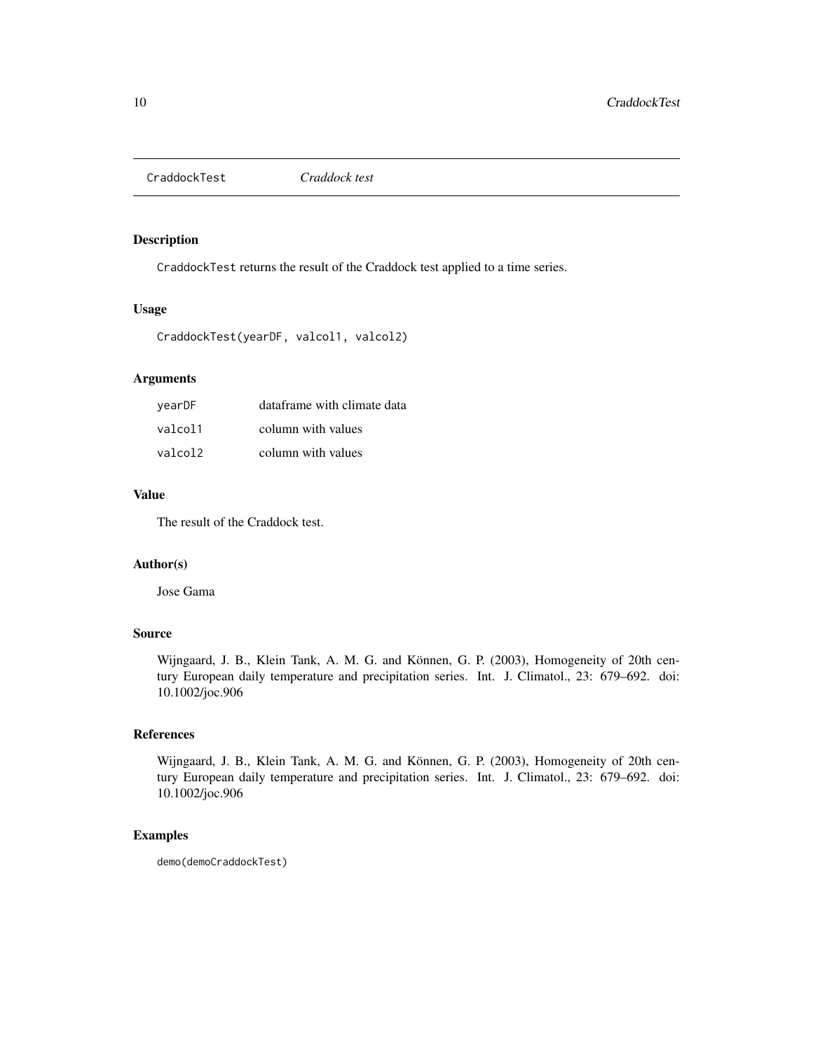## CraddockTest — *Craddock test*

### Description

`CraddockTest` returns the result of the Craddock test applied to a time series.

### Usage

```
CraddockTest(yearDF, valcol1, valcol2)
```

### Arguments

| | |
|---|---|
| `yearDF` | dataframe with climate data |
| `valcol1` | column with values |
| `valcol2` | column with values |

### Value

The result of the Craddock test.

### Author(s)

Jose Gama

### Source

Wijngaard, J. B., Klein Tank, A. M. G. and Können, G. P. (2003), Homogeneity of 20th century European daily temperature and precipitation series. Int. J. Climatol., 23: 679–692. doi: 10.1002/joc.906

### References

Wijngaard, J. B., Klein Tank, A. M. G. and Können, G. P. (2003), Homogeneity of 20th century European daily temperature and precipitation series. Int. J. Climatol., 23: 679–692. doi: 10.1002/joc.906

### Examples

```
demo(demoCraddockTest)
```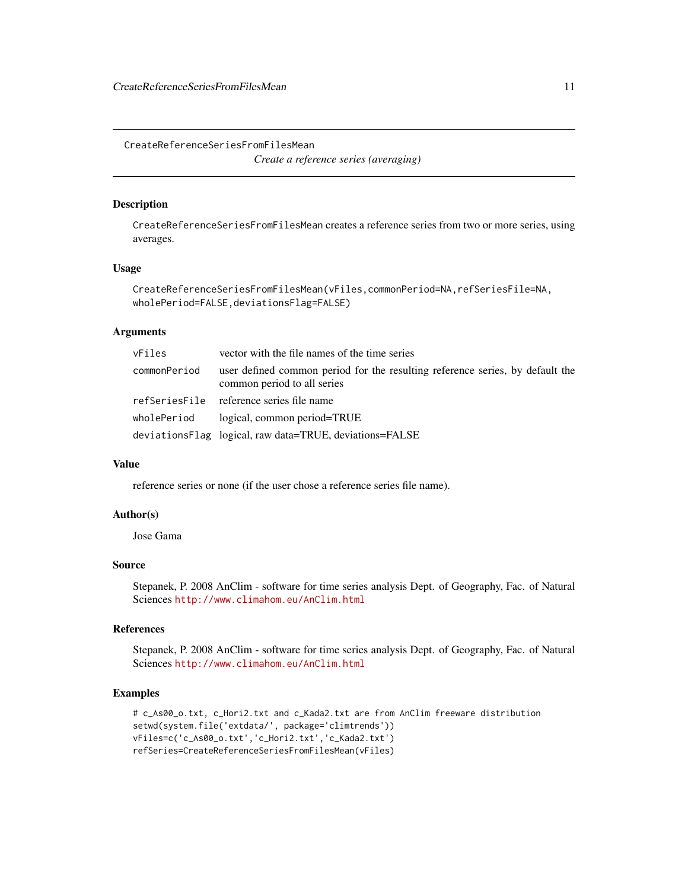CreateReferenceSeriesFromFilesMean

*Create a reference series (averaging)*

## Description

CreateReferenceSeriesFromFilesMean creates a reference series from two or more series, using averages.

## Usage

```
CreateReferenceSeriesFromFilesMean(vFiles,commonPeriod=NA,refSeriesFile=NA,
wholePeriod=FALSE,deviationsFlag=FALSE)
```

## Arguments

| | |
|---|---|
| vFiles | vector with the file names of the time series |
| commonPeriod | user defined common period for the resulting reference series, by default the common period to all series |
| refSeriesFile | reference series file name |
| wholePeriod | logical, common period=TRUE |
| deviationsFlag | logical, raw data=TRUE, deviations=FALSE |

## Value

reference series or none (if the user chose a reference series file name).

## Author(s)

Jose Gama

## Source

Stepanek, P. 2008 AnClim - software for time series analysis Dept. of Geography, Fac. of Natural Sciences http://www.climahom.eu/AnClim.html

## References

Stepanek, P. 2008 AnClim - software for time series analysis Dept. of Geography, Fac. of Natural Sciences http://www.climahom.eu/AnClim.html

## Examples

```
# c_As00_o.txt, c_Hori2.txt and c_Kada2.txt are from AnClim freeware distribution
setwd(system.file('extdata/', package='climtrends'))
vFiles=c('c_As00_o.txt','c_Hori2.txt','c_Kada2.txt')
refSeries=CreateReferenceSeriesFromFilesMean(vFiles)
```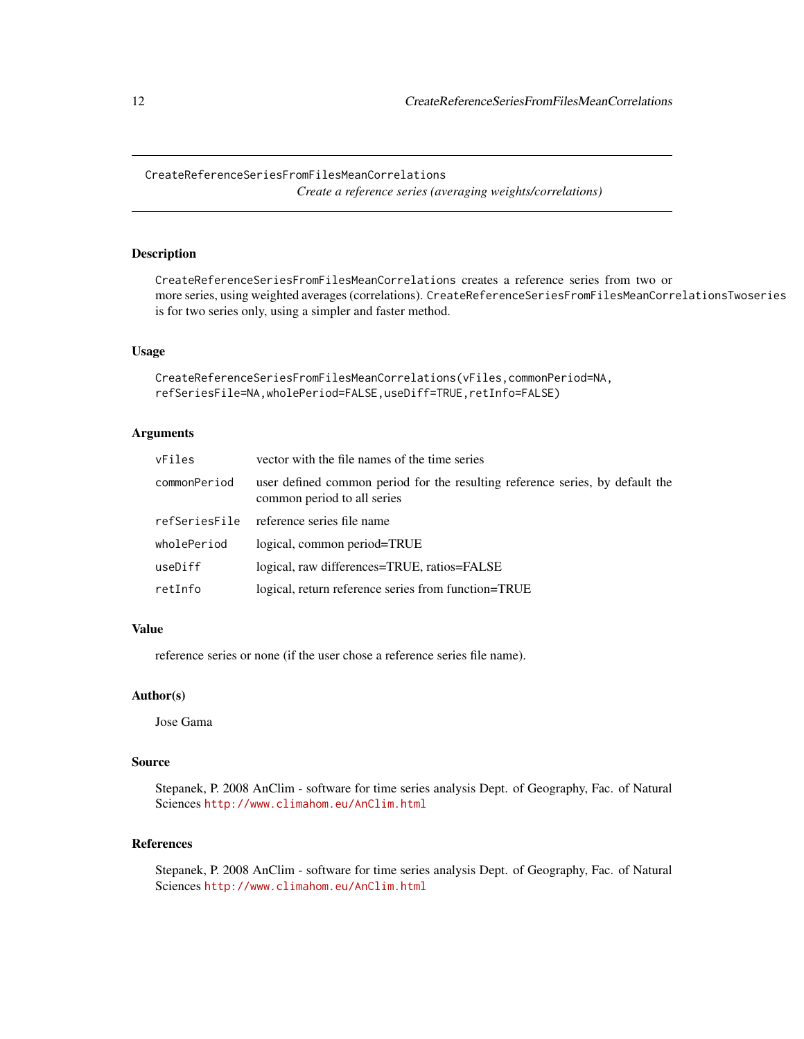CreateReferenceSeriesFromFilesMeanCorrelations
*Create a reference series (averaging weights/correlations)*

## Description

`CreateReferenceSeriesFromFilesMeanCorrelations` creates a reference series from two or more series, using weighted averages (correlations). `CreateReferenceSeriesFromFilesMeanCorrelationsTwoseries` is for two series only, using a simpler and faster method.

## Usage

```
CreateReferenceSeriesFromFilesMeanCorrelations(vFiles,commonPeriod=NA,
refSeriesFile=NA,wholePeriod=FALSE,useDiff=TRUE,retInfo=FALSE)
```

## Arguments

| | |
|---|---|
| `vFiles` | vector with the file names of the time series |
| `commonPeriod` | user defined common period for the resulting reference series, by default the common period to all series |
| `refSeriesFile` | reference series file name |
| `wholePeriod` | logical, common period=TRUE |
| `useDiff` | logical, raw differences=TRUE, ratios=FALSE |
| `retInfo` | logical, return reference series from function=TRUE |

## Value

reference series or none (if the user chose a reference series file name).

## Author(s)

Jose Gama

## Source

Stepanek, P. 2008 AnClim - software for time series analysis Dept. of Geography, Fac. of Natural Sciences http://www.climahom.eu/AnClim.html

## References

Stepanek, P. 2008 AnClim - software for time series analysis Dept. of Geography, Fac. of Natural Sciences http://www.climahom.eu/AnClim.html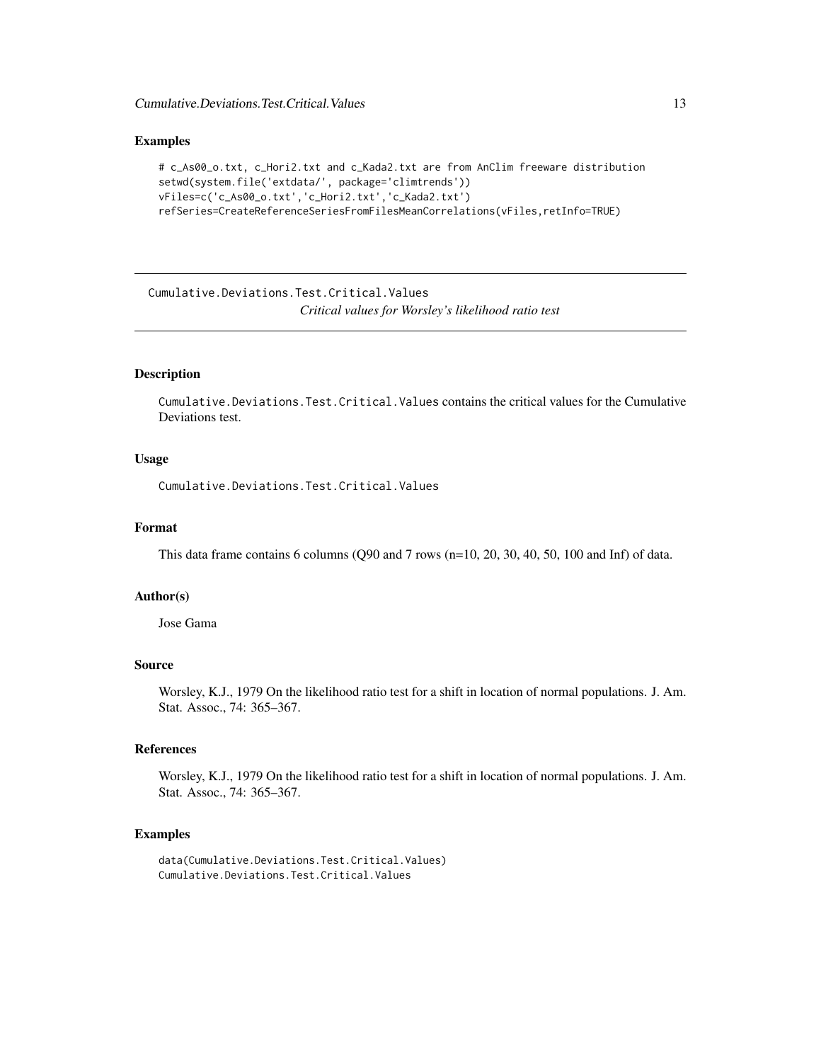## Examples

```
# c_As00_o.txt, c_Hori2.txt and c_Kada2.txt are from AnClim freeware distribution
setwd(system.file('extdata/', package='climtrends'))
vFiles=c('c_As00_o.txt','c_Hori2.txt','c_Kada2.txt')
refSeries=CreateReferenceSeriesFromFilesMeanCorrelations(vFiles,retInfo=TRUE)
```

---

Cumulative.Deviations.Test.Critical.Values *Critical values for Worsley's likelihood ratio test*

---

## Description

Cumulative.Deviations.Test.Critical.Values contains the critical values for the Cumulative Deviations test.

## Usage

```
Cumulative.Deviations.Test.Critical.Values
```

## Format

This data frame contains 6 columns (Q90 and 7 rows (n=10, 20, 30, 40, 50, 100 and Inf) of data.

## Author(s)

Jose Gama

## Source

Worsley, K.J., 1979 On the likelihood ratio test for a shift in location of normal populations. J. Am. Stat. Assoc., 74: 365–367.

## References

Worsley, K.J., 1979 On the likelihood ratio test for a shift in location of normal populations. J. Am. Stat. Assoc., 74: 365–367.

## Examples

```
data(Cumulative.Deviations.Test.Critical.Values)
Cumulative.Deviations.Test.Critical.Values
```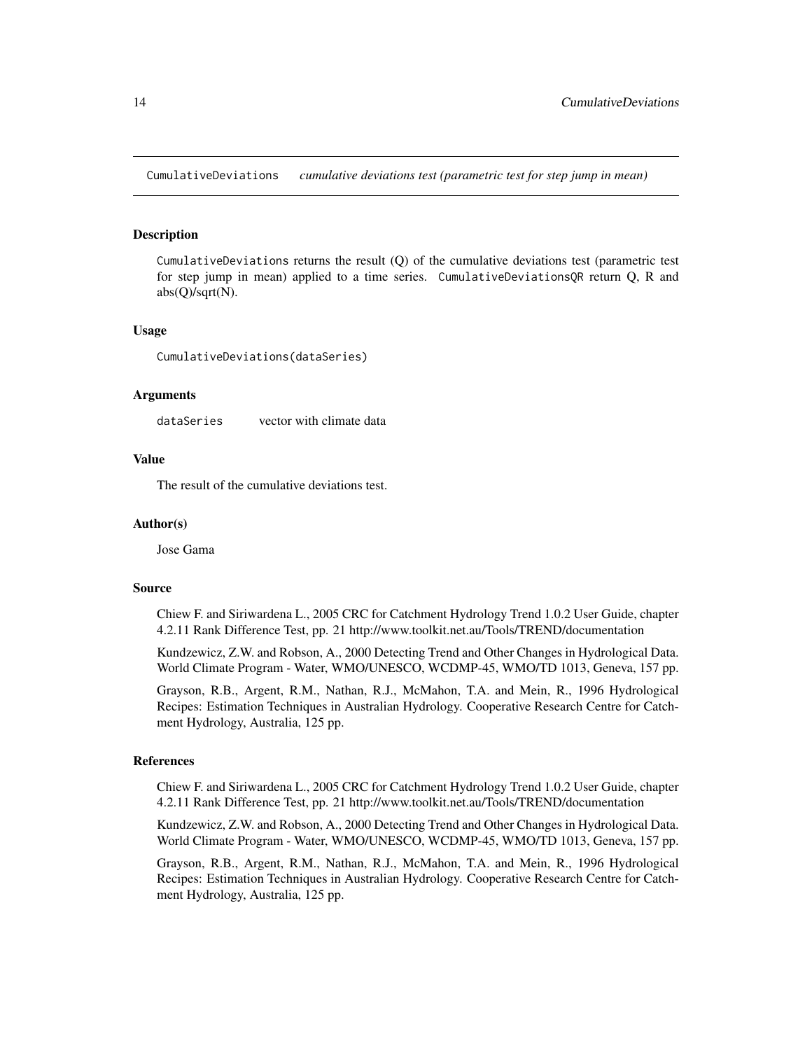# CumulativeDeviations *cumulative deviations test (parametric test for step jump in mean)*

## Description

CumulativeDeviations returns the result (Q) of the cumulative deviations test (parametric test for step jump in mean) applied to a time series. CumulativeDeviationsQR return Q, R and abs(Q)/sqrt(N).

## Usage

```
CumulativeDeviations(dataSeries)
```

## Arguments

| | |
|---|---|
| dataSeries | vector with climate data |

## Value

The result of the cumulative deviations test.

## Author(s)

Jose Gama

## Source

Chiew F. and Siriwardena L., 2005 CRC for Catchment Hydrology Trend 1.0.2 User Guide, chapter 4.2.11 Rank Difference Test, pp. 21 http://www.toolkit.net.au/Tools/TREND/documentation

Kundzewicz, Z.W. and Robson, A., 2000 Detecting Trend and Other Changes in Hydrological Data. World Climate Program - Water, WMO/UNESCO, WCDMP-45, WMO/TD 1013, Geneva, 157 pp.

Grayson, R.B., Argent, R.M., Nathan, R.J., McMahon, T.A. and Mein, R., 1996 Hydrological Recipes: Estimation Techniques in Australian Hydrology. Cooperative Research Centre for Catchment Hydrology, Australia, 125 pp.

## References

Chiew F. and Siriwardena L., 2005 CRC for Catchment Hydrology Trend 1.0.2 User Guide, chapter 4.2.11 Rank Difference Test, pp. 21 http://www.toolkit.net.au/Tools/TREND/documentation

Kundzewicz, Z.W. and Robson, A., 2000 Detecting Trend and Other Changes in Hydrological Data. World Climate Program - Water, WMO/UNESCO, WCDMP-45, WMO/TD 1013, Geneva, 157 pp.

Grayson, R.B., Argent, R.M., Nathan, R.J., McMahon, T.A. and Mein, R., 1996 Hydrological Recipes: Estimation Techniques in Australian Hydrology. Cooperative Research Centre for Catchment Hydrology, Australia, 125 pp.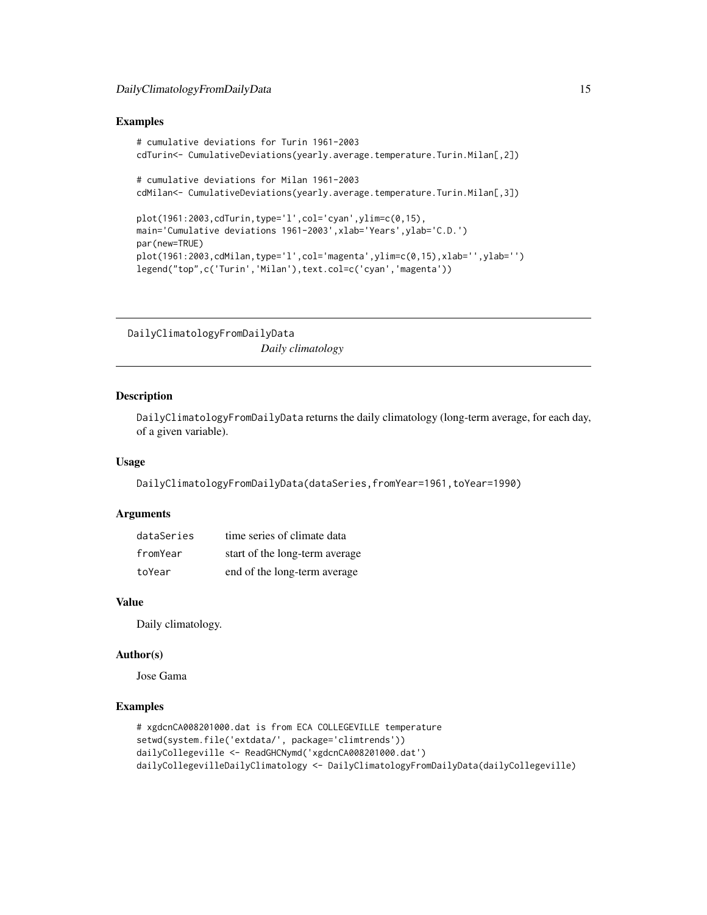### Examples

```
# cumulative deviations for Turin 1961-2003
cdTurin<- CumulativeDeviations(yearly.average.temperature.Turin.Milan[,2])

# cumulative deviations for Milan 1961-2003
cdMilan<- CumulativeDeviations(yearly.average.temperature.Turin.Milan[,3])

plot(1961:2003,cdTurin,type='l',col='cyan',ylim=c(0,15),
main='Cumulative deviations 1961-2003',xlab='Years',ylab='C.D.')
par(new=TRUE)
plot(1961:2003,cdMilan,type='l',col='magenta',ylim=c(0,15),xlab='',ylab='')
legend("top",c('Turin','Milan'),text.col=c('cyan','magenta'))
```

---

## DailyClimatologyFromDailyData

*Daily climatology*

### Description

DailyClimatologyFromDailyData returns the daily climatology (long-term average, for each day, of a given variable).

### Usage

```
DailyClimatologyFromDailyData(dataSeries,fromYear=1961,toYear=1990)
```

### Arguments

| | |
|---|---|
| dataSeries | time series of climate data |
| fromYear | start of the long-term average |
| toYear | end of the long-term average |

### Value

Daily climatology.

### Author(s)

Jose Gama

### Examples

```
# xgdcnCA008201000.dat is from ECA COLLEGEVILLE temperature
setwd(system.file('extdata/', package='climtrends'))
dailyCollegeville <- ReadGHCNymd('xgdcnCA008201000.dat')
dailyCollegevilleDailyClimatology <- DailyClimatologyFromDailyData(dailyCollegeville)
```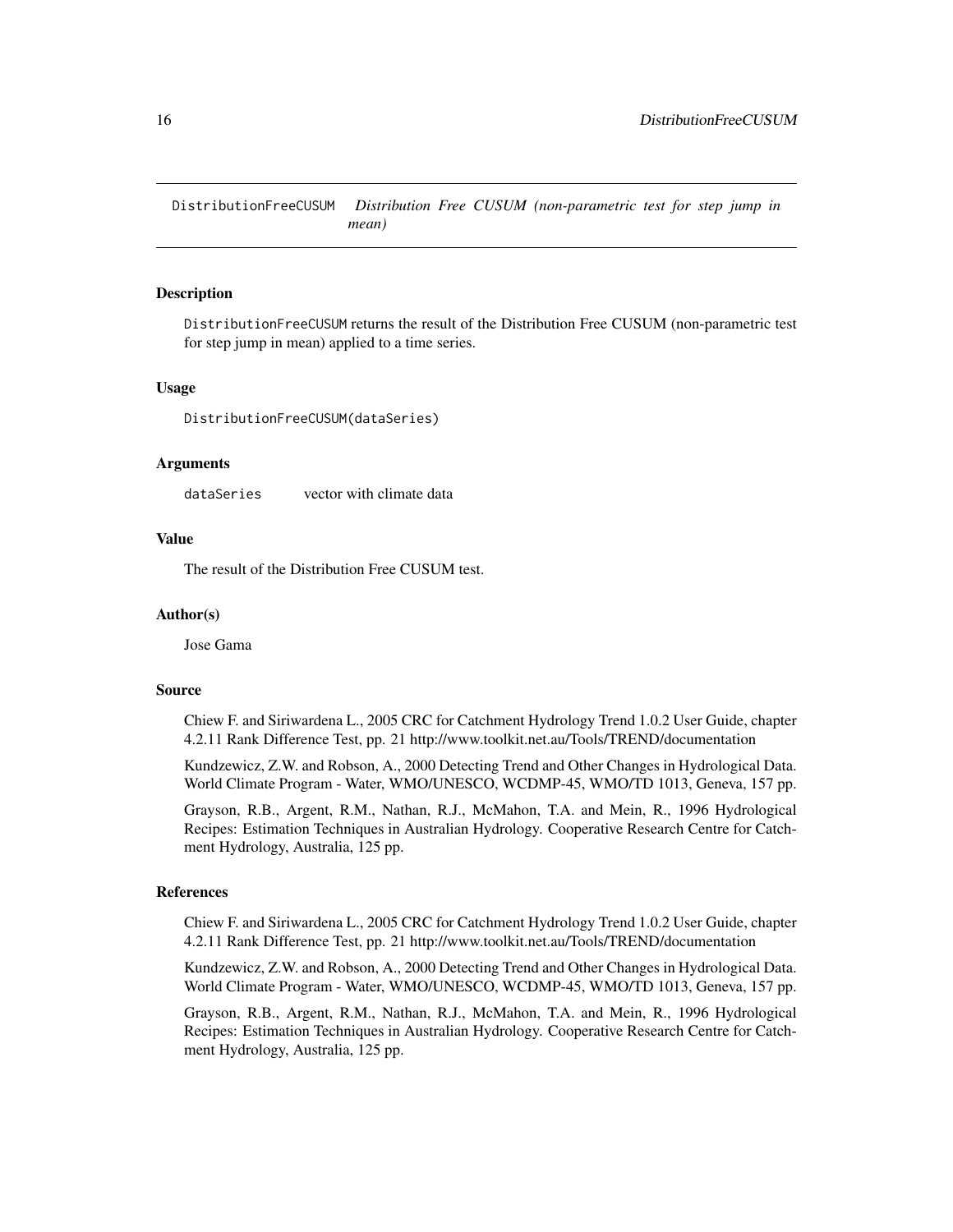## DistributionFreeCUSUM — *Distribution Free CUSUM (non-parametric test for step jump in mean)*

### Description

DistributionFreeCUSUM returns the result of the Distribution Free CUSUM (non-parametric test for step jump in mean) applied to a time series.

### Usage

```
DistributionFreeCUSUM(dataSeries)
```

### Arguments

| | |
|---|---|
| dataSeries | vector with climate data |

### Value

The result of the Distribution Free CUSUM test.

### Author(s)

Jose Gama

### Source

Chiew F. and Siriwardena L., 2005 CRC for Catchment Hydrology Trend 1.0.2 User Guide, chapter 4.2.11 Rank Difference Test, pp. 21 http://www.toolkit.net.au/Tools/TREND/documentation

Kundzewicz, Z.W. and Robson, A., 2000 Detecting Trend and Other Changes in Hydrological Data. World Climate Program - Water, WMO/UNESCO, WCDMP-45, WMO/TD 1013, Geneva, 157 pp.

Grayson, R.B., Argent, R.M., Nathan, R.J., McMahon, T.A. and Mein, R., 1996 Hydrological Recipes: Estimation Techniques in Australian Hydrology. Cooperative Research Centre for Catchment Hydrology, Australia, 125 pp.

### References

Chiew F. and Siriwardena L., 2005 CRC for Catchment Hydrology Trend 1.0.2 User Guide, chapter 4.2.11 Rank Difference Test, pp. 21 http://www.toolkit.net.au/Tools/TREND/documentation

Kundzewicz, Z.W. and Robson, A., 2000 Detecting Trend and Other Changes in Hydrological Data. World Climate Program - Water, WMO/UNESCO, WCDMP-45, WMO/TD 1013, Geneva, 157 pp.

Grayson, R.B., Argent, R.M., Nathan, R.J., McMahon, T.A. and Mein, R., 1996 Hydrological Recipes: Estimation Techniques in Australian Hydrology. Cooperative Research Centre for Catchment Hydrology, Australia, 125 pp.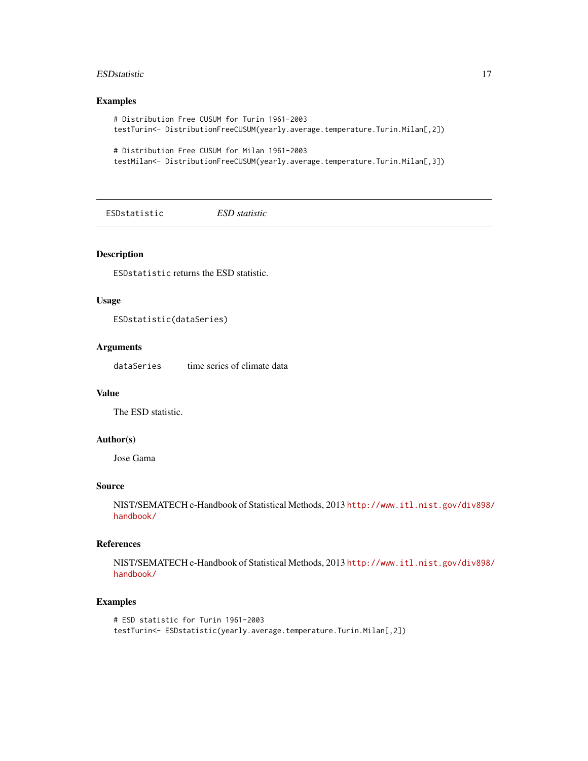### Examples

```
# Distribution Free CUSUM for Turin 1961-2003
testTurin<- DistributionFreeCUSUM(yearly.average.temperature.Turin.Milan[,2])

# Distribution Free CUSUM for Milan 1961-2003
testMilan<- DistributionFreeCUSUM(yearly.average.temperature.Turin.Milan[,3])
```

---

## ESDstatistic *ESD statistic*

---

### Description

`ESDstatistic` returns the ESD statistic.

### Usage

```
ESDstatistic(dataSeries)
```

### Arguments

| | |
|---|---|
| `dataSeries` | time series of climate data |

### Value

The ESD statistic.

### Author(s)

Jose Gama

### Source

NIST/SEMATECH e-Handbook of Statistical Methods, 2013 http://www.itl.nist.gov/div898/handbook/

### References

NIST/SEMATECH e-Handbook of Statistical Methods, 2013 http://www.itl.nist.gov/div898/handbook/

### Examples

```
# ESD statistic for Turin 1961-2003
testTurin<- ESDstatistic(yearly.average.temperature.Turin.Milan[,2])
```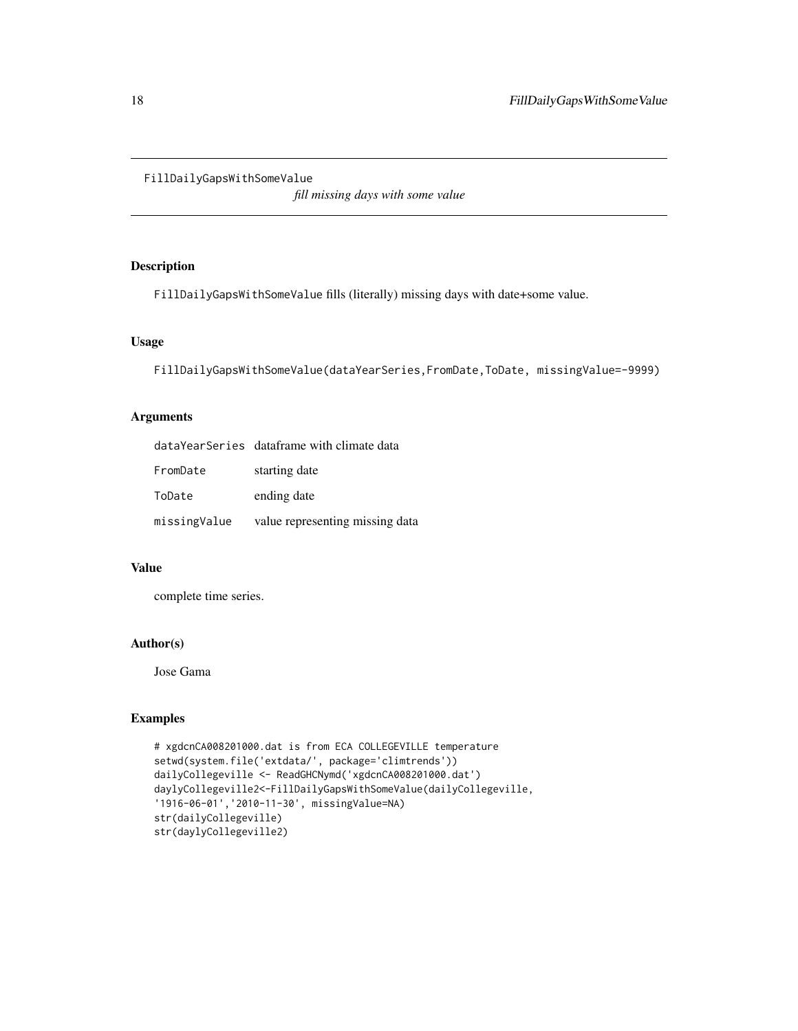`FillDailyGapsWithSomeValue`

*fill missing days with some value*

## Description

`FillDailyGapsWithSomeValue` fills (literally) missing days with date+some value.

## Usage

```
FillDailyGapsWithSomeValue(dataYearSeries,FromDate,ToDate, missingValue=-9999)
```

## Arguments

| | |
|---|---|
| `dataYearSeries` | dataframe with climate data |
| `FromDate` | starting date |
| `ToDate` | ending date |
| `missingValue` | value representing missing data |

## Value

complete time series.

## Author(s)

Jose Gama

## Examples

```
# xgdcnCA008201000.dat is from ECA COLLEGEVILLE temperature
setwd(system.file('extdata/', package='climtrends'))
dailyCollegeville <- ReadGHCNymd('xgdcnCA008201000.dat')
daylyCollegeville2<-FillDailyGapsWithSomeValue(dailyCollegeville,
'1916-06-01','2010-11-30', missingValue=NA)
str(dailyCollegeville)
str(daylyCollegeville2)
```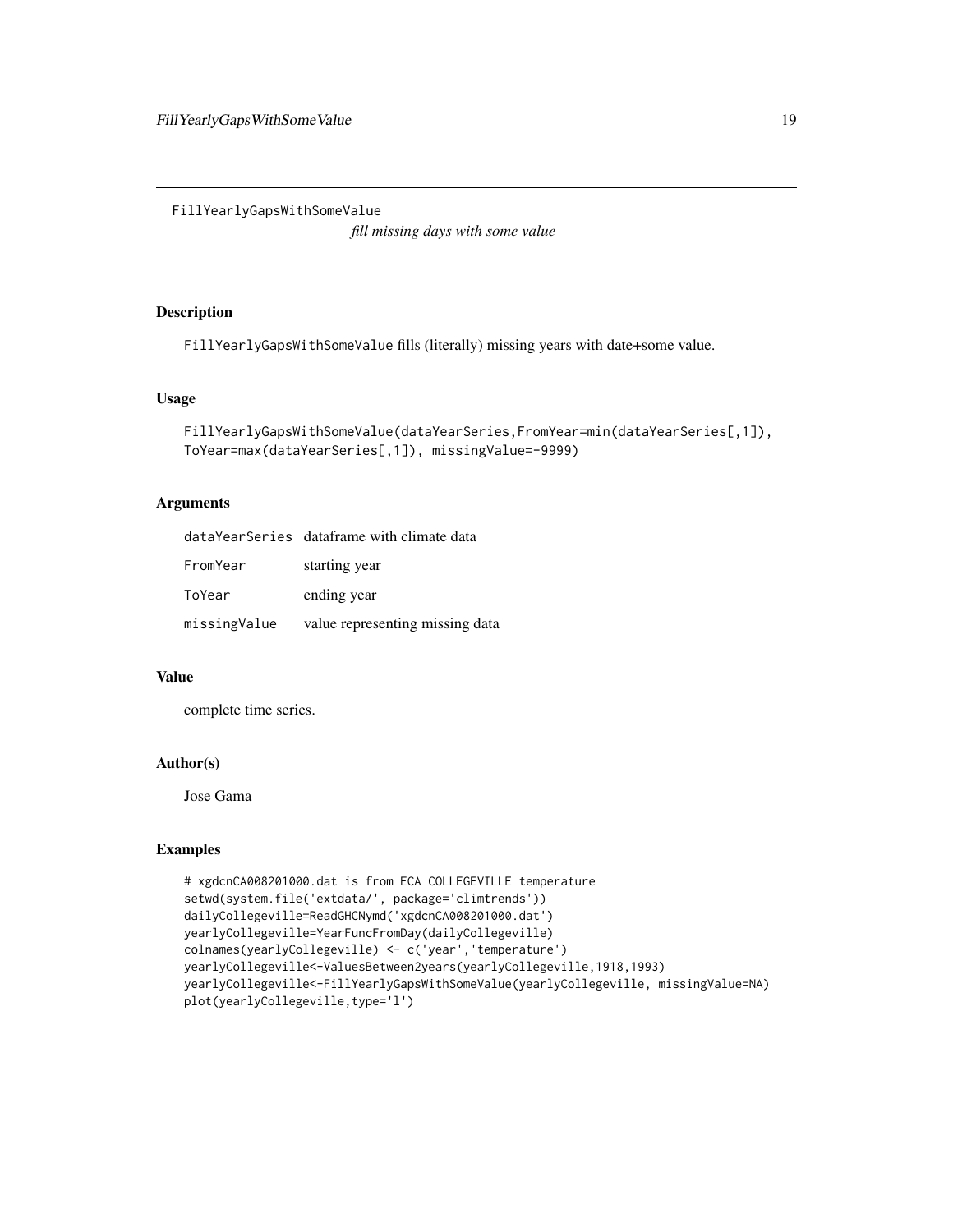FillYearlyGapsWithSomeValue

*fill missing days with some value*

## Description

FillYearlyGapsWithSomeValue fills (literally) missing years with date+some value.

## Usage

```
FillYearlyGapsWithSomeValue(dataYearSeries,FromYear=min(dataYearSeries[,1]),
ToYear=max(dataYearSeries[,1]), missingValue=-9999)
```

## Arguments

| | |
|---|---|
| dataYearSeries | dataframe with climate data |
| FromYear | starting year |
| ToYear | ending year |
| missingValue | value representing missing data |

## Value

complete time series.

## Author(s)

Jose Gama

## Examples

```
# xgdcnCA008201000.dat is from ECA COLLEGEVILLE temperature
setwd(system.file('extdata/', package='climtrends'))
dailyCollegeville=ReadGHCNymd('xgdcnCA008201000.dat')
yearlyCollegeville=YearFuncFromDay(dailyCollegeville)
colnames(yearlyCollegeville) <- c('year','temperature')
yearlyCollegeville<-ValuesBetween2years(yearlyCollegeville,1918,1993)
yearlyCollegeville<-FillYearlyGapsWithSomeValue(yearlyCollegeville, missingValue=NA)
plot(yearlyCollegeville,type='l')
```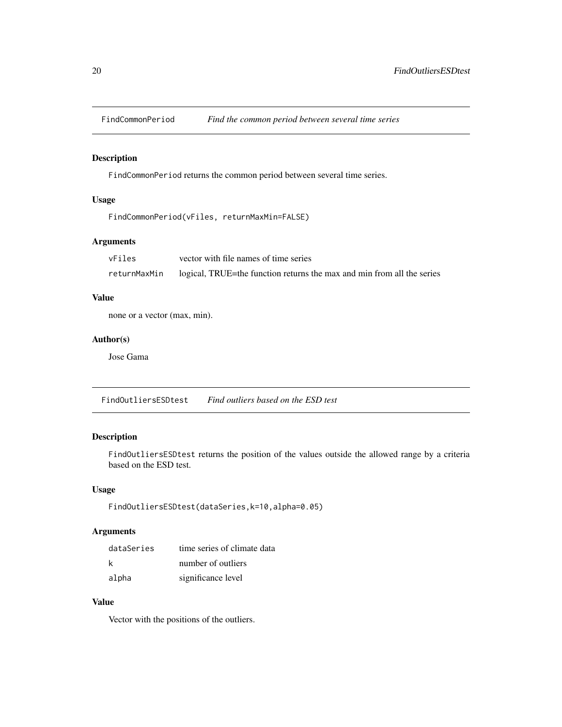## FindCommonPeriod *Find the common period between several time series*

### Description

FindCommonPeriod returns the common period between several time series.

### Usage

```
FindCommonPeriod(vFiles, returnMaxMin=FALSE)
```

### Arguments

| | |
|---|---|
| vFiles | vector with file names of time series |
| returnMaxMin | logical, TRUE=the function returns the max and min from all the series |

### Value

none or a vector (max, min).

### Author(s)

Jose Gama

## FindOutliersESDtest *Find outliers based on the ESD test*

### Description

FindOutliersESDtest returns the position of the values outside the allowed range by a criteria based on the ESD test.

### Usage

```
FindOutliersESDtest(dataSeries,k=10,alpha=0.05)
```

### Arguments

| | |
|---|---|
| dataSeries | time series of climate data |
| k | number of outliers |
| alpha | significance level |

### Value

Vector with the positions of the outliers.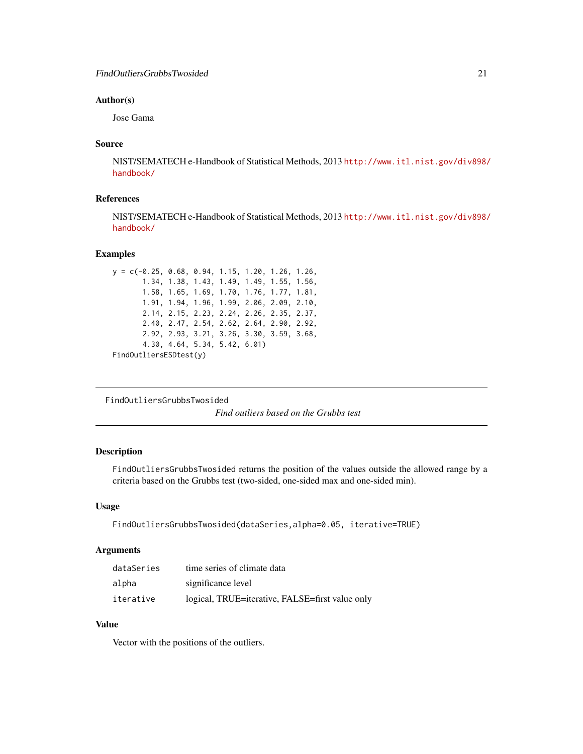## Author(s)

Jose Gama

## Source

NIST/SEMATECH e-Handbook of Statistical Methods, 2013 http://www.itl.nist.gov/div898/handbook/

## References

NIST/SEMATECH e-Handbook of Statistical Methods, 2013 http://www.itl.nist.gov/div898/handbook/

## Examples

```
y = c(-0.25, 0.68, 0.94, 1.15, 1.20, 1.26, 1.26,
       1.34, 1.38, 1.43, 1.49, 1.49, 1.55, 1.56,
       1.58, 1.65, 1.69, 1.70, 1.76, 1.77, 1.81,
       1.91, 1.94, 1.96, 1.99, 2.06, 2.09, 2.10,
       2.14, 2.15, 2.23, 2.24, 2.26, 2.35, 2.37,
       2.40, 2.47, 2.54, 2.62, 2.64, 2.90, 2.92,
       2.92, 2.93, 3.21, 3.26, 3.30, 3.59, 3.68,
       4.30, 4.64, 5.34, 5.42, 6.01)
FindOutliersESDtest(y)
```

---

# FindOutliersGrubbsTwosided

*Find outliers based on the Grubbs test*

## Description

FindOutliersGrubbsTwosided returns the position of the values outside the allowed range by a criteria based on the Grubbs test (two-sided, one-sided max and one-sided min).

## Usage

```
FindOutliersGrubbsTwosided(dataSeries,alpha=0.05, iterative=TRUE)
```

## Arguments

| | |
|---|---|
| dataSeries | time series of climate data |
| alpha | significance level |
| iterative | logical, TRUE=iterative, FALSE=first value only |

## Value

Vector with the positions of the outliers.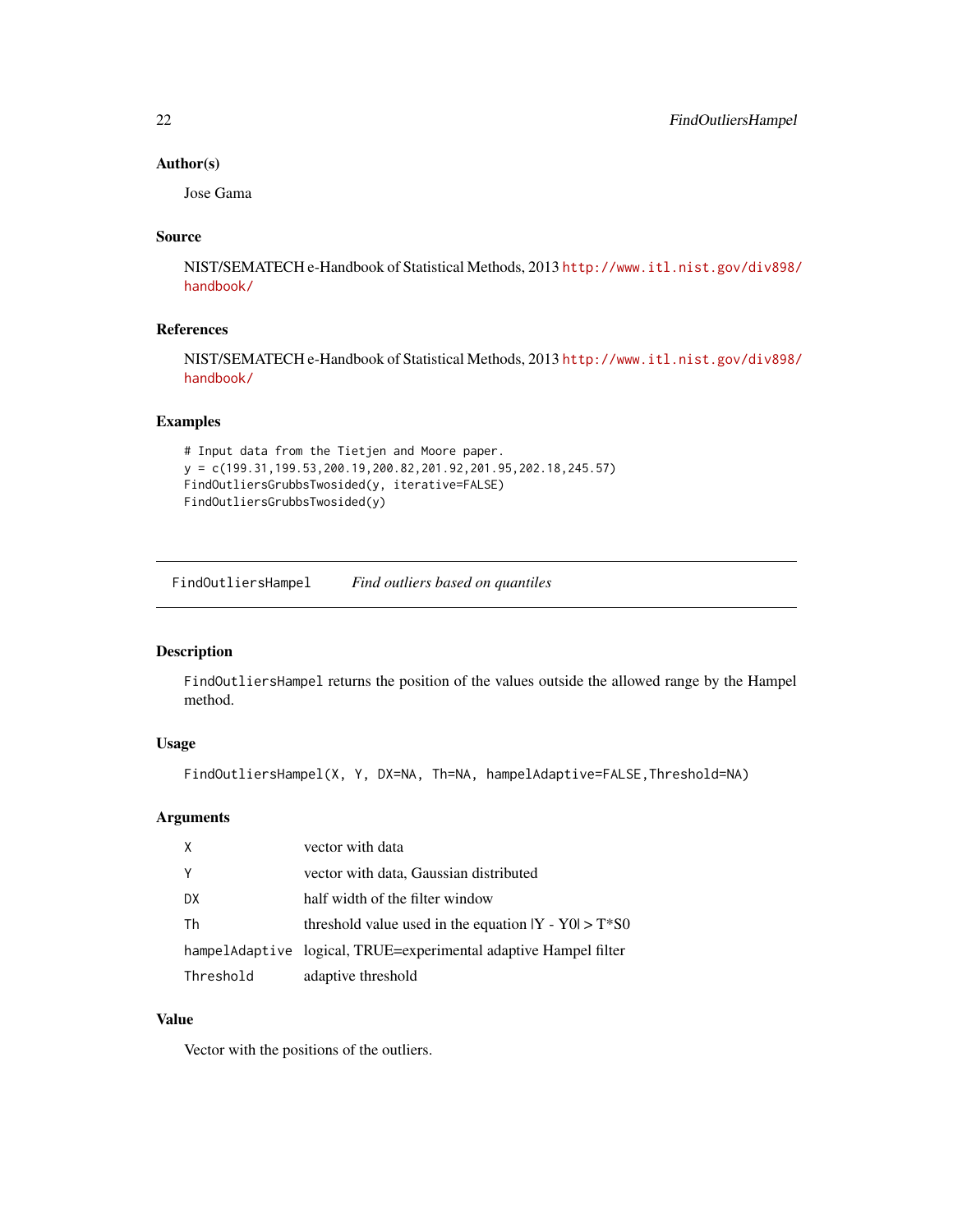### Author(s)

Jose Gama

### Source

NIST/SEMATECH e-Handbook of Statistical Methods, 2013 http://www.itl.nist.gov/div898/handbook/

### References

NIST/SEMATECH e-Handbook of Statistical Methods, 2013 http://www.itl.nist.gov/div898/handbook/

### Examples

```
# Input data from the Tietjen and Moore paper.
y = c(199.31,199.53,200.19,200.82,201.92,201.95,202.18,245.57)
FindOutliersGrubbsTwosided(y, iterative=FALSE)
FindOutliersGrubbsTwosided(y)
```

---

## FindOutliersHampel    *Find outliers based on quantiles*

### Description

`FindOutliersHampel` returns the position of the values outside the allowed range by the Hampel method.

### Usage

```
FindOutliersHampel(X, Y, DX=NA, Th=NA, hampelAdaptive=FALSE,Threshold=NA)
```

### Arguments

| | |
|---|---|
| X | vector with data |
| Y | vector with data, Gaussian distributed |
| DX | half width of the filter window |
| Th | threshold value used in the equation $\|Y - Y0\| > T*S0$ |
| hampelAdaptive | logical, TRUE=experimental adaptive Hampel filter |
| Threshold | adaptive threshold |

### Value

Vector with the positions of the outliers.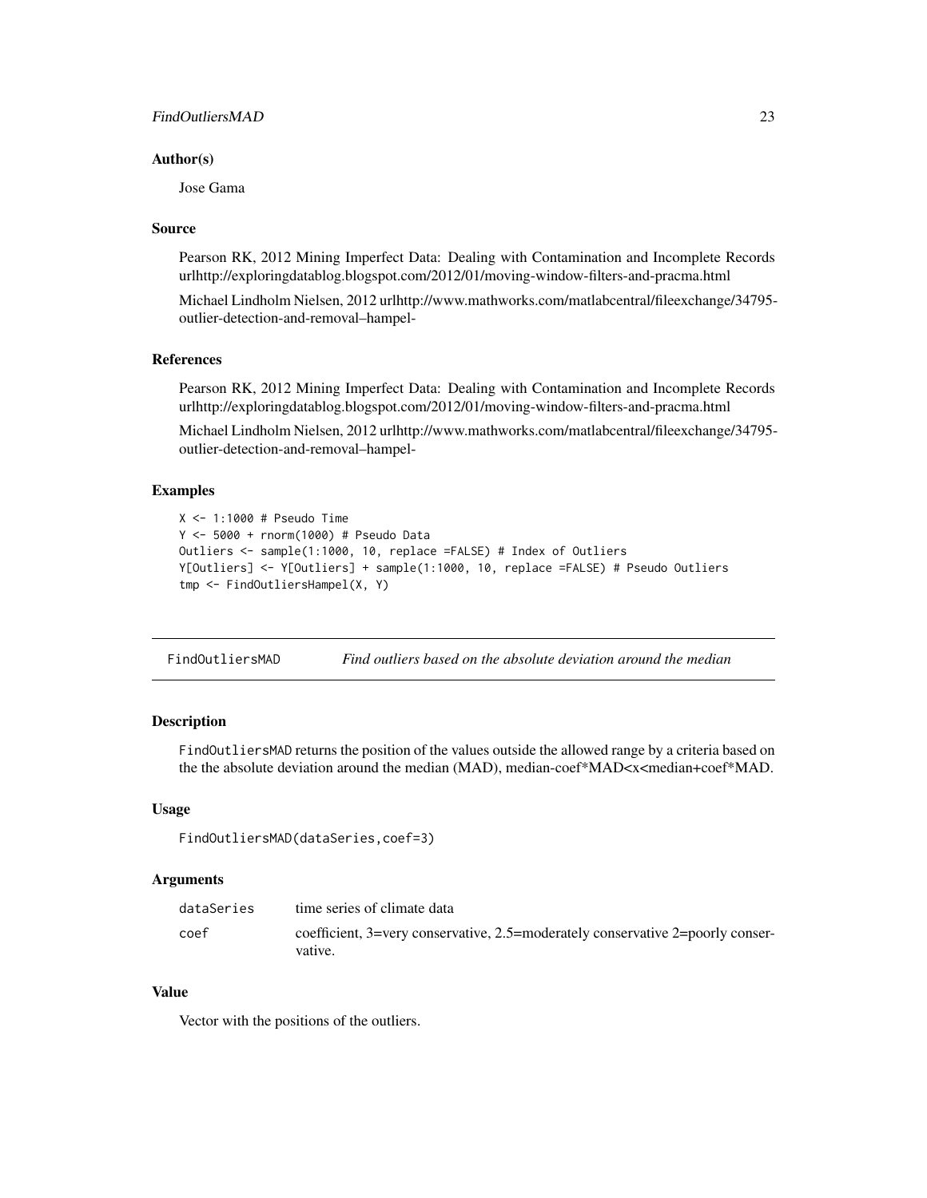## Author(s)

Jose Gama

## Source

Pearson RK, 2012 Mining Imperfect Data: Dealing with Contamination and Incomplete Records urlhttp://exploringdatablog.blogspot.com/2012/01/moving-window-filters-and-pracma.html

Michael Lindholm Nielsen, 2012 urlhttp://www.mathworks.com/matlabcentral/fileexchange/34795-outlier-detection-and-removal–hampel-

## References

Pearson RK, 2012 Mining Imperfect Data: Dealing with Contamination and Incomplete Records urlhttp://exploringdatablog.blogspot.com/2012/01/moving-window-filters-and-pracma.html

Michael Lindholm Nielsen, 2012 urlhttp://www.mathworks.com/matlabcentral/fileexchange/34795-outlier-detection-and-removal–hampel-

## Examples

```
X <- 1:1000 # Pseudo Time
Y <- 5000 + rnorm(1000) # Pseudo Data
Outliers <- sample(1:1000, 10, replace =FALSE) # Index of Outliers
Y[Outliers] <- Y[Outliers] + sample(1:1000, 10, replace =FALSE) # Pseudo Outliers
tmp <- FindOutliersHampel(X, Y)
```

---

# FindOutliersMAD — *Find outliers based on the absolute deviation around the median*

## Description

FindOutliersMAD returns the position of the values outside the allowed range by a criteria based on the the absolute deviation around the median (MAD), median-coef*MAD<x<median+coef*MAD.

## Usage

```
FindOutliersMAD(dataSeries,coef=3)
```

## Arguments

| | |
|---|---|
| dataSeries | time series of climate data |
| coef | coefficient, 3=very conservative, 2.5=moderately conservative 2=poorly conservative. |

## Value

Vector with the positions of the outliers.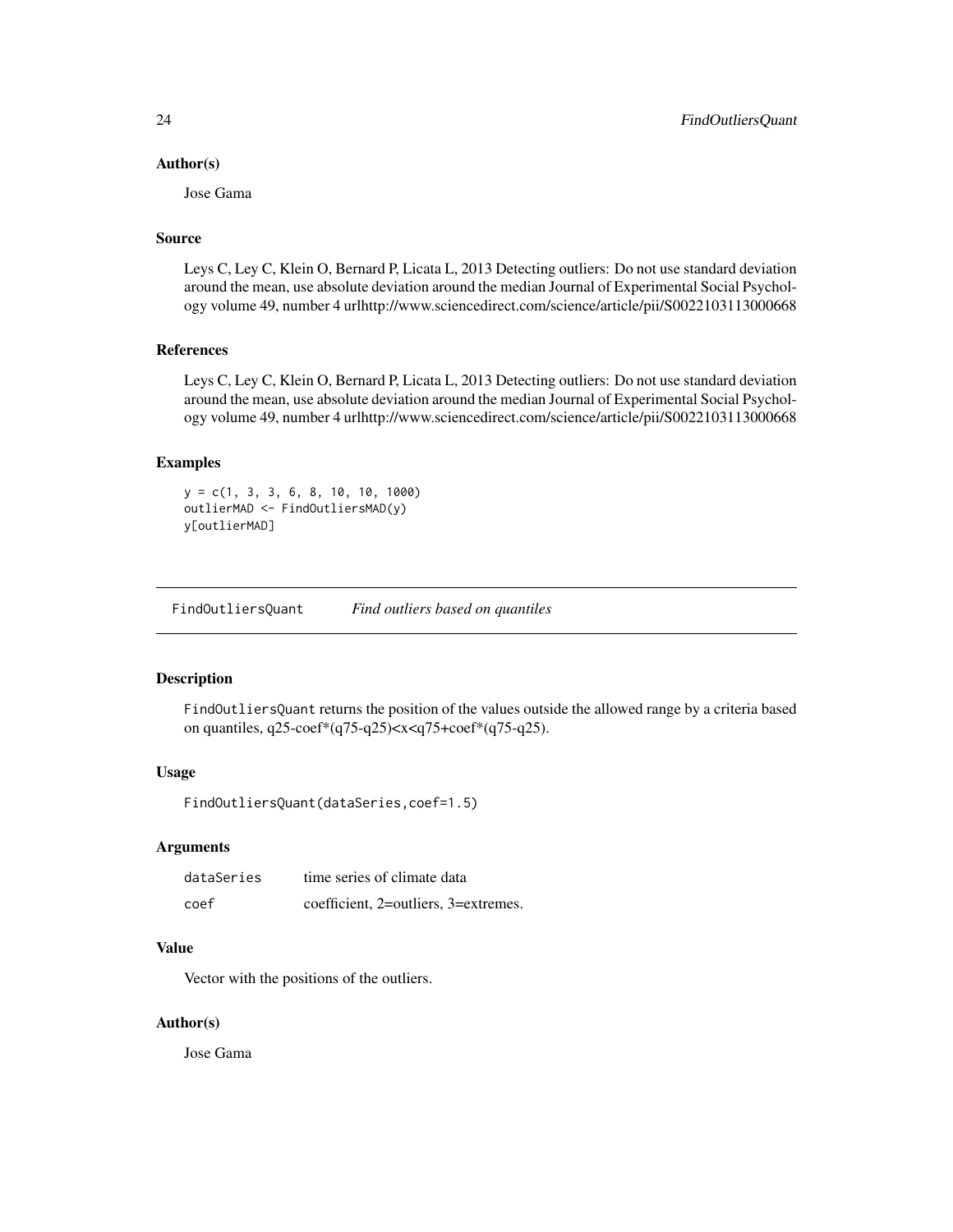### Author(s)

Jose Gama

### Source

Leys C, Ley C, Klein O, Bernard P, Licata L, 2013 Detecting outliers: Do not use standard deviation around the mean, use absolute deviation around the median Journal of Experimental Social Psychology volume 49, number 4 urlhttp://www.sciencedirect.com/science/article/pii/S0022103113000668

### References

Leys C, Ley C, Klein O, Bernard P, Licata L, 2013 Detecting outliers: Do not use standard deviation around the mean, use absolute deviation around the median Journal of Experimental Social Psychology volume 49, number 4 urlhttp://www.sciencedirect.com/science/article/pii/S0022103113000668

### Examples

```
y = c(1, 3, 3, 6, 8, 10, 10, 1000)
outlierMAD <- FindOutliersMAD(y)
y[outlierMAD]
```

---

## FindOutliersQuant *Find outliers based on quantiles*

---

### Description

FindOutliersQuant returns the position of the values outside the allowed range by a criteria based on quantiles, q25-coef*(q75-q25)<x<q75+coef*(q75-q25).

### Usage

```
FindOutliersQuant(dataSeries,coef=1.5)
```

### Arguments

| | |
|---|---|
| dataSeries | time series of climate data |
| coef | coefficient, 2=outliers, 3=extremes. |

### Value

Vector with the positions of the outliers.

### Author(s)

Jose Gama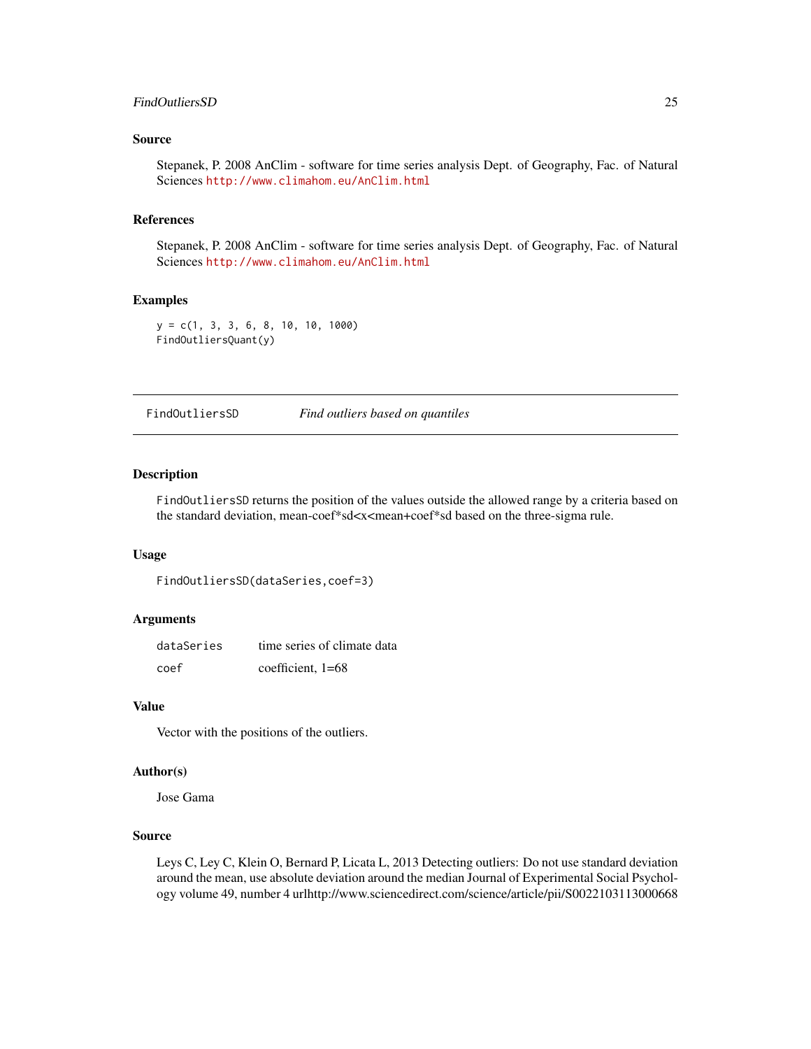## Source

Stepanek, P. 2008 AnClim - software for time series analysis Dept. of Geography, Fac. of Natural Sciences http://www.climahom.eu/AnClim.html

## References

Stepanek, P. 2008 AnClim - software for time series analysis Dept. of Geography, Fac. of Natural Sciences http://www.climahom.eu/AnClim.html

## Examples

```
y = c(1, 3, 3, 6, 8, 10, 10, 1000)
FindOutliersQuant(y)
```

---

# FindOutliersSD *Find outliers based on quantiles*

---

## Description

FindOutliersSD returns the position of the values outside the allowed range by a criteria based on the standard deviation, mean-coef*sd<x<mean+coef*sd based on the three-sigma rule.

## Usage

```
FindOutliersSD(dataSeries,coef=3)
```

## Arguments

| | |
|---|---|
| dataSeries | time series of climate data |
| coef | coefficient, 1=68 |

## Value

Vector with the positions of the outliers.

## Author(s)

Jose Gama

## Source

Leys C, Ley C, Klein O, Bernard P, Licata L, 2013 Detecting outliers: Do not use standard deviation around the mean, use absolute deviation around the median Journal of Experimental Social Psychology volume 49, number 4 urlhttp://www.sciencedirect.com/science/article/pii/S0022103113000668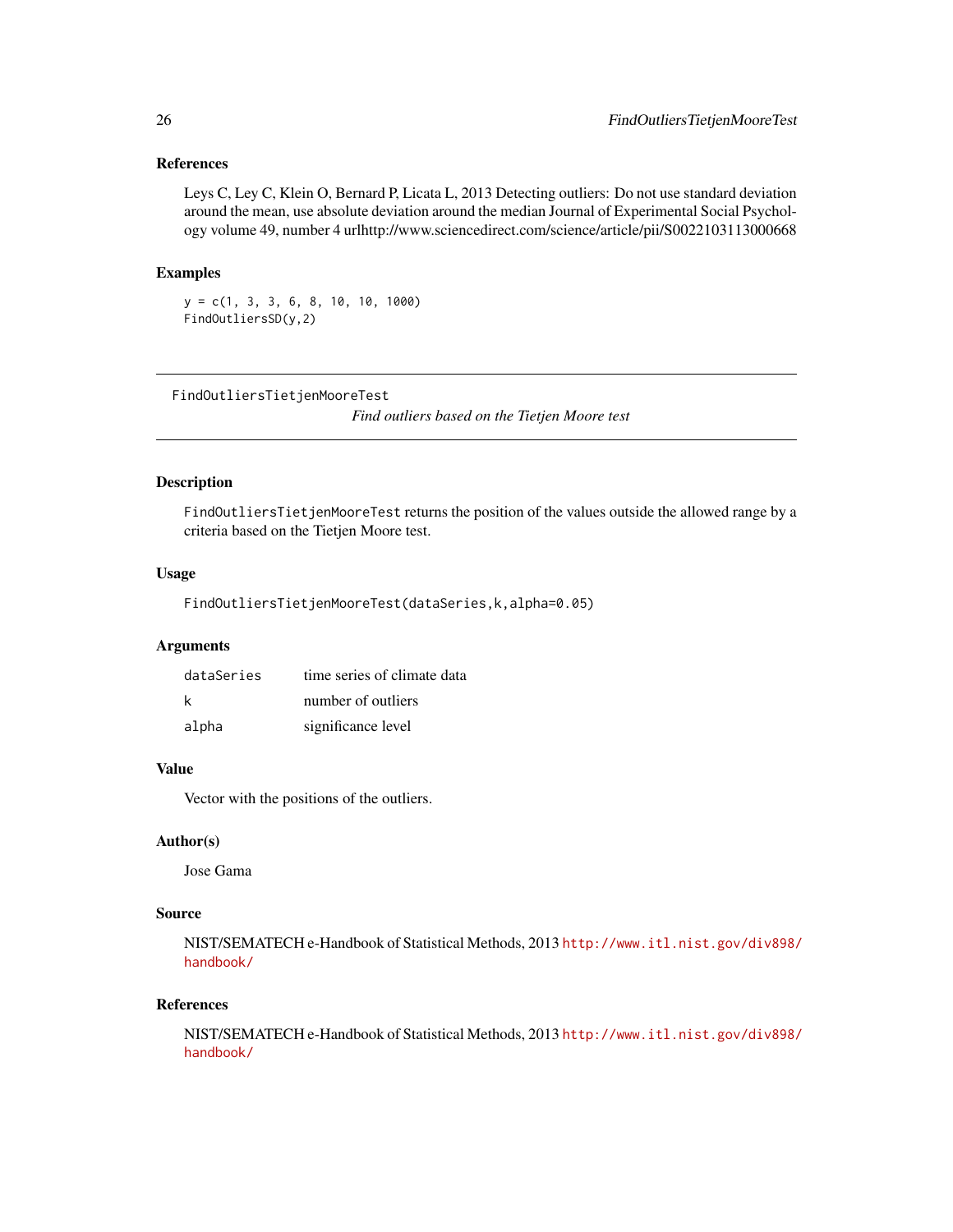### References

Leys C, Ley C, Klein O, Bernard P, Licata L, 2013 Detecting outliers: Do not use standard deviation around the mean, use absolute deviation around the median Journal of Experimental Social Psychology volume 49, number 4 urlhttp://www.sciencedirect.com/science/article/pii/S0022103113000668

### Examples

```
y = c(1, 3, 3, 6, 8, 10, 10, 1000)
FindOutliersSD(y,2)
```

---

## FindOutliersTietjenMooreTest

*Find outliers based on the Tietjen Moore test*

---

### Description

`FindOutliersTietjenMooreTest` returns the position of the values outside the allowed range by a criteria based on the Tietjen Moore test.

### Usage

```
FindOutliersTietjenMooreTest(dataSeries,k,alpha=0.05)
```

### Arguments

| | |
|---|---|
| `dataSeries` | time series of climate data |
| `k` | number of outliers |
| `alpha` | significance level |

### Value

Vector with the positions of the outliers.

### Author(s)

Jose Gama

### Source

NIST/SEMATECH e-Handbook of Statistical Methods, 2013 http://www.itl.nist.gov/div898/handbook/

### References

NIST/SEMATECH e-Handbook of Statistical Methods, 2013 http://www.itl.nist.gov/div898/handbook/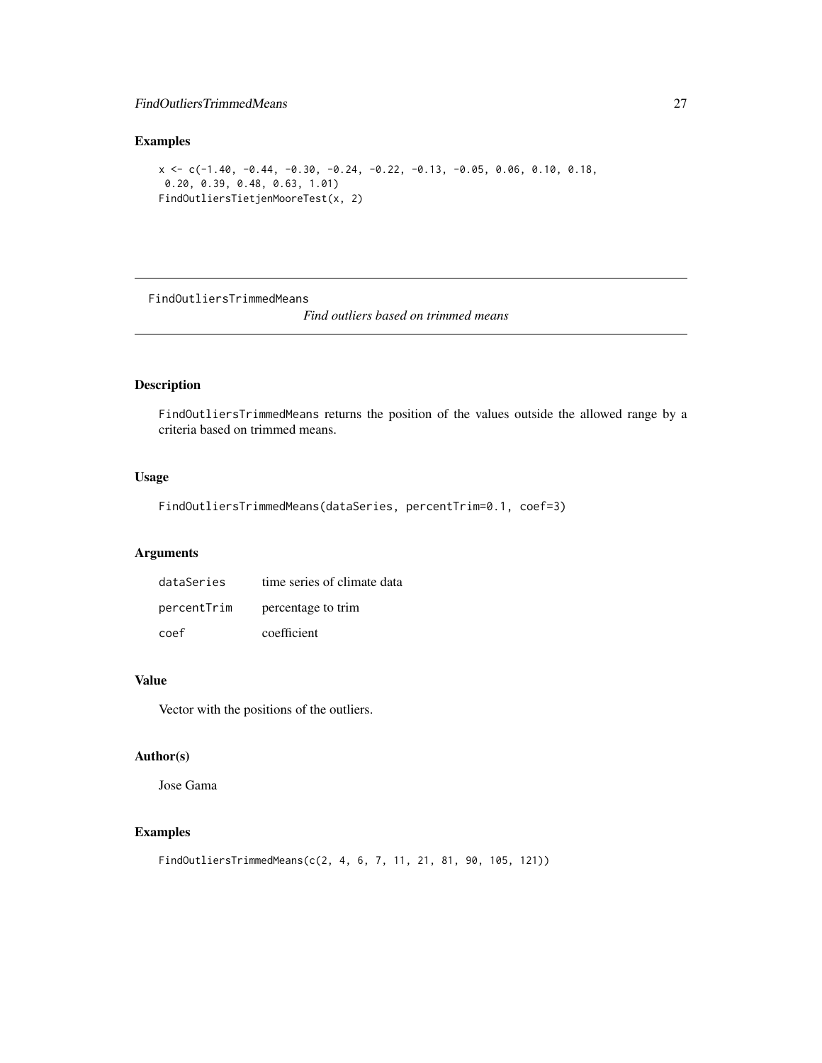## Examples

```
x <- c(-1.40, -0.44, -0.30, -0.24, -0.22, -0.13, -0.05, 0.06, 0.10, 0.18,
 0.20, 0.39, 0.48, 0.63, 1.01)
FindOutliersTietjenMooreTest(x, 2)
```

---

# FindOutliersTrimmedMeans *Find outliers based on trimmed means*

---

## Description

FindOutliersTrimmedMeans returns the position of the values outside the allowed range by a criteria based on trimmed means.

## Usage

```
FindOutliersTrimmedMeans(dataSeries, percentTrim=0.1, coef=3)
```

## Arguments

| | |
|---|---|
| dataSeries | time series of climate data |
| percentTrim | percentage to trim |
| coef | coefficient |

## Value

Vector with the positions of the outliers.

## Author(s)

Jose Gama

## Examples

```
FindOutliersTrimmedMeans(c(2, 4, 6, 7, 11, 21, 81, 90, 105, 121))
```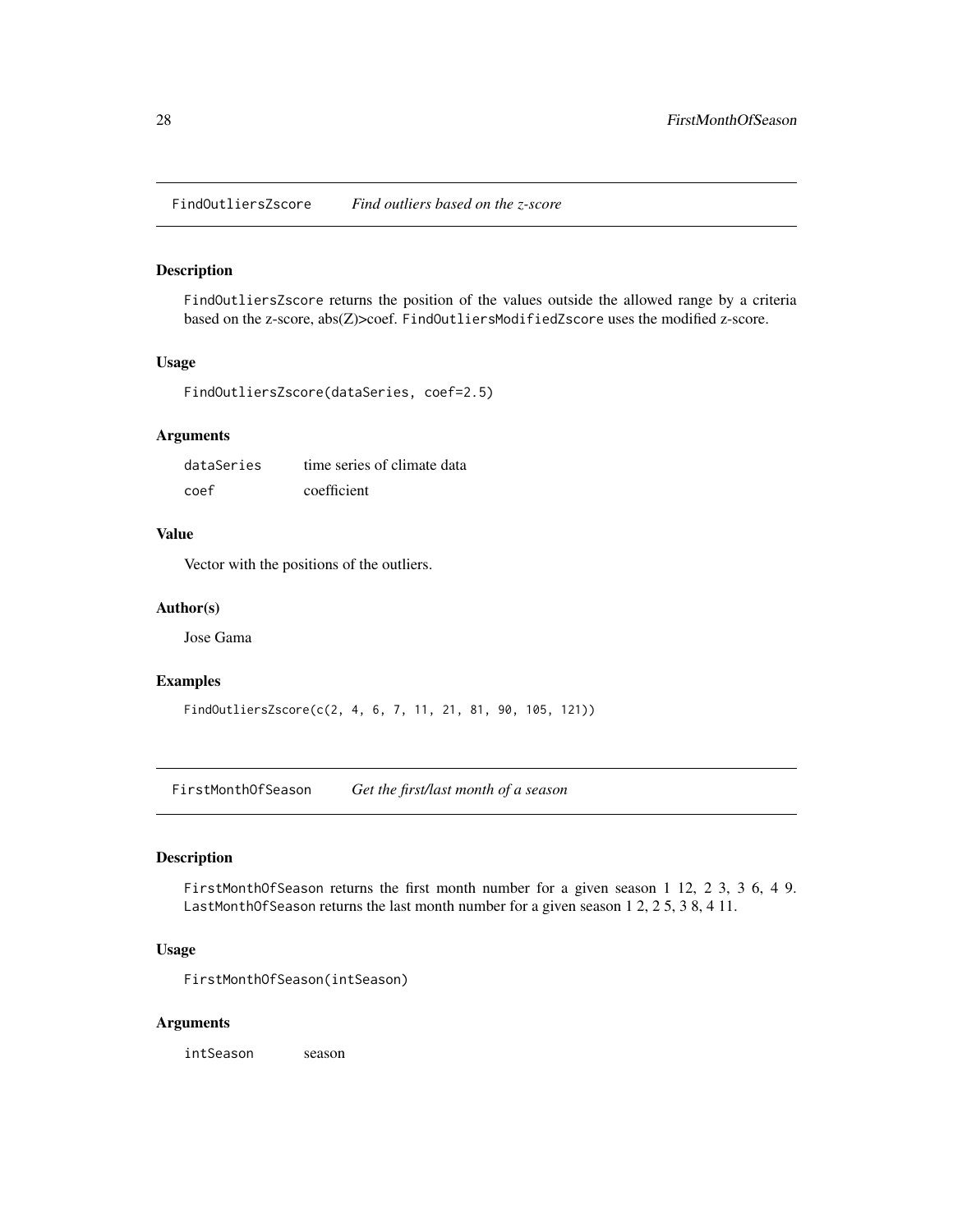## FindOutliersZscore *Find outliers based on the z-score*

### Description

FindOutliersZscore returns the position of the values outside the allowed range by a criteria based on the z-score, abs(Z)>coef. FindOutliersModifiedZscore uses the modified z-score.

### Usage

```
FindOutliersZscore(dataSeries, coef=2.5)
```

### Arguments

| | |
|---|---|
| dataSeries | time series of climate data |
| coef | coefficient |

### Value

Vector with the positions of the outliers.

### Author(s)

Jose Gama

### Examples

```
FindOutliersZscore(c(2, 4, 6, 7, 11, 21, 81, 90, 105, 121))
```

## FirstMonthOfSeason *Get the first/last month of a season*

### Description

FirstMonthOfSeason returns the first month number for a given season 1 12, 2 3, 3 6, 4 9. LastMonthOfSeason returns the last month number for a given season 1 2, 2 5, 3 8, 4 11.

### Usage

```
FirstMonthOfSeason(intSeason)
```

### Arguments

| | |
|---|---|
| intSeason | season |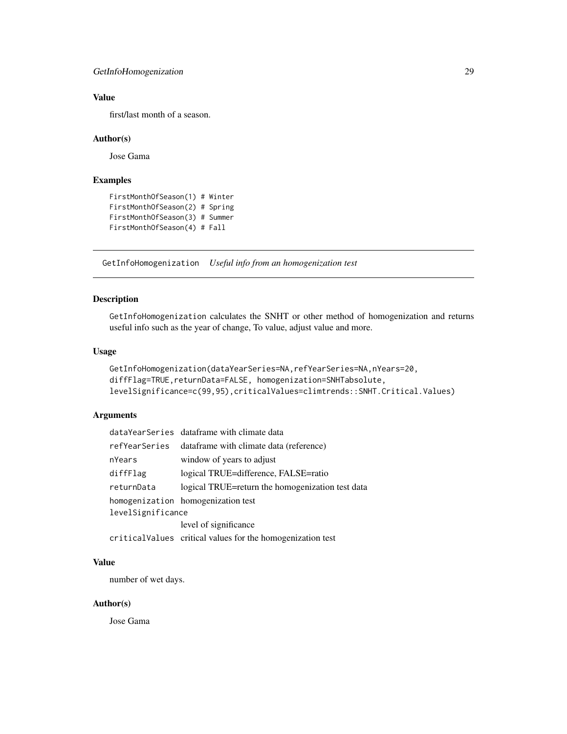### Value

first/last month of a season.

### Author(s)

Jose Gama

### Examples

```
FirstMonthOfSeason(1) # Winter
FirstMonthOfSeason(2) # Spring
FirstMonthOfSeason(3) # Summer
FirstMonthOfSeason(4) # Fall
```

---

## GetInfoHomogenization *Useful info from an homogenization test*

---

### Description

GetInfoHomogenization calculates the SNHT or other method of homogenization and returns useful info such as the year of change, To value, adjust value and more.

### Usage

```
GetInfoHomogenization(dataYearSeries=NA,refYearSeries=NA,nYears=20,
diffFlag=TRUE,returnData=FALSE, homogenization=SNHTabsolute,
levelSignificance=c(99,95),criticalValues=climtrends::SNHT.Critical.Values)
```

### Arguments

| | |
|---|---|
| dataYearSeries | dataframe with climate data |
| refYearSeries | dataframe with climate data (reference) |
| nYears | window of years to adjust |
| diffFlag | logical TRUE=difference, FALSE=ratio |
| returnData | logical TRUE=return the homogenization test data |
| homogenization | homogenization test |
| levelSignificance | level of significance |
| criticalValues | critical values for the homogenization test |

### Value

number of wet days.

### Author(s)

Jose Gama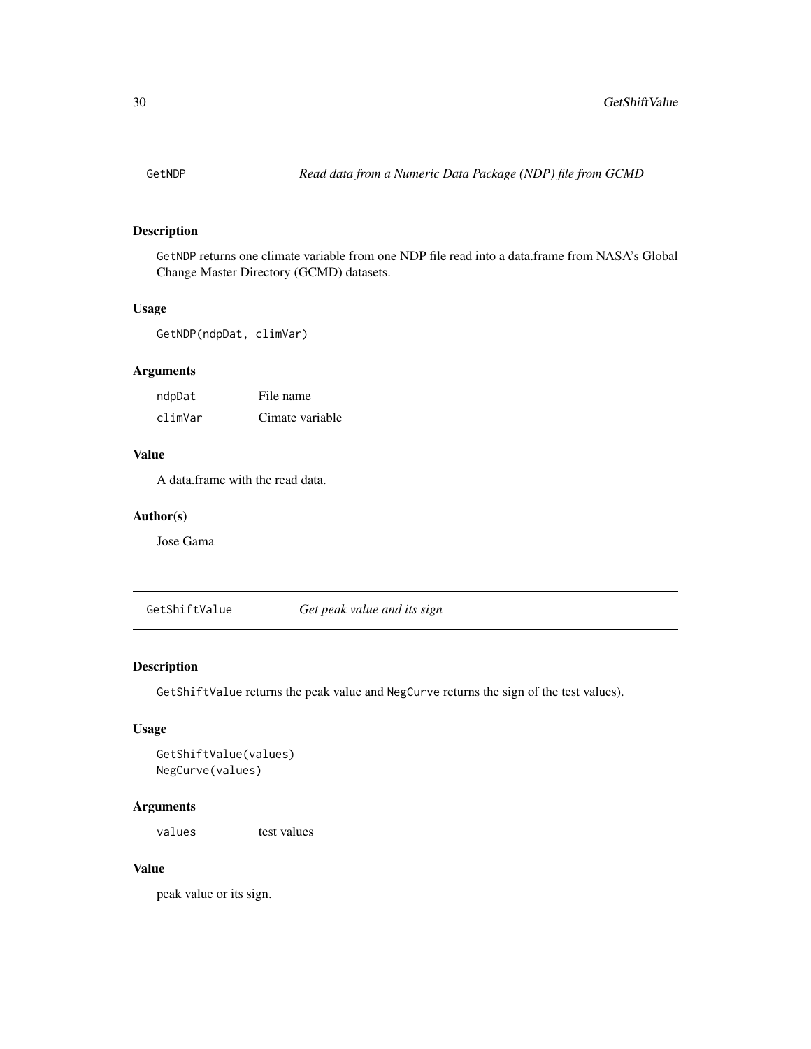## GetNDP *Read data from a Numeric Data Package (NDP) file from GCMD*

### Description

GetNDP returns one climate variable from one NDP file read into a data.frame from NASA's Global Change Master Directory (GCMD) datasets.

### Usage

```
GetNDP(ndpDat, climVar)
```

### Arguments

| | |
|---|---|
| ndpDat | File name |
| climVar | Cimate variable |

### Value

A data.frame with the read data.

### Author(s)

Jose Gama

## GetShiftValue *Get peak value and its sign*

### Description

GetShiftValue returns the peak value and NegCurve returns the sign of the test values).

### Usage

```
GetShiftValue(values)
NegCurve(values)
```

### Arguments

| | |
|---|---|
| values | test values |

### Value

peak value or its sign.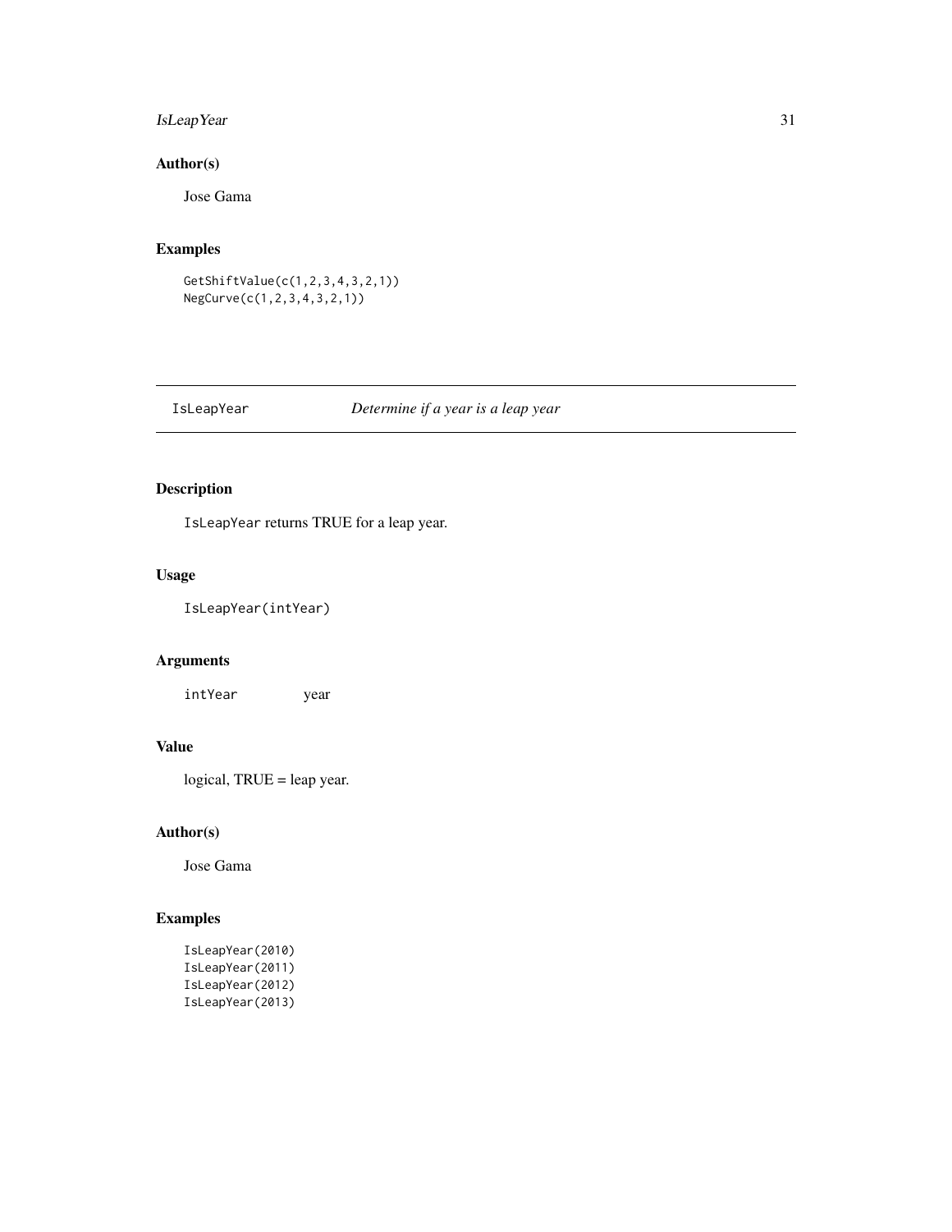## Author(s)

Jose Gama

## Examples

```
GetShiftValue(c(1,2,3,4,3,2,1))
NegCurve(c(1,2,3,4,3,2,1))
```

---

# IsLeapYear *Determine if a year is a leap year*

---

## Description

`IsLeapYear` returns TRUE for a leap year.

## Usage

```
IsLeapYear(intYear)
```

## Arguments

| | |
|---|---|
| `intYear` | year |

## Value

logical, TRUE = leap year.

## Author(s)

Jose Gama

## Examples

```
IsLeapYear(2010)
IsLeapYear(2011)
IsLeapYear(2012)
IsLeapYear(2013)
```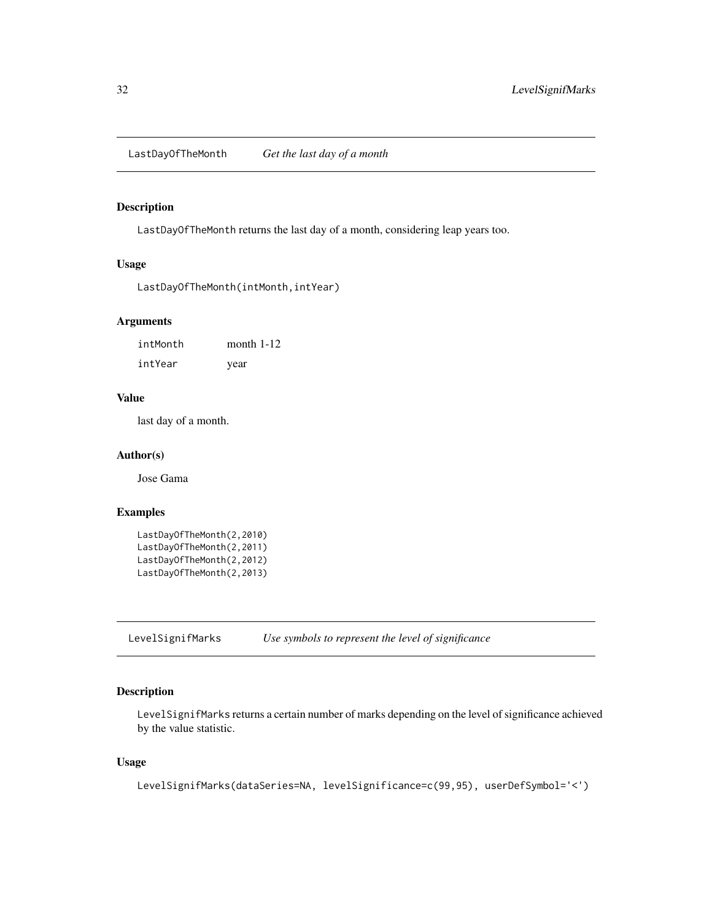## LastDayOfTheMonth — *Get the last day of a month*

### Description

`LastDayOfTheMonth` returns the last day of a month, considering leap years too.

### Usage

```
LastDayOfTheMonth(intMonth,intYear)
```

### Arguments

| | |
|---|---|
| `intMonth` | month 1-12 |
| `intYear` | year |

### Value

last day of a month.

### Author(s)

Jose Gama

### Examples

```
LastDayOfTheMonth(2,2010)
LastDayOfTheMonth(2,2011)
LastDayOfTheMonth(2,2012)
LastDayOfTheMonth(2,2013)
```

## LevelSignifMarks — *Use symbols to represent the level of significance*

### Description

`LevelSignifMarks` returns a certain number of marks depending on the level of significance achieved by the value statistic.

### Usage

```
LevelSignifMarks(dataSeries=NA, levelSignificance=c(99,95), userDefSymbol='<')
```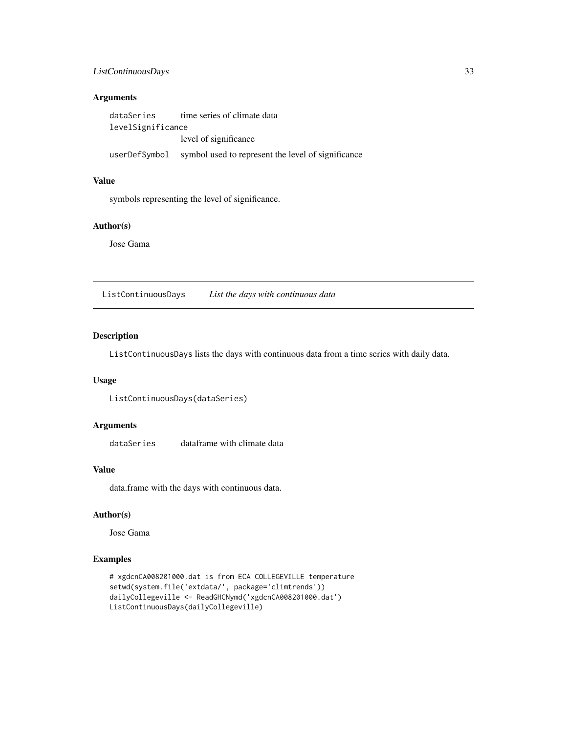### Arguments

| | |
|---|---|
| dataSeries | time series of climate data |
| levelSignificance | level of significance |
| userDefSymbol | symbol used to represent the level of significance |

### Value

symbols representing the level of significance.

### Author(s)

Jose Gama

---

## ListContinuousDays *List the days with continuous data*

### Description

ListContinuousDays lists the days with continuous data from a time series with daily data.

### Usage

```
ListContinuousDays(dataSeries)
```

### Arguments

| | |
|---|---|
| dataSeries | dataframe with climate data |

### Value

data.frame with the days with continuous data.

### Author(s)

Jose Gama

### Examples

```
# xgdcnCA008201000.dat is from ECA COLLEGEVILLE temperature
setwd(system.file('extdata/', package='climtrends'))
dailyCollegeville <- ReadGHCNymd('xgdcnCA008201000.dat')
ListContinuousDays(dailyCollegeville)
```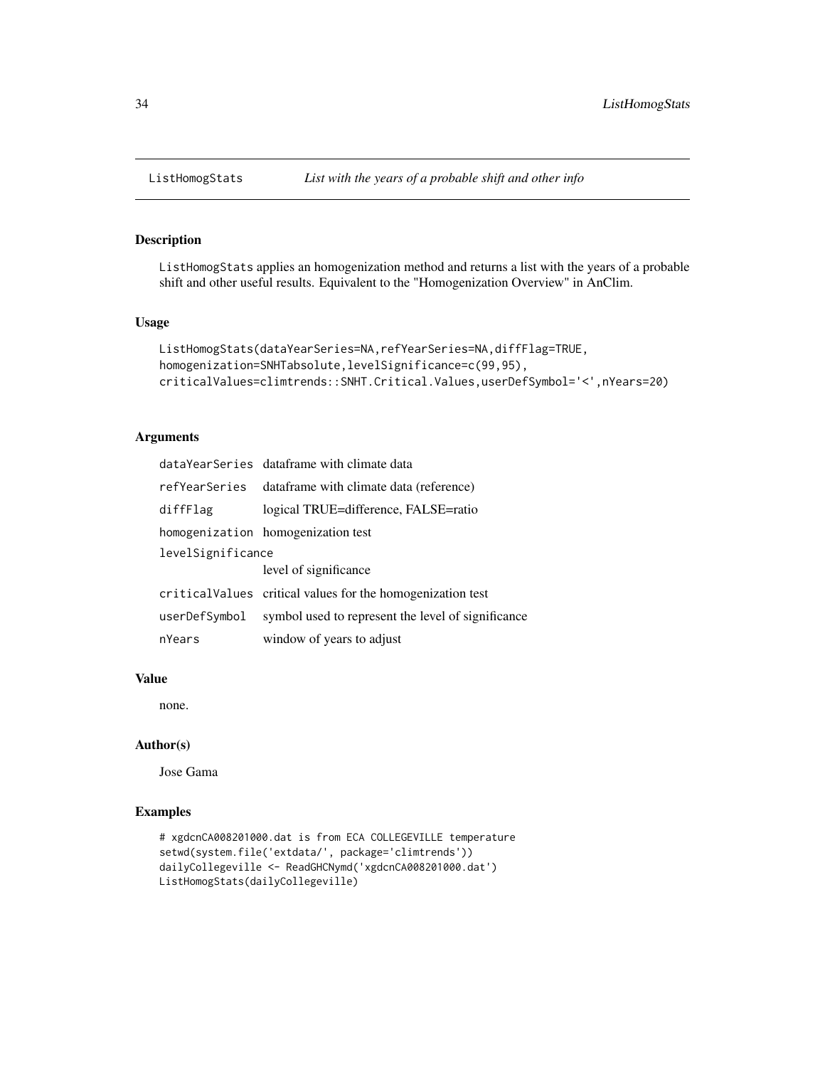# ListHomogStats — *List with the years of a probable shift and other info*

## Description

ListHomogStats applies an homogenization method and returns a list with the years of a probable shift and other useful results. Equivalent to the "Homogenization Overview" in AnClim.

## Usage

```
ListHomogStats(dataYearSeries=NA,refYearSeries=NA,diffFlag=TRUE,
homogenization=SNHTabsolute,levelSignificance=c(99,95),
criticalValues=climtrends::SNHT.Critical.Values,userDefSymbol='<',nYears=20)
```

## Arguments

| | |
|---|---|
| dataYearSeries | dataframe with climate data |
| refYearSeries | dataframe with climate data (reference) |
| diffFlag | logical TRUE=difference, FALSE=ratio |
| homogenization | homogenization test |
| levelSignificance | level of significance |
| criticalValues | critical values for the homogenization test |
| userDefSymbol | symbol used to represent the level of significance |
| nYears | window of years to adjust |

## Value

none.

## Author(s)

Jose Gama

## Examples

```
# xgdcnCA008201000.dat is from ECA COLLEGEVILLE temperature
setwd(system.file('extdata/', package='climtrends'))
dailyCollegeville <- ReadGHCNymd('xgdcnCA008201000.dat')
ListHomogStats(dailyCollegeville)
```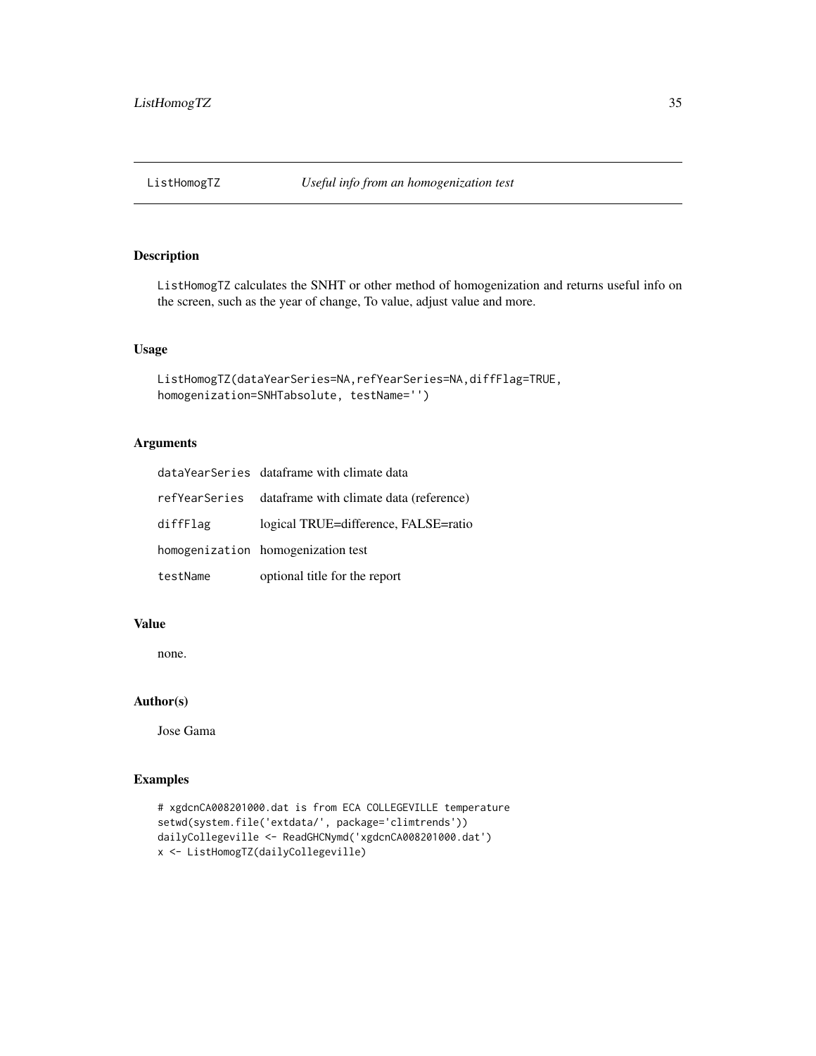ListHomogTZ *Useful info from an homogenization test*

## Description

ListHomogTZ calculates the SNHT or other method of homogenization and returns useful info on the screen, such as the year of change, To value, adjust value and more.

## Usage

```
ListHomogTZ(dataYearSeries=NA,refYearSeries=NA,diffFlag=TRUE,
homogenization=SNHTabsolute, testName='')
```

## Arguments

| | |
|---|---|
| dataYearSeries | dataframe with climate data |
| refYearSeries | dataframe with climate data (reference) |
| diffFlag | logical TRUE=difference, FALSE=ratio |
| homogenization | homogenization test |
| testName | optional title for the report |

## Value

none.

## Author(s)

Jose Gama

## Examples

```
# xgdcnCA008201000.dat is from ECA COLLEGEVILLE temperature
setwd(system.file('extdata/', package='climtrends'))
dailyCollegeville <- ReadGHCNymd('xgdcnCA008201000.dat')
x <- ListHomogTZ(dailyCollegeville)
```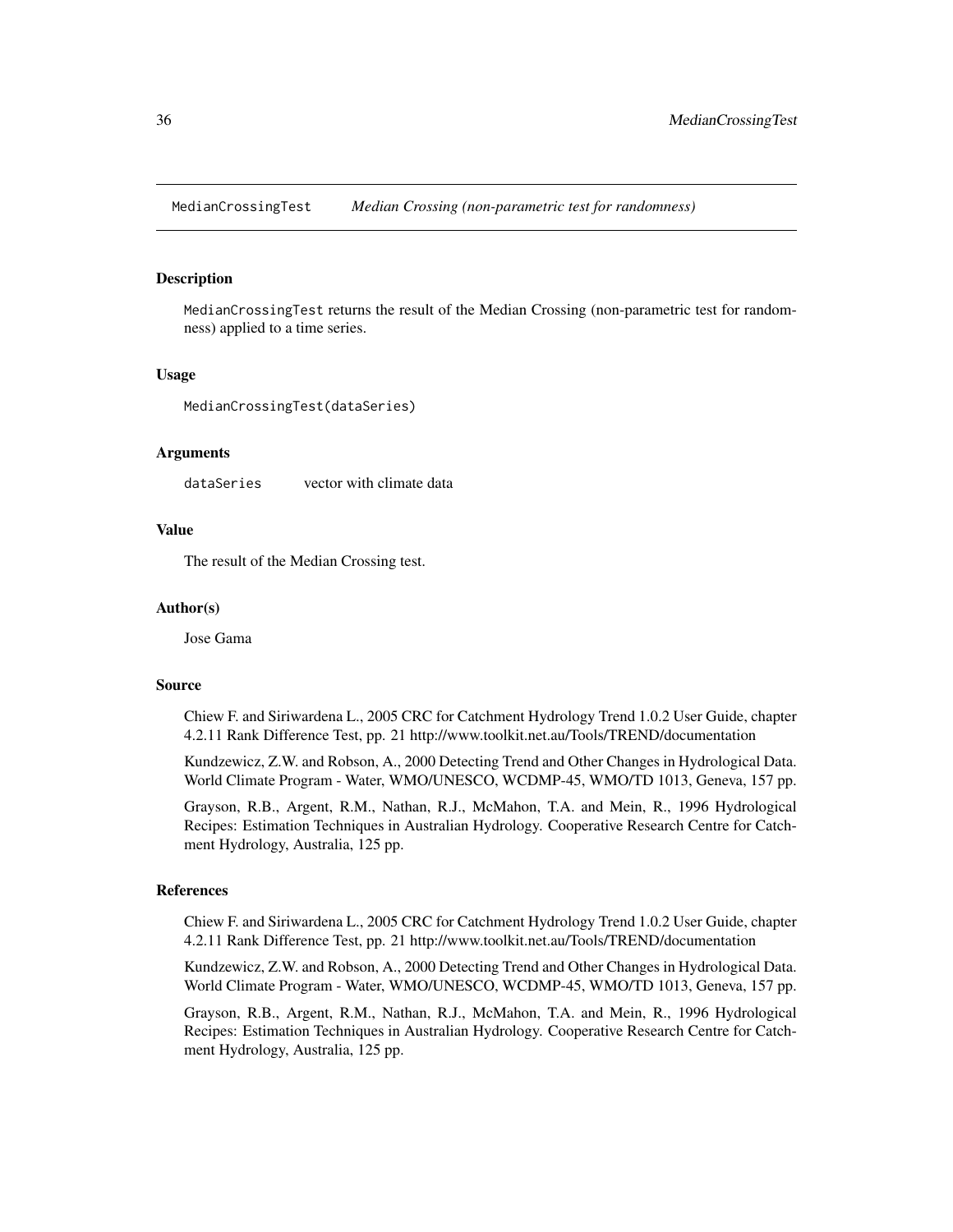MedianCrossingTest *Median Crossing (non-parametric test for randomness)*

## Description

MedianCrossingTest returns the result of the Median Crossing (non-parametric test for randomness) applied to a time series.

## Usage

```
MedianCrossingTest(dataSeries)
```

## Arguments

dataSeries    vector with climate data

## Value

The result of the Median Crossing test.

## Author(s)

Jose Gama

## Source

Chiew F. and Siriwardena L., 2005 CRC for Catchment Hydrology Trend 1.0.2 User Guide, chapter 4.2.11 Rank Difference Test, pp. 21 http://www.toolkit.net.au/Tools/TREND/documentation

Kundzewicz, Z.W. and Robson, A., 2000 Detecting Trend and Other Changes in Hydrological Data. World Climate Program - Water, WMO/UNESCO, WCDMP-45, WMO/TD 1013, Geneva, 157 pp.

Grayson, R.B., Argent, R.M., Nathan, R.J., McMahon, T.A. and Mein, R., 1996 Hydrological Recipes: Estimation Techniques in Australian Hydrology. Cooperative Research Centre for Catchment Hydrology, Australia, 125 pp.

## References

Chiew F. and Siriwardena L., 2005 CRC for Catchment Hydrology Trend 1.0.2 User Guide, chapter 4.2.11 Rank Difference Test, pp. 21 http://www.toolkit.net.au/Tools/TREND/documentation

Kundzewicz, Z.W. and Robson, A., 2000 Detecting Trend and Other Changes in Hydrological Data. World Climate Program - Water, WMO/UNESCO, WCDMP-45, WMO/TD 1013, Geneva, 157 pp.

Grayson, R.B., Argent, R.M., Nathan, R.J., McMahon, T.A. and Mein, R., 1996 Hydrological Recipes: Estimation Techniques in Australian Hydrology. Cooperative Research Centre for Catchment Hydrology, Australia, 125 pp.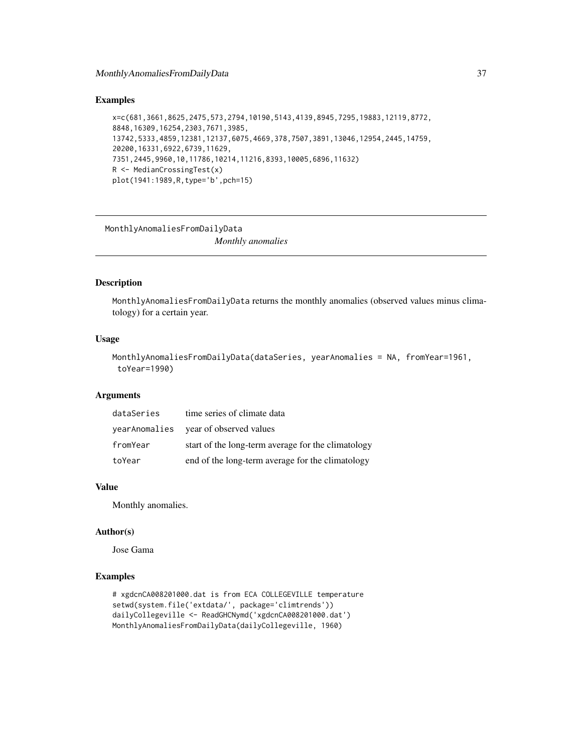## Examples

```
x=c(681,3661,8625,2475,573,2794,10190,5143,4139,8945,7295,19883,12119,8772,
8848,16309,16254,2303,7671,3985,
13742,5333,4859,12381,12137,6075,4669,378,7507,3891,13046,12954,2445,14759,
20200,16331,6922,6739,11629,
7351,2445,9960,10,11786,10214,11216,8393,10005,6896,11632)
R <- MedianCrossingTest(x)
plot(1941:1989,R,type='b',pch=15)
```

---

# MonthlyAnomaliesFromDailyData

*Monthly anomalies*

---

## Description

MonthlyAnomaliesFromDailyData returns the monthly anomalies (observed values minus climatology) for a certain year.

## Usage

```
MonthlyAnomaliesFromDailyData(dataSeries, yearAnomalies = NA, fromYear=1961,
 toYear=1990)
```

## Arguments

| | |
|---|---|
| dataSeries | time series of climate data |
| yearAnomalies | year of observed values |
| fromYear | start of the long-term average for the climatology |
| toYear | end of the long-term average for the climatology |

## Value

Monthly anomalies.

## Author(s)

Jose Gama

## Examples

```
# xgdcnCA008201000.dat is from ECA COLLEGEVILLE temperature
setwd(system.file('extdata/', package='climtrends'))
dailyCollegeville <- ReadGHCNymd('xgdcnCA008201000.dat')
MonthlyAnomaliesFromDailyData(dailyCollegeville, 1960)
```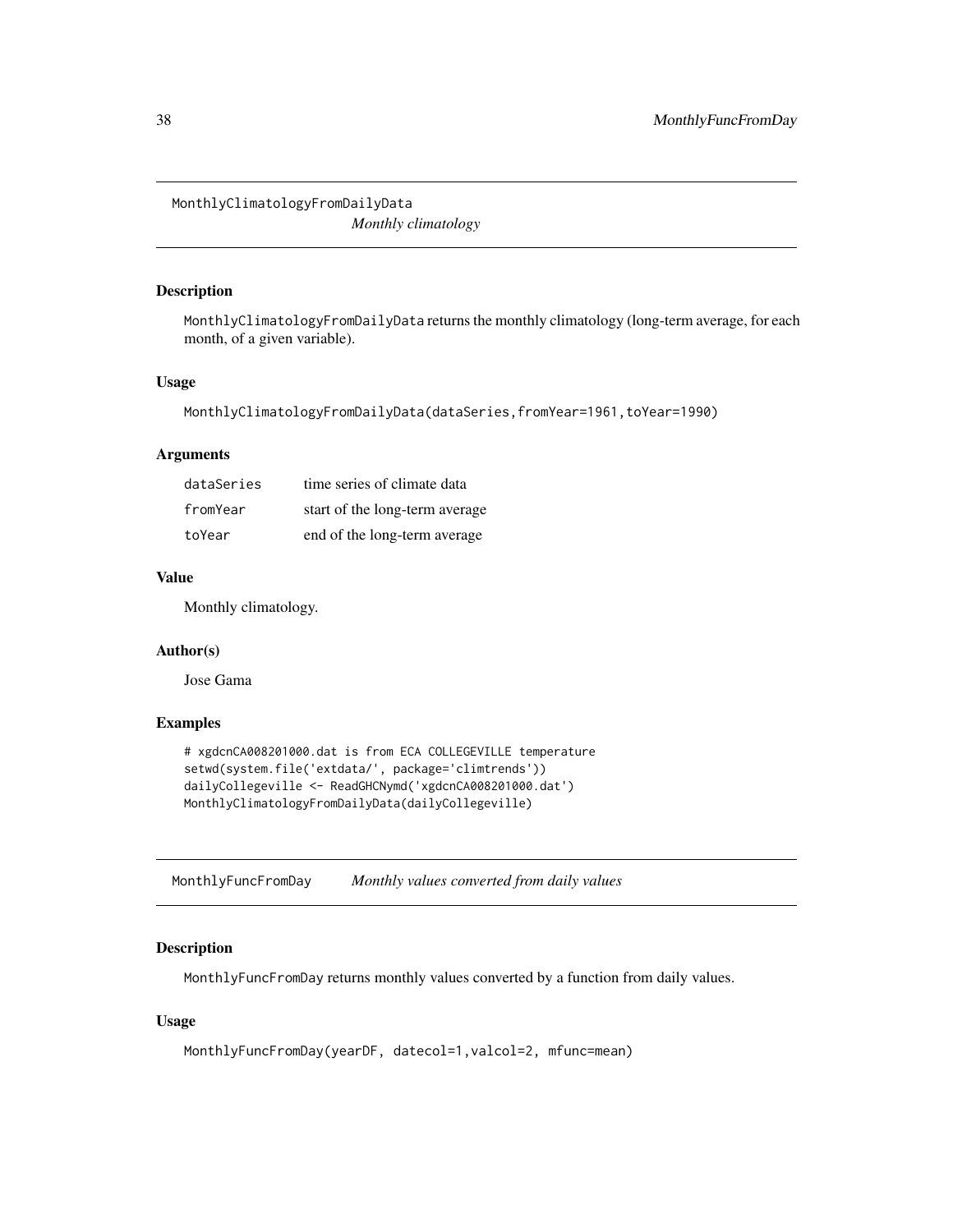## MonthlyClimatologyFromDailyData *Monthly climatology*

### Description

MonthlyClimatologyFromDailyData returns the monthly climatology (long-term average, for each month, of a given variable).

### Usage

```
MonthlyClimatologyFromDailyData(dataSeries,fromYear=1961,toYear=1990)
```

### Arguments

| | |
|---|---|
| dataSeries | time series of climate data |
| fromYear | start of the long-term average |
| toYear | end of the long-term average |

### Value

Monthly climatology.

### Author(s)

Jose Gama

### Examples

```
# xgdcnCA008201000.dat is from ECA COLLEGEVILLE temperature
setwd(system.file('extdata/', package='climtrends'))
dailyCollegeville <- ReadGHCNymd('xgdcnCA008201000.dat')
MonthlyClimatologyFromDailyData(dailyCollegeville)
```

## MonthlyFuncFromDay *Monthly values converted from daily values*

### Description

MonthlyFuncFromDay returns monthly values converted by a function from daily values.

### Usage

```
MonthlyFuncFromDay(yearDF, datecol=1,valcol=2, mfunc=mean)
```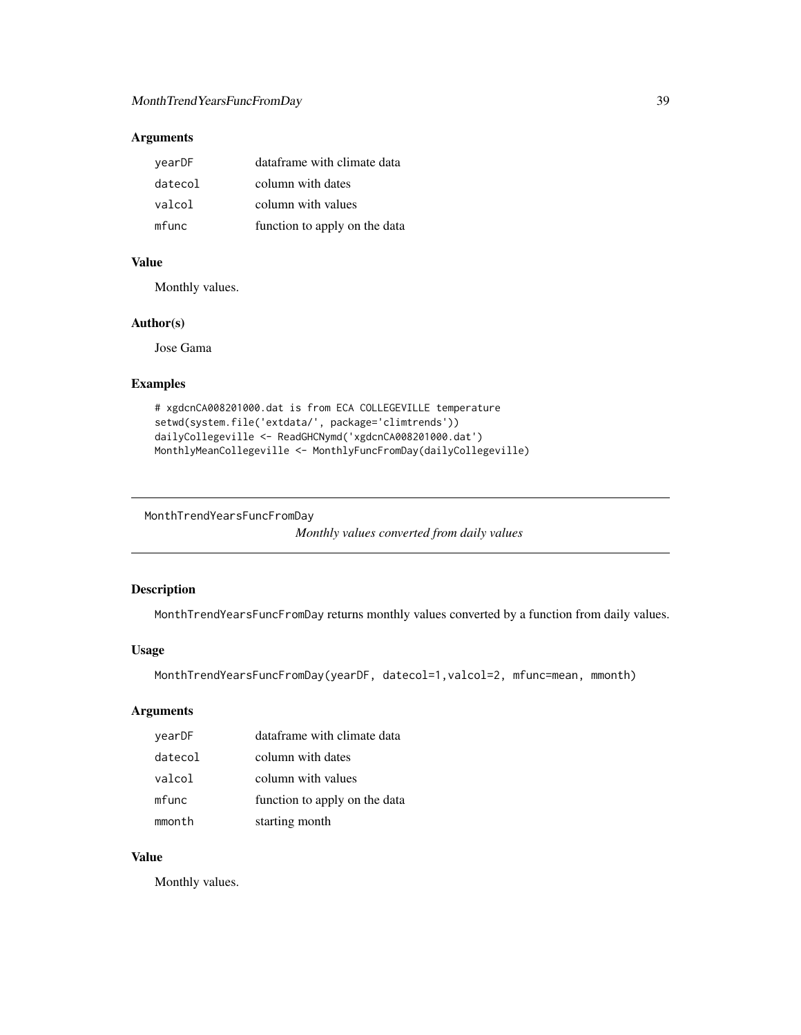### Arguments

| | |
|---|---|
| yearDF | dataframe with climate data |
| datecol | column with dates |
| valcol | column with values |
| mfunc | function to apply on the data |

### Value

Monthly values.

### Author(s)

Jose Gama

### Examples

```
# xgdcnCA008201000.dat is from ECA COLLEGEVILLE temperature
setwd(system.file('extdata/', package='climtrends'))
dailyCollegeville <- ReadGHCNymd('xgdcnCA008201000.dat')
MonthlyMeanCollegeville <- MonthlyFuncFromDay(dailyCollegeville)
```

---

## MonthTrendYearsFuncFromDay

*Monthly values converted from daily values*

---

### Description

MonthTrendYearsFuncFromDay returns monthly values converted by a function from daily values.

### Usage

```
MonthTrendYearsFuncFromDay(yearDF, datecol=1,valcol=2, mfunc=mean, mmonth)
```

### Arguments

| | |
|---|---|
| yearDF | dataframe with climate data |
| datecol | column with dates |
| valcol | column with values |
| mfunc | function to apply on the data |
| mmonth | starting month |

### Value

Monthly values.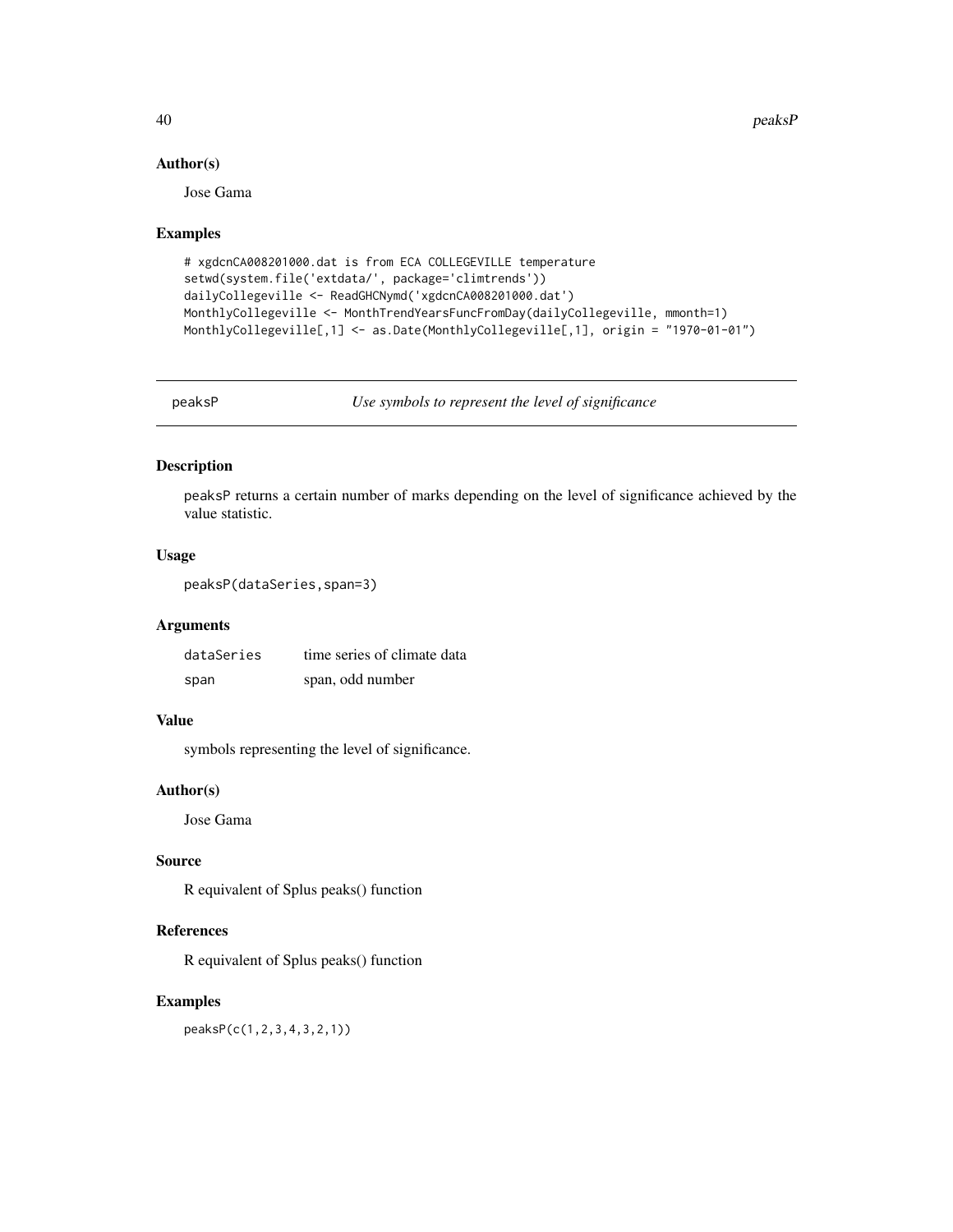### Author(s)

Jose Gama

### Examples

```
# xgdcnCA008201000.dat is from ECA COLLEGEVILLE temperature
setwd(system.file('extdata/', package='climtrends'))
dailyCollegeville <- ReadGHCNymd('xgdcnCA008201000.dat')
MonthlyCollegeville <- MonthTrendYearsFuncFromDay(dailyCollegeville, mmonth=1)
MonthlyCollegeville[,1] <- as.Date(MonthlyCollegeville[,1], origin = "1970-01-01")
```

---

## peaksP — *Use symbols to represent the level of significance*

### Description

peaksP returns a certain number of marks depending on the level of significance achieved by the value statistic.

### Usage

```
peaksP(dataSeries,span=3)
```

### Arguments

| | |
|---|---|
| dataSeries | time series of climate data |
| span | span, odd number |

### Value

symbols representing the level of significance.

### Author(s)

Jose Gama

### Source

R equivalent of Splus peaks() function

### References

R equivalent of Splus peaks() function

### Examples

```
peaksP(c(1,2,3,4,3,2,1))
```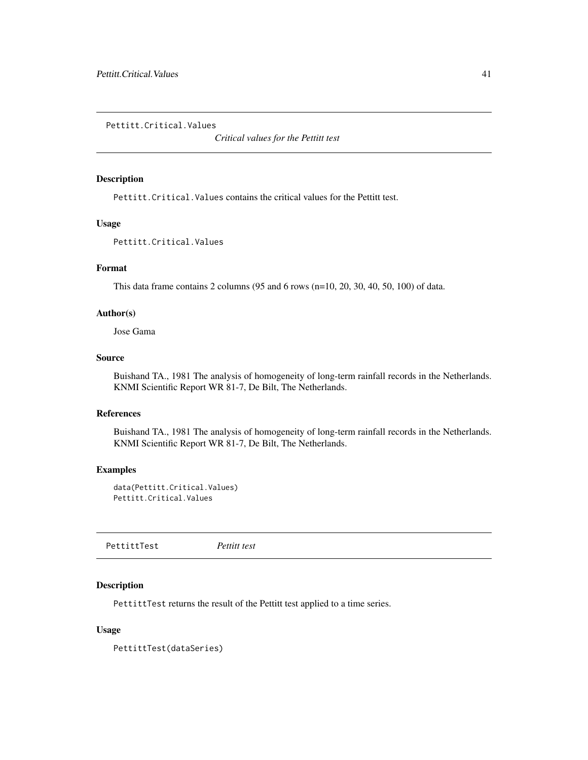## Pettitt.Critical.Values

*Critical values for the Pettitt test*

### Description

`Pettitt.Critical.Values` contains the critical values for the Pettitt test.

### Usage

```
Pettitt.Critical.Values
```

### Format

This data frame contains 2 columns (95 and 6 rows (n=10, 20, 30, 40, 50, 100) of data.

### Author(s)

Jose Gama

### Source

Buishand TA., 1981 The analysis of homogeneity of long-term rainfall records in the Netherlands. KNMI Scientific Report WR 81-7, De Bilt, The Netherlands.

### References

Buishand TA., 1981 The analysis of homogeneity of long-term rainfall records in the Netherlands. KNMI Scientific Report WR 81-7, De Bilt, The Netherlands.

### Examples

```
data(Pettitt.Critical.Values)
Pettitt.Critical.Values
```

## PettittTest

*Pettitt test*

### Description

`PettittTest` returns the result of the Pettitt test applied to a time series.

### Usage

```
PettittTest(dataSeries)
```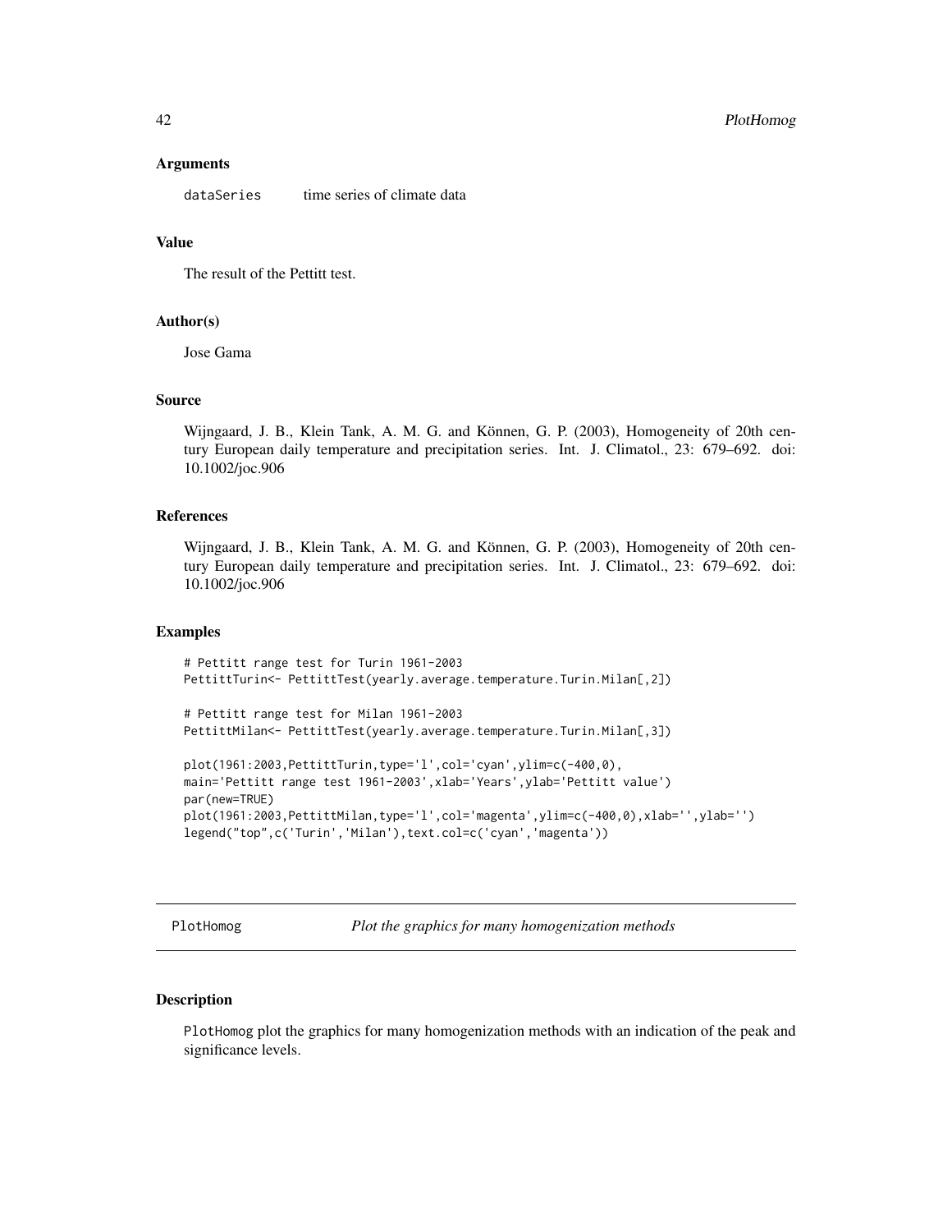### Arguments

dataSeries    time series of climate data

### Value

The result of the Pettitt test.

### Author(s)

Jose Gama

### Source

Wijngaard, J. B., Klein Tank, A. M. G. and Können, G. P. (2003), Homogeneity of 20th century European daily temperature and precipitation series. Int. J. Climatol., 23: 679–692. doi: 10.1002/joc.906

### References

Wijngaard, J. B., Klein Tank, A. M. G. and Können, G. P. (2003), Homogeneity of 20th century European daily temperature and precipitation series. Int. J. Climatol., 23: 679–692. doi: 10.1002/joc.906

### Examples

```
# Pettitt range test for Turin 1961-2003
PettittTurin<- PettittTest(yearly.average.temperature.Turin.Milan[,2])

# Pettitt range test for Milan 1961-2003
PettittMilan<- PettittTest(yearly.average.temperature.Turin.Milan[,3])

plot(1961:2003,PettittTurin,type='l',col='cyan',ylim=c(-400,0),
main='Pettitt range test 1961-2003',xlab='Years',ylab='Pettitt value')
par(new=TRUE)
plot(1961:2003,PettittMilan,type='l',col='magenta',ylim=c(-400,0),xlab='',ylab='')
legend("top",c('Turin','Milan'),text.col=c('cyan','magenta'))
```

---

## PlotHomog    *Plot the graphics for many homogenization methods*

### Description

PlotHomog plot the graphics for many homogenization methods with an indication of the peak and significance levels.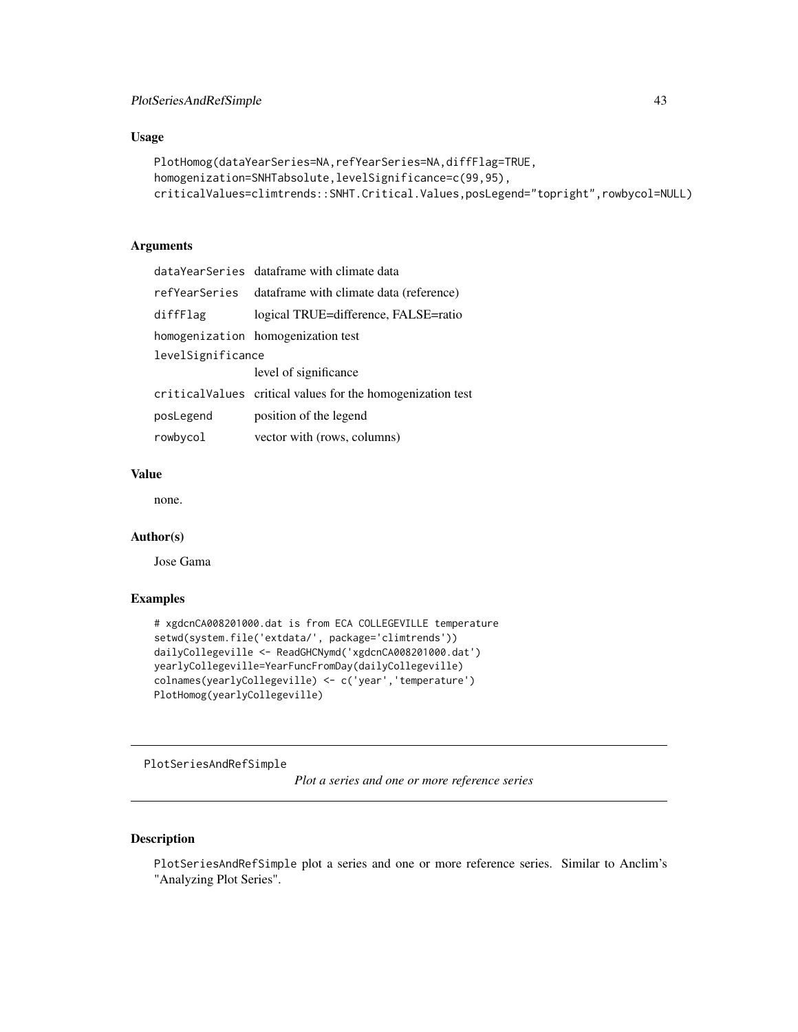### Usage

```
PlotHomog(dataYearSeries=NA,refYearSeries=NA,diffFlag=TRUE,
homogenization=SNHTabsolute,levelSignificance=c(99,95),
criticalValues=climtrends::SNHT.Critical.Values,posLegend="topright",rowbycol=NULL)
```

### Arguments

| | |
|---|---|
| dataYearSeries | dataframe with climate data |
| refYearSeries | dataframe with climate data (reference) |
| diffFlag | logical TRUE=difference, FALSE=ratio |
| homogenization | homogenization test |
| levelSignificance | level of significance |
| criticalValues | critical values for the homogenization test |
| posLegend | position of the legend |
| rowbycol | vector with (rows, columns) |

### Value

none.

### Author(s)

Jose Gama

### Examples

```
# xgdcnCA008201000.dat is from ECA COLLEGEVILLE temperature
setwd(system.file('extdata/', package='climtrends'))
dailyCollegeville <- ReadGHCNymd('xgdcnCA008201000.dat')
yearlyCollegeville=YearFuncFromDay(dailyCollegeville)
colnames(yearlyCollegeville) <- c('year','temperature')
PlotHomog(yearlyCollegeville)
```

---

## PlotSeriesAndRefSimple — *Plot a series and one or more reference series*

### Description

PlotSeriesAndRefSimple plot a series and one or more reference series. Similar to Anclim's "Analyzing Plot Series".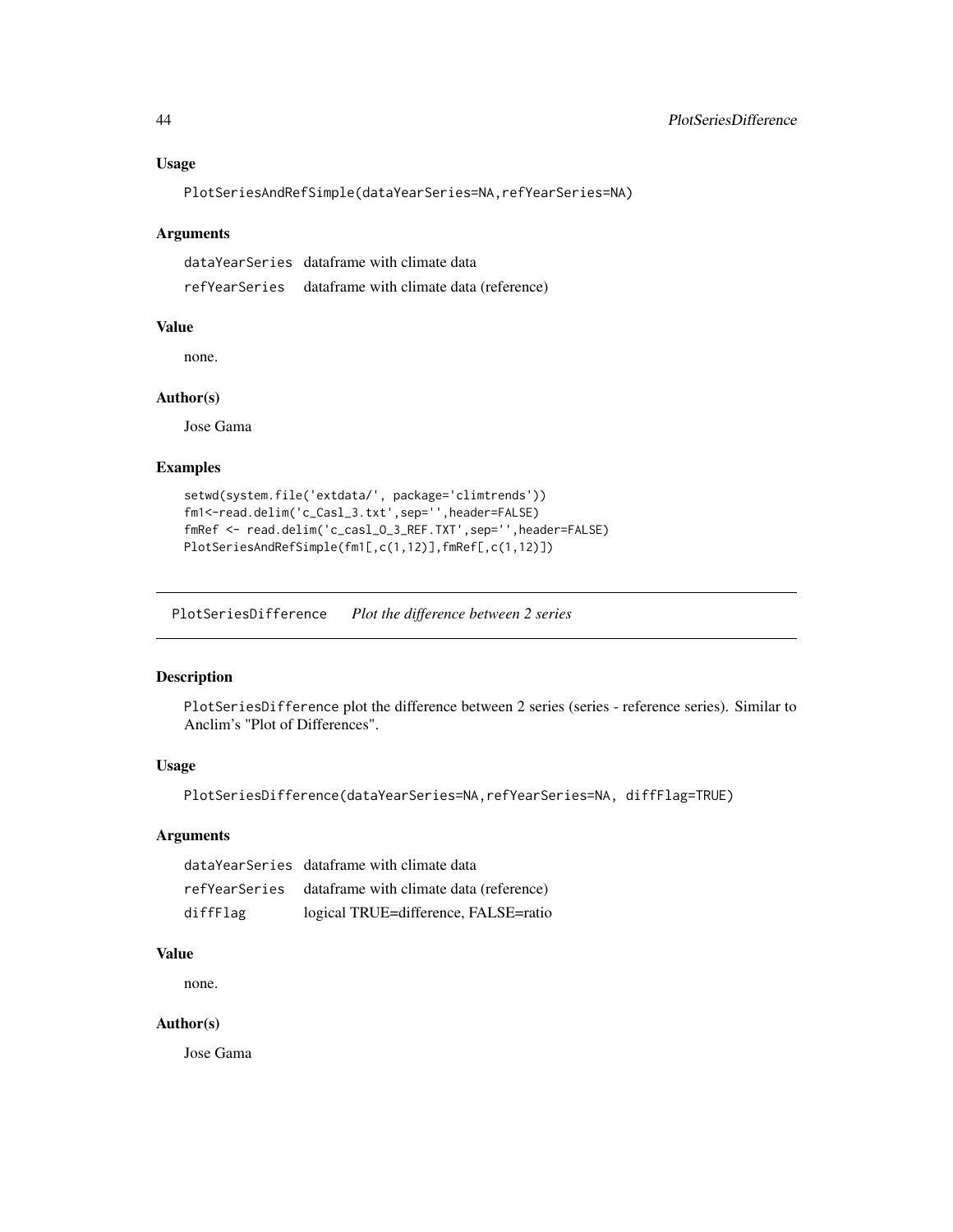### Usage

```
PlotSeriesAndRefSimple(dataYearSeries=NA,refYearSeries=NA)
```

### Arguments

| | |
|---|---|
| dataYearSeries | dataframe with climate data |
| refYearSeries | dataframe with climate data (reference) |

### Value

none.

### Author(s)

Jose Gama

### Examples

```
setwd(system.file('extdata/', package='climtrends'))
fm1<-read.delim('c_Casl_3.txt',sep='',header=FALSE)
fmRef <- read.delim('c_casl_O_3_REF.TXT',sep='',header=FALSE)
PlotSeriesAndRefSimple(fm1[,c(1,12)],fmRef[,c(1,12)])
```

---

## PlotSeriesDifference *Plot the difference between 2 series*

### Description

PlotSeriesDifference plot the difference between 2 series (series - reference series). Similar to Anclim's "Plot of Differences".

### Usage

```
PlotSeriesDifference(dataYearSeries=NA,refYearSeries=NA, diffFlag=TRUE)
```

### Arguments

| | |
|---|---|
| dataYearSeries | dataframe with climate data |
| refYearSeries | dataframe with climate data (reference) |
| diffFlag | logical TRUE=difference, FALSE=ratio |

### Value

none.

### Author(s)

Jose Gama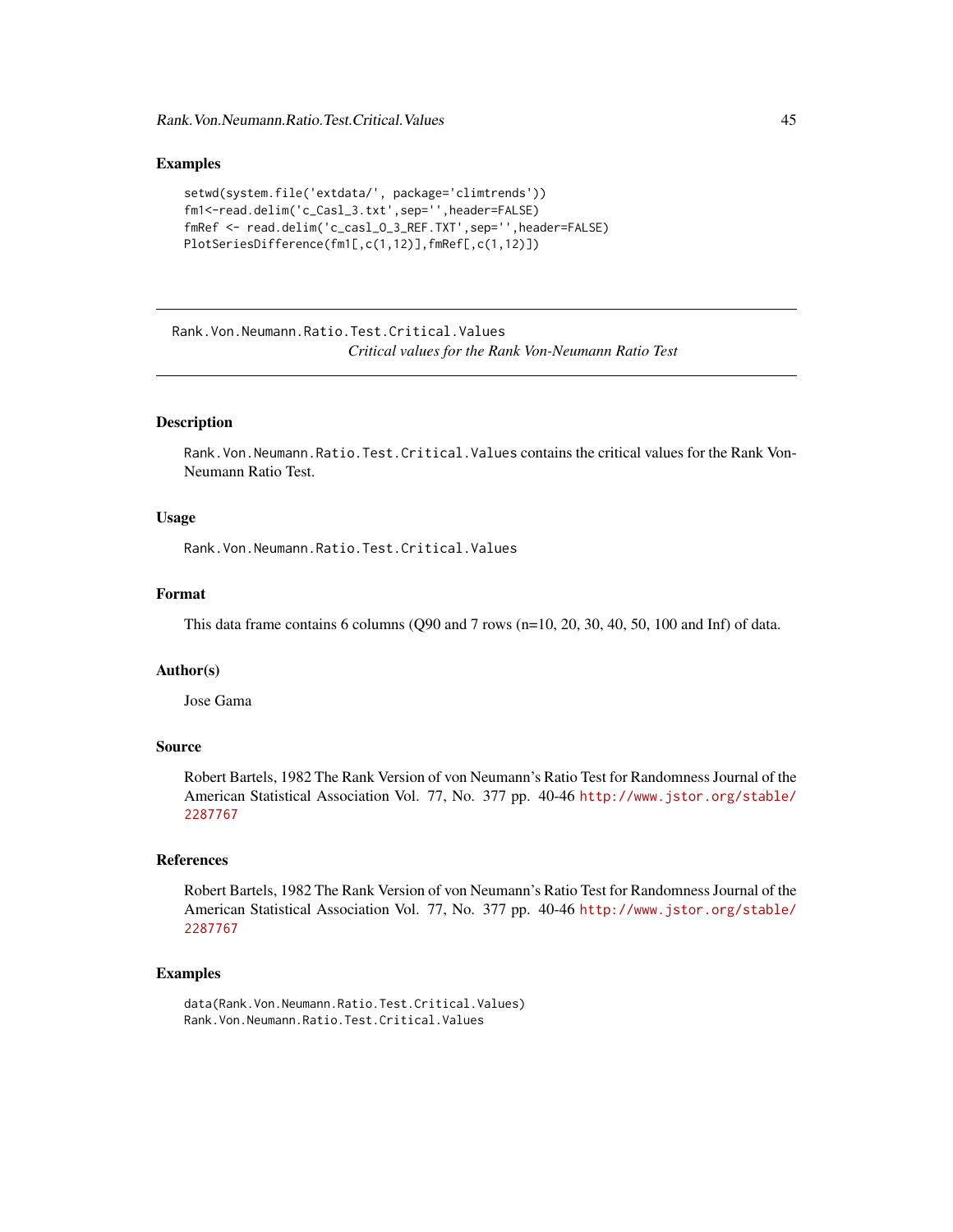## Examples

```
setwd(system.file('extdata/', package='climtrends'))
fm1<-read.delim('c_Casl_3.txt',sep='',header=FALSE)
fmRef <- read.delim('c_casl_O_3_REF.TXT',sep='',header=FALSE)
PlotSeriesDifference(fm1[,c(1,12)],fmRef[,c(1,12)])
```

---

# Rank.Von.Neumann.Ratio.Test.Critical.Values

*Critical values for the Rank Von-Neumann Ratio Test*

---

## Description

Rank.Von.Neumann.Ratio.Test.Critical.Values contains the critical values for the Rank Von-Neumann Ratio Test.

## Usage

```
Rank.Von.Neumann.Ratio.Test.Critical.Values
```

## Format

This data frame contains 6 columns (Q90 and 7 rows (n=10, 20, 30, 40, 50, 100 and Inf) of data.

## Author(s)

Jose Gama

## Source

Robert Bartels, 1982 The Rank Version of von Neumann's Ratio Test for Randomness Journal of the American Statistical Association Vol. 77, No. 377 pp. 40-46 http://www.jstor.org/stable/2287767

## References

Robert Bartels, 1982 The Rank Version of von Neumann's Ratio Test for Randomness Journal of the American Statistical Association Vol. 77, No. 377 pp. 40-46 http://www.jstor.org/stable/2287767

## Examples

```
data(Rank.Von.Neumann.Ratio.Test.Critical.Values)
Rank.Von.Neumann.Ratio.Test.Critical.Values
```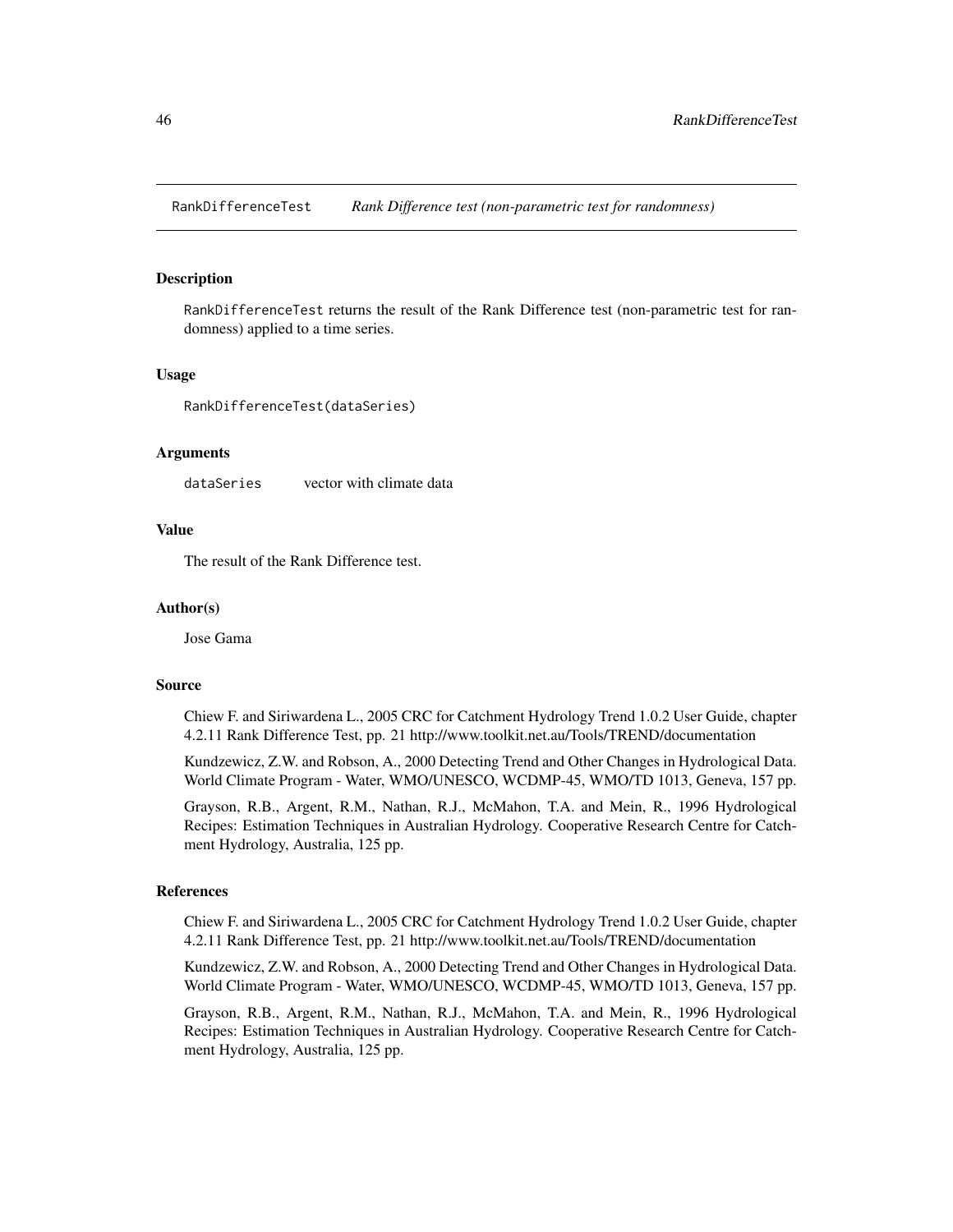## RankDifferenceTest — *Rank Difference test (non-parametric test for randomness)*

### Description

`RankDifferenceTest` returns the result of the Rank Difference test (non-parametric test for randomness) applied to a time series.

### Usage

```
RankDifferenceTest(dataSeries)
```

### Arguments

| | |
|---|---|
| `dataSeries` | vector with climate data |

### Value

The result of the Rank Difference test.

### Author(s)

Jose Gama

### Source

Chiew F. and Siriwardena L., 2005 CRC for Catchment Hydrology Trend 1.0.2 User Guide, chapter 4.2.11 Rank Difference Test, pp. 21 http://www.toolkit.net.au/Tools/TREND/documentation

Kundzewicz, Z.W. and Robson, A., 2000 Detecting Trend and Other Changes in Hydrological Data. World Climate Program - Water, WMO/UNESCO, WCDMP-45, WMO/TD 1013, Geneva, 157 pp.

Grayson, R.B., Argent, R.M., Nathan, R.J., McMahon, T.A. and Mein, R., 1996 Hydrological Recipes: Estimation Techniques in Australian Hydrology. Cooperative Research Centre for Catchment Hydrology, Australia, 125 pp.

### References

Chiew F. and Siriwardena L., 2005 CRC for Catchment Hydrology Trend 1.0.2 User Guide, chapter 4.2.11 Rank Difference Test, pp. 21 http://www.toolkit.net.au/Tools/TREND/documentation

Kundzewicz, Z.W. and Robson, A., 2000 Detecting Trend and Other Changes in Hydrological Data. World Climate Program - Water, WMO/UNESCO, WCDMP-45, WMO/TD 1013, Geneva, 157 pp.

Grayson, R.B., Argent, R.M., Nathan, R.J., McMahon, T.A. and Mein, R., 1996 Hydrological Recipes: Estimation Techniques in Australian Hydrology. Cooperative Research Centre for Catchment Hydrology, Australia, 125 pp.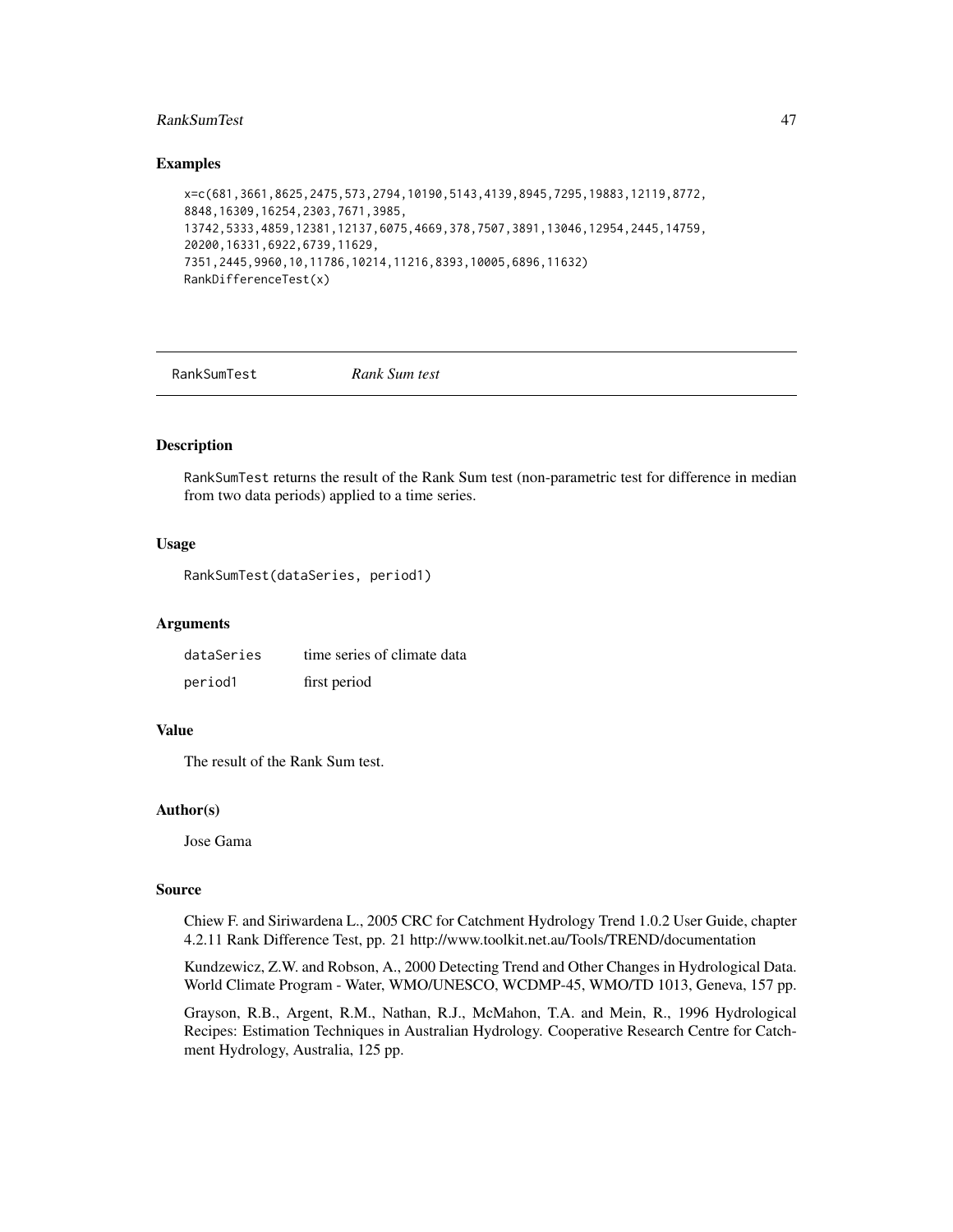## Examples

```
x=c(681,3661,8625,2475,573,2794,10190,5143,4139,8945,7295,19883,12119,8772,
8848,16309,16254,2303,7671,3985,
13742,5333,4859,12381,12137,6075,4669,378,7507,3891,13046,12954,2445,14759,
20200,16331,6922,6739,11629,
7351,2445,9960,10,11786,10214,11216,8393,10005,6896,11632)
RankDifferenceTest(x)
```

---

# RankSumTest *Rank Sum test*

---

## Description

RankSumTest returns the result of the Rank Sum test (non-parametric test for difference in median from two data periods) applied to a time series.

## Usage

```
RankSumTest(dataSeries, period1)
```

## Arguments

| | |
|---|---|
| dataSeries | time series of climate data |
| period1 | first period |

## Value

The result of the Rank Sum test.

## Author(s)

Jose Gama

## Source

Chiew F. and Siriwardena L., 2005 CRC for Catchment Hydrology Trend 1.0.2 User Guide, chapter 4.2.11 Rank Difference Test, pp. 21 http://www.toolkit.net.au/Tools/TREND/documentation

Kundzewicz, Z.W. and Robson, A., 2000 Detecting Trend and Other Changes in Hydrological Data. World Climate Program - Water, WMO/UNESCO, WCDMP-45, WMO/TD 1013, Geneva, 157 pp.

Grayson, R.B., Argent, R.M., Nathan, R.J., McMahon, T.A. and Mein, R., 1996 Hydrological Recipes: Estimation Techniques in Australian Hydrology. Cooperative Research Centre for Catchment Hydrology, Australia, 125 pp.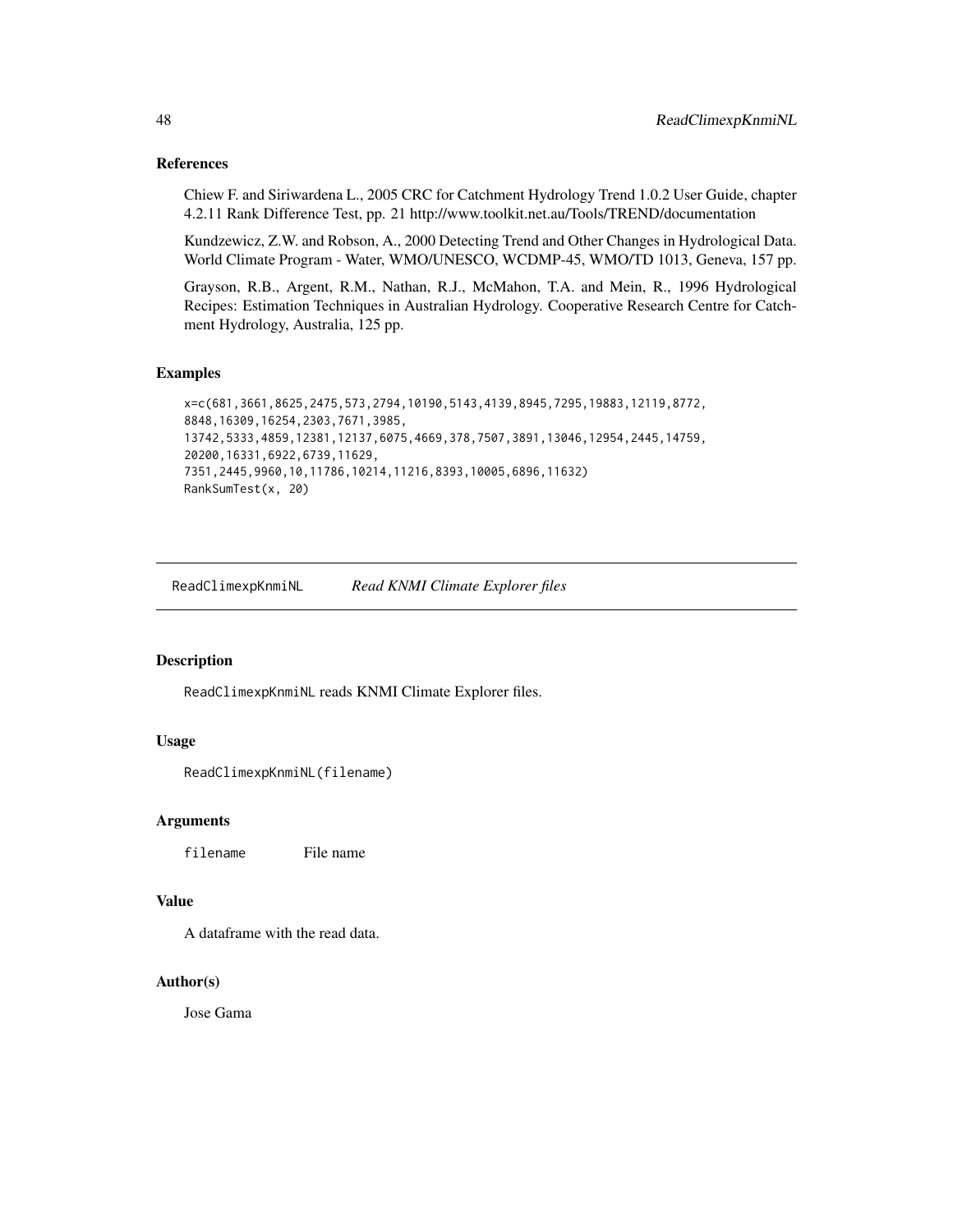### References

Chiew F. and Siriwardena L., 2005 CRC for Catchment Hydrology Trend 1.0.2 User Guide, chapter 4.2.11 Rank Difference Test, pp. 21 http://www.toolkit.net.au/Tools/TREND/documentation

Kundzewicz, Z.W. and Robson, A., 2000 Detecting Trend and Other Changes in Hydrological Data. World Climate Program - Water, WMO/UNESCO, WCDMP-45, WMO/TD 1013, Geneva, 157 pp.

Grayson, R.B., Argent, R.M., Nathan, R.J., McMahon, T.A. and Mein, R., 1996 Hydrological Recipes: Estimation Techniques in Australian Hydrology. Cooperative Research Centre for Catchment Hydrology, Australia, 125 pp.

### Examples

```
x=c(681,3661,8625,2475,573,2794,10190,5143,4139,8945,7295,19883,12119,8772,
8848,16309,16254,2303,7671,3985,
13742,5333,4859,12381,12137,6075,4669,378,7507,3891,13046,12954,2445,14759,
20200,16331,6922,6739,11629,
7351,2445,9960,10,11786,10214,11216,8393,10005,6896,11632)
RankSumTest(x, 20)
```

---

## ReadClimexpKnmiNL    *Read KNMI Climate Explorer files*

### Description

ReadClimexpKnmiNL reads KNMI Climate Explorer files.

### Usage

```
ReadClimexpKnmiNL(filename)
```

### Arguments

| | |
|---|---|
| filename | File name |

### Value

A dataframe with the read data.

### Author(s)

Jose Gama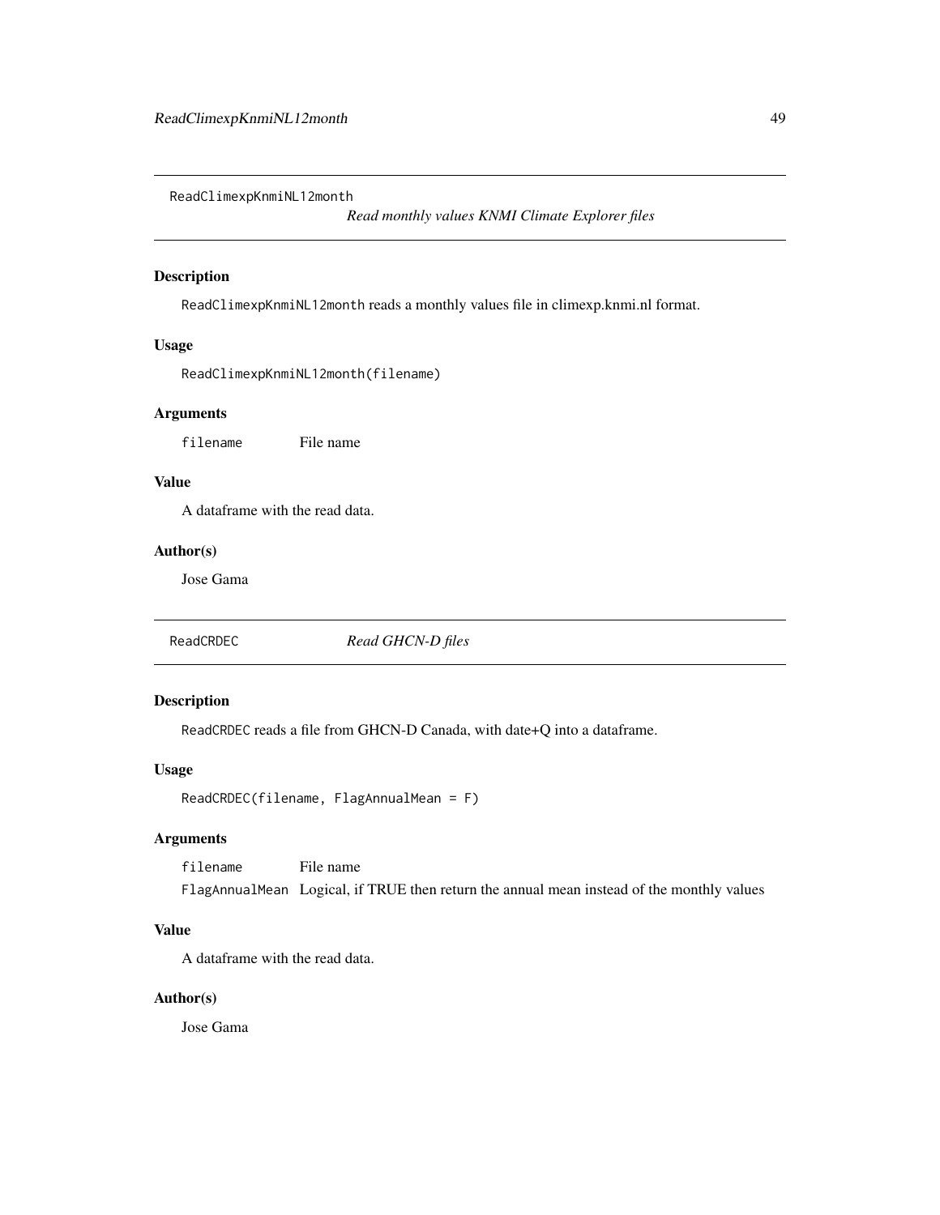## ReadClimexpKnmiNL12month

*Read monthly values KNMI Climate Explorer files*

### Description

ReadClimexpKnmiNL12month reads a monthly values file in climexp.knmi.nl format.

### Usage

```
ReadClimexpKnmiNL12month(filename)
```

### Arguments

| | |
|---|---|
| filename | File name |

### Value

A dataframe with the read data.

### Author(s)

Jose Gama

## ReadCRDEC

*Read GHCN-D files*

### Description

ReadCRDEC reads a file from GHCN-D Canada, with date+Q into a dataframe.

### Usage

```
ReadCRDEC(filename, FlagAnnualMean = F)
```

### Arguments

| | |
|---|---|
| filename | File name |
| FlagAnnualMean | Logical, if TRUE then return the annual mean instead of the monthly values |

### Value

A dataframe with the read data.

### Author(s)

Jose Gama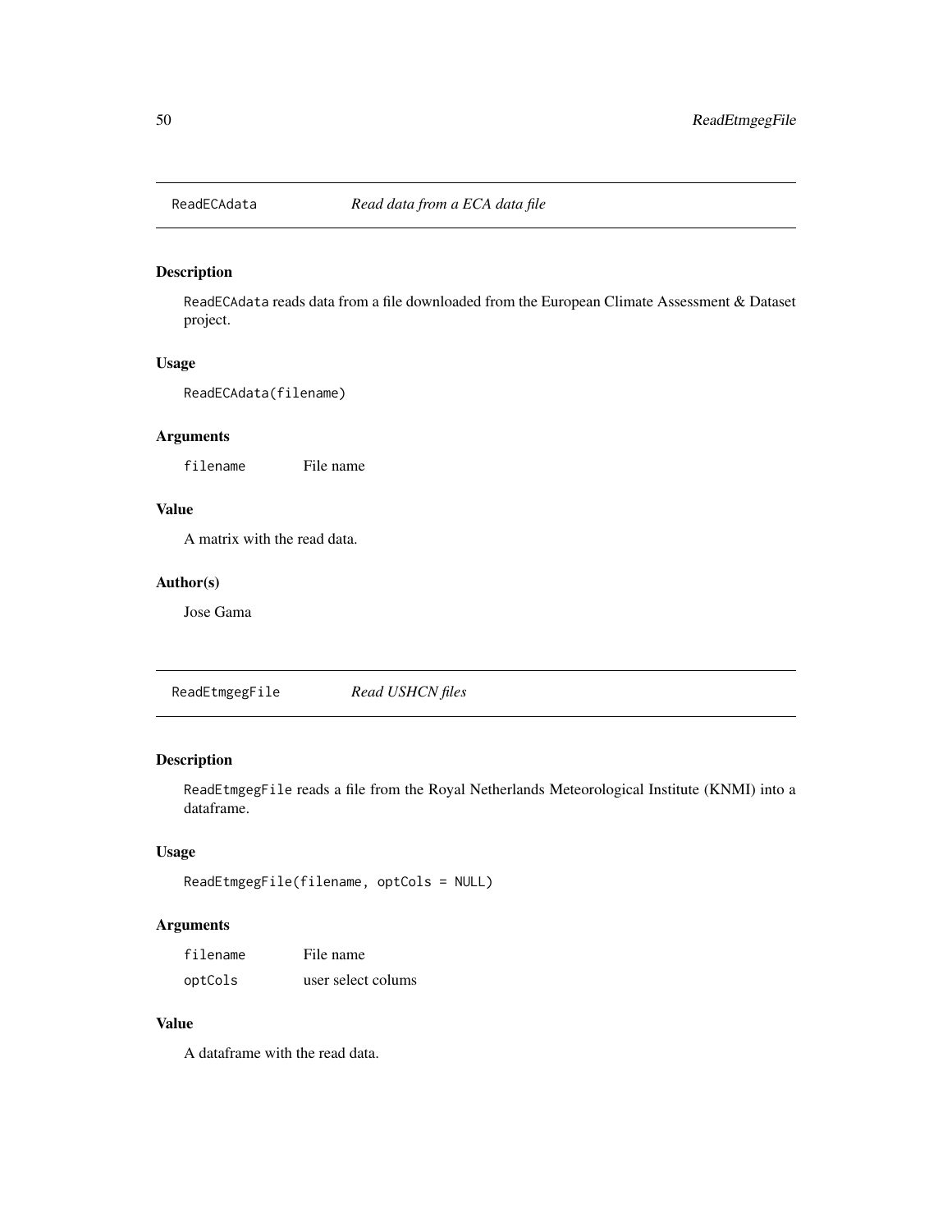## ReadECAdata *Read data from a ECA data file*

### Description

ReadECAdata reads data from a file downloaded from the European Climate Assessment & Dataset project.

### Usage

```
ReadECAdata(filename)
```

### Arguments

| | |
|---|---|
| filename | File name |

### Value

A matrix with the read data.

### Author(s)

Jose Gama

## ReadEtmgegFile *Read USHCN files*

### Description

ReadEtmgegFile reads a file from the Royal Netherlands Meteorological Institute (KNMI) into a dataframe.

### Usage

```
ReadEtmgegFile(filename, optCols = NULL)
```

### Arguments

| | |
|---|---|
| filename | File name |
| optCols | user select colums |

### Value

A dataframe with the read data.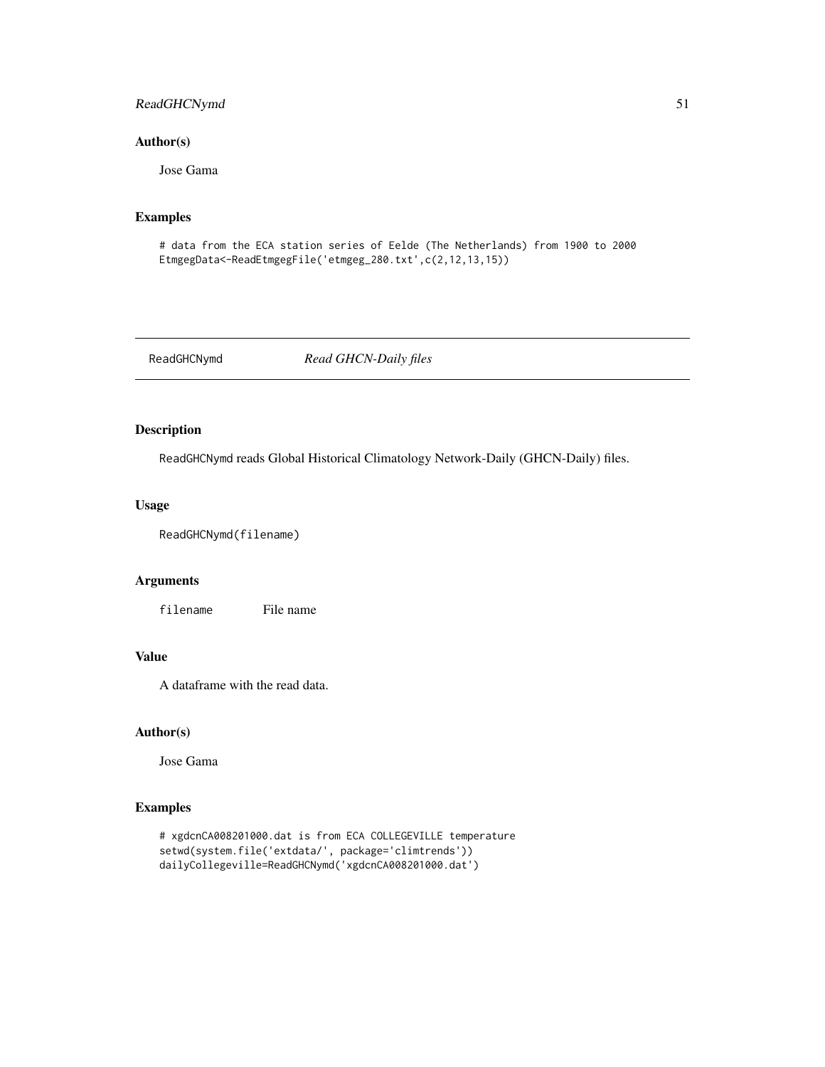## Author(s)

Jose Gama

## Examples

```
# data from the ECA station series of Eelde (The Netherlands) from 1900 to 2000
EtmgegData<-ReadEtmgegFile('etmgeg_280.txt',c(2,12,13,15))
```

---

# ReadGHCNymd *Read GHCN-Daily files*

## Description

ReadGHCNymd reads Global Historical Climatology Network-Daily (GHCN-Daily) files.

## Usage

```
ReadGHCNymd(filename)
```

## Arguments

| | |
|---|---|
| filename | File name |

## Value

A dataframe with the read data.

## Author(s)

Jose Gama

## Examples

```
# xgdcnCA008201000.dat is from ECA COLLEGEVILLE temperature
setwd(system.file('extdata/', package='climtrends'))
dailyCollegeville=ReadGHCNymd('xgdcnCA008201000.dat')
```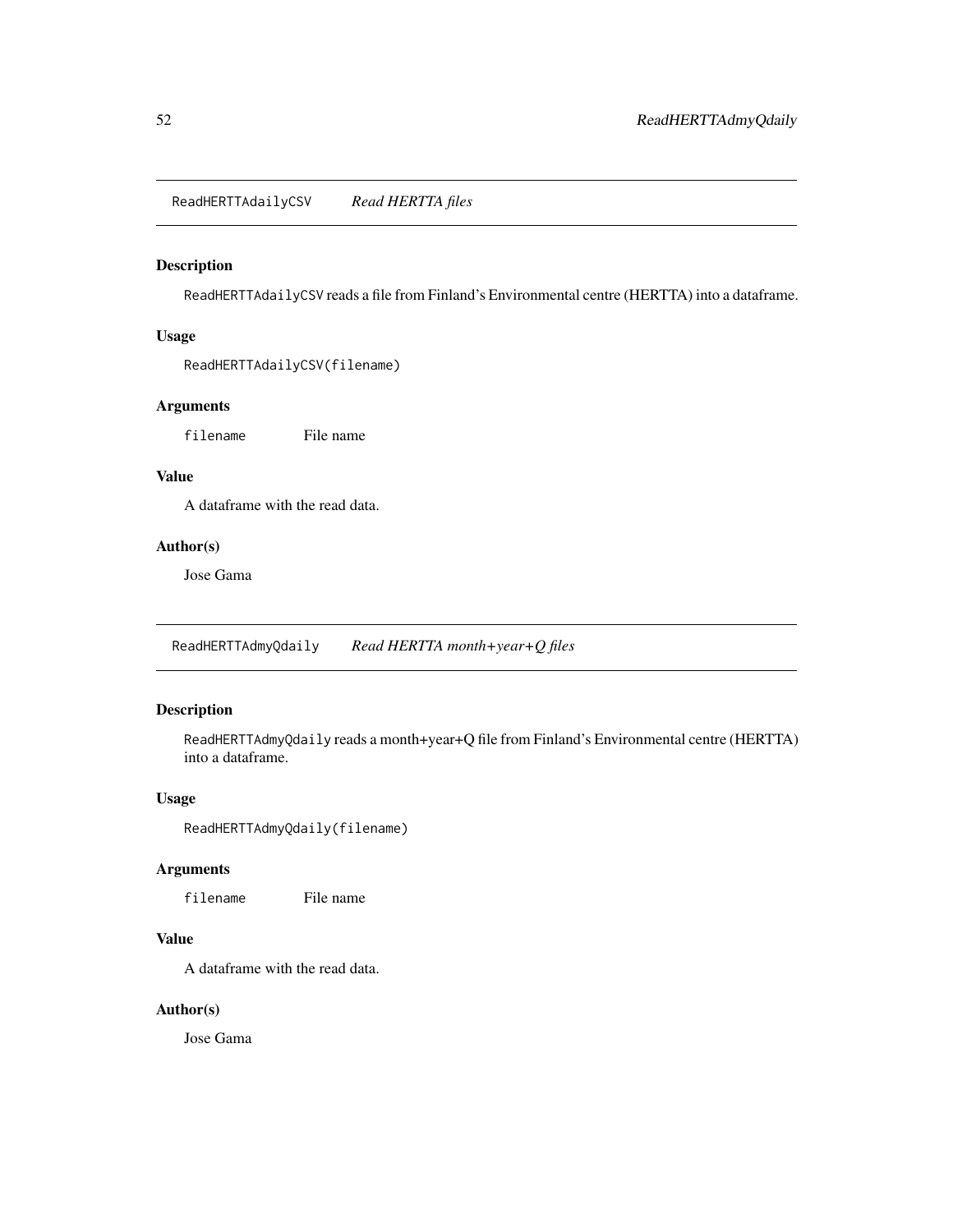## ReadHERTTAdailyCSV *Read HERTTA files*

### Description

ReadHERTTAdailyCSV reads a file from Finland's Environmental centre (HERTTA) into a dataframe.

### Usage

```
ReadHERTTAdailyCSV(filename)
```

### Arguments

| | |
|---|---|
| filename | File name |

### Value

A dataframe with the read data.

### Author(s)

Jose Gama

## ReadHERTTAdmyQdaily *Read HERTTA month+year+Q files*

### Description

ReadHERTTAdmyQdaily reads a month+year+Q file from Finland's Environmental centre (HERTTA) into a dataframe.

### Usage

```
ReadHERTTAdmyQdaily(filename)
```

### Arguments

| | |
|---|---|
| filename | File name |

### Value

A dataframe with the read data.

### Author(s)

Jose Gama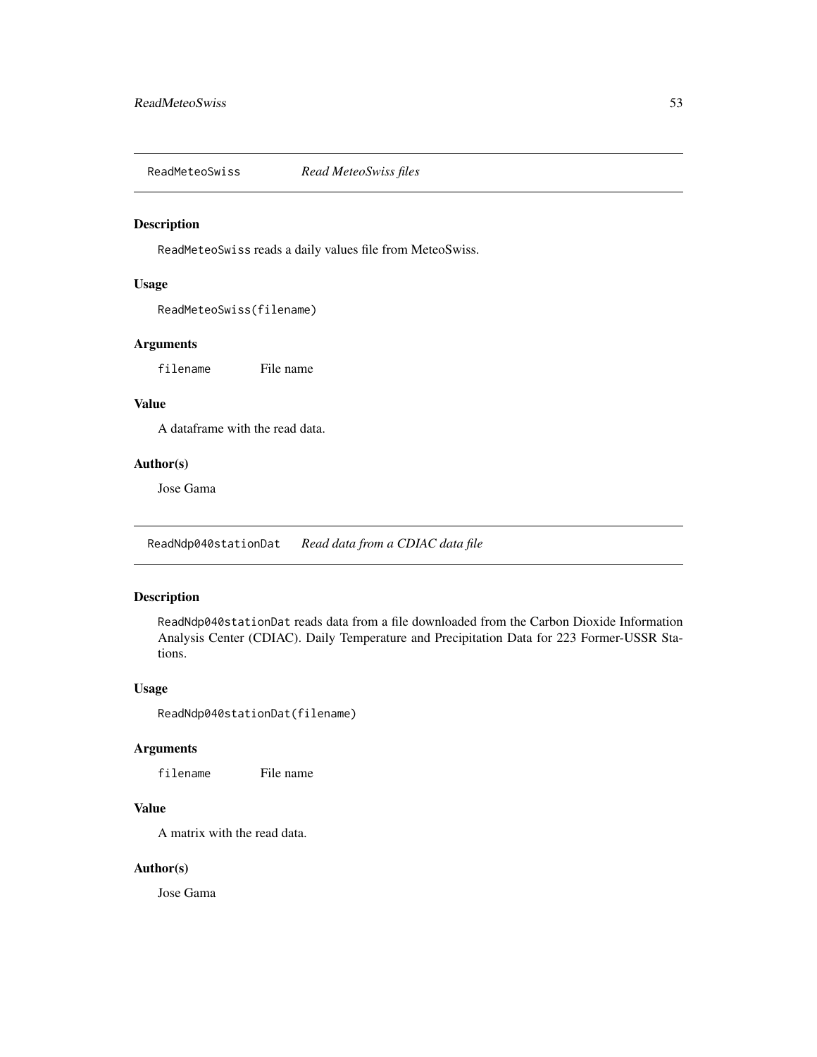## ReadMeteoSwiss *Read MeteoSwiss files*

### Description

ReadMeteoSwiss reads a daily values file from MeteoSwiss.

### Usage

```
ReadMeteoSwiss(filename)
```

### Arguments

filename File name

### Value

A dataframe with the read data.

### Author(s)

Jose Gama

## ReadNdp040stationDat *Read data from a CDIAC data file*

### Description

ReadNdp040stationDat reads data from a file downloaded from the Carbon Dioxide Information Analysis Center (CDIAC). Daily Temperature and Precipitation Data for 223 Former-USSR Stations.

### Usage

```
ReadNdp040stationDat(filename)
```

### Arguments

filename File name

### Value

A matrix with the read data.

### Author(s)

Jose Gama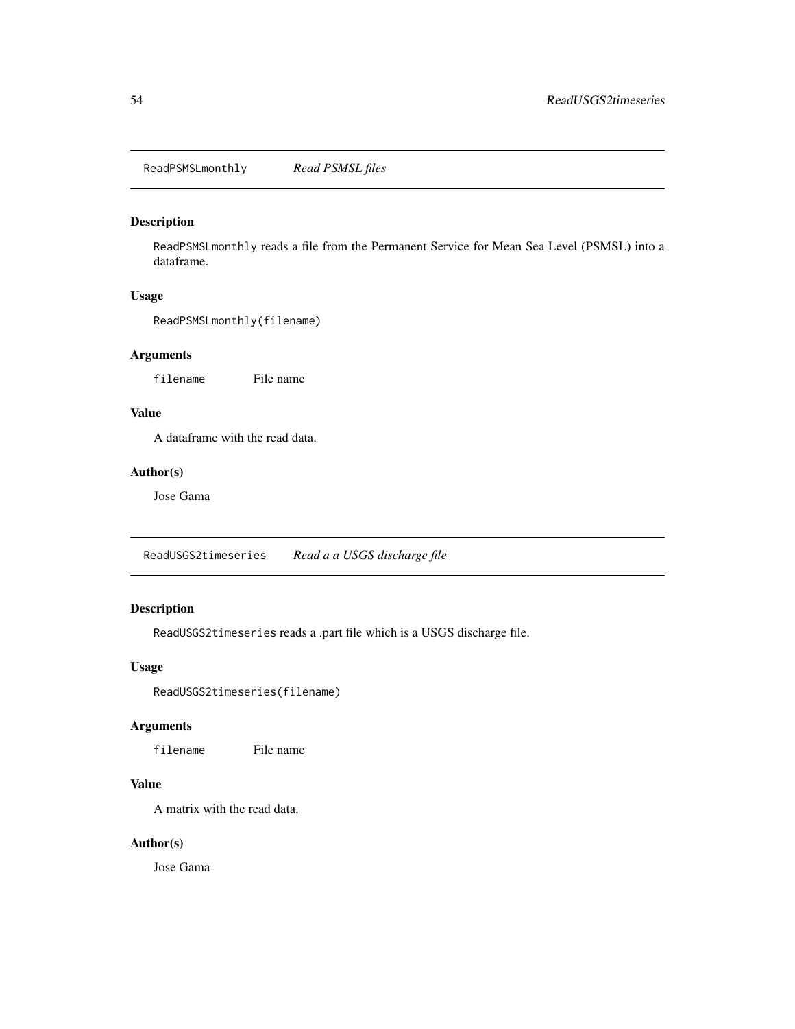## ReadPSMSLmonthly *Read PSMSL files*

### Description

ReadPSMSLmonthly reads a file from the Permanent Service for Mean Sea Level (PSMSL) into a dataframe.

### Usage

```
ReadPSMSLmonthly(filename)
```

### Arguments

| | |
|---|---|
| filename | File name |

### Value

A dataframe with the read data.

### Author(s)

Jose Gama

## ReadUSGS2timeseries *Read a a USGS discharge file*

### Description

ReadUSGS2timeseries reads a .part file which is a USGS discharge file.

### Usage

```
ReadUSGS2timeseries(filename)
```

### Arguments

| | |
|---|---|
| filename | File name |

### Value

A matrix with the read data.

### Author(s)

Jose Gama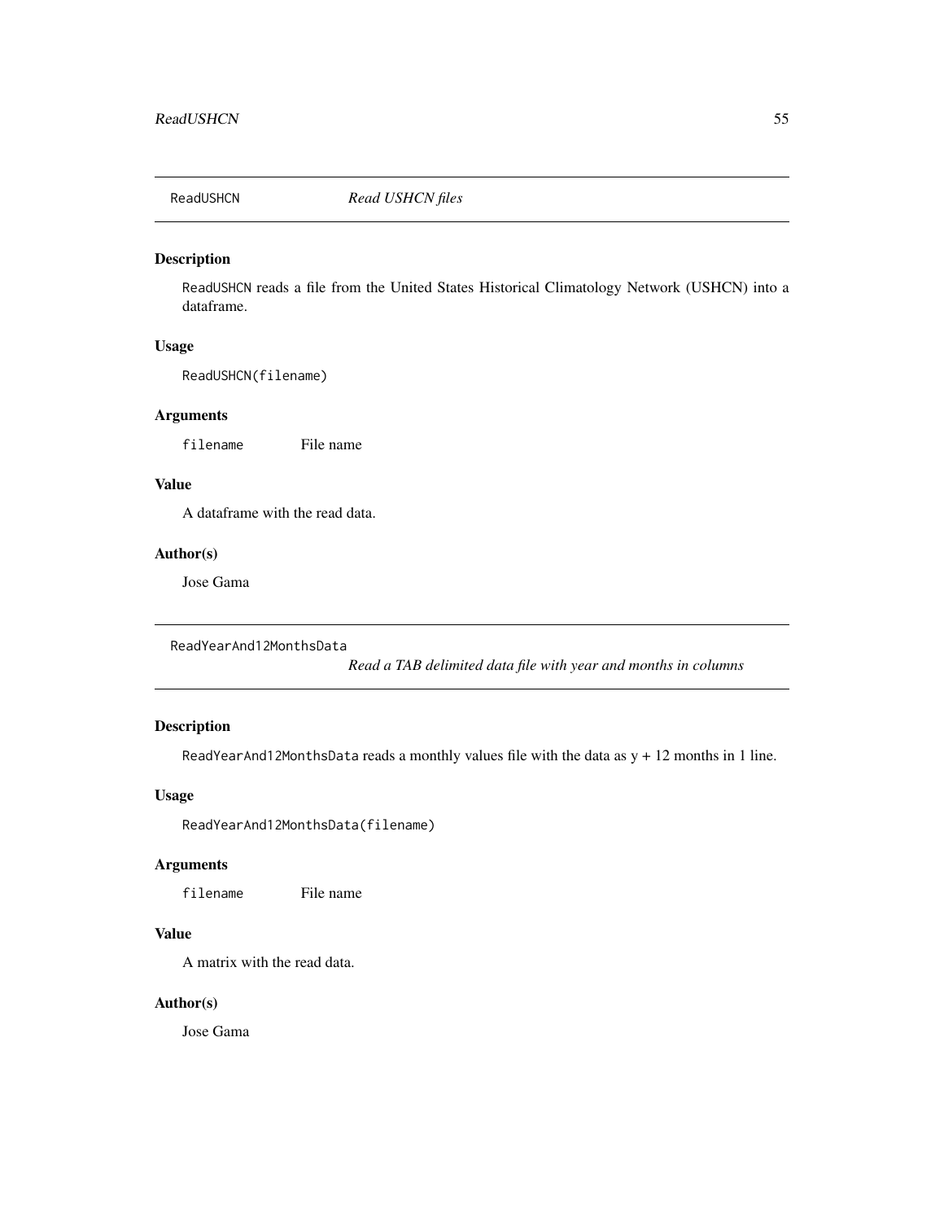## ReadUSHCN — *Read USHCN files*

### Description

ReadUSHCN reads a file from the United States Historical Climatology Network (USHCN) into a dataframe.

### Usage

```
ReadUSHCN(filename)
```

### Arguments

| | |
|---|---|
| filename | File name |

### Value

A dataframe with the read data.

### Author(s)

Jose Gama

## ReadYearAnd12MonthsData — *Read a TAB delimited data file with year and months in columns*

### Description

ReadYearAnd12MonthsData reads a monthly values file with the data as y + 12 months in 1 line.

### Usage

```
ReadYearAnd12MonthsData(filename)
```

### Arguments

| | |
|---|---|
| filename | File name |

### Value

A matrix with the read data.

### Author(s)

Jose Gama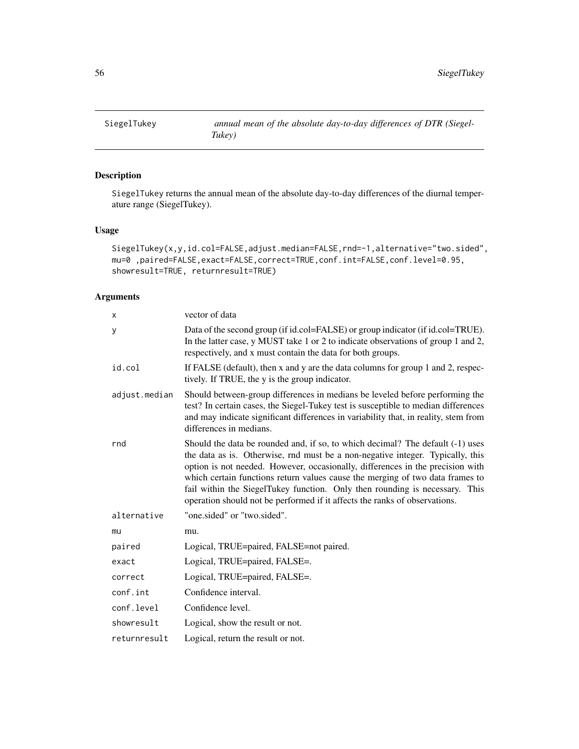SiegelTukey *annual mean of the absolute day-to-day differences of DTR (Siegel-Tukey)*

## Description

SiegelTukey returns the annual mean of the absolute day-to-day differences of the diurnal temperature range (SiegelTukey).

## Usage

```
SiegelTukey(x,y,id.col=FALSE,adjust.median=FALSE,rnd=-1,alternative="two.sided",
mu=0 ,paired=FALSE,exact=FALSE,correct=TRUE,conf.int=FALSE,conf.level=0.95,
showresult=TRUE, returnresult=TRUE)
```

## Arguments

| | |
|---|---|
| x | vector of data |
| y | Data of the second group (if id.col=FALSE) or group indicator (if id.col=TRUE). In the latter case, y MUST take 1 or 2 to indicate observations of group 1 and 2, respectively, and x must contain the data for both groups. |
| id.col | If FALSE (default), then x and y are the data columns for group 1 and 2, respectively. If TRUE, the y is the group indicator. |
| adjust.median | Should between-group differences in medians be leveled before performing the test? In certain cases, the Siegel-Tukey test is susceptible to median differences and may indicate significant differences in variability that, in reality, stem from differences in medians. |
| rnd | Should the data be rounded and, if so, to which decimal? The default (-1) uses the data as is. Otherwise, rnd must be a non-negative integer. Typically, this option is not needed. However, occasionally, differences in the precision with which certain functions return values cause the merging of two data frames to fail within the SiegelTukey function. Only then rounding is necessary. This operation should not be performed if it affects the ranks of observations. |
| alternative | "one.sided" or "two.sided". |
| mu | mu. |
| paired | Logical, TRUE=paired, FALSE=not paired. |
| exact | Logical, TRUE=paired, FALSE=. |
| correct | Logical, TRUE=paired, FALSE=. |
| conf.int | Confidence interval. |
| conf.level | Confidence level. |
| showresult | Logical, show the result or not. |
| returnresult | Logical, return the result or not. |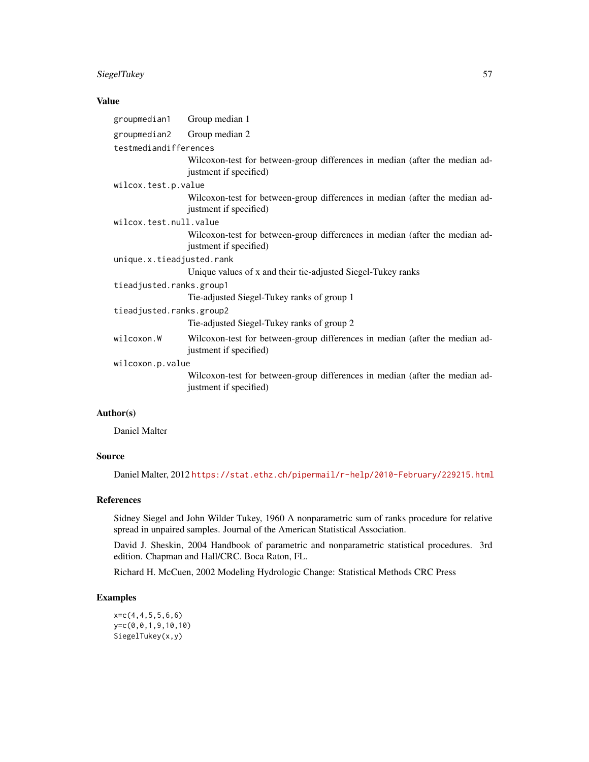## Value

- `groupmedian1` Group median 1
- `groupmedian2` Group median 2
- `testmediandifferences`
  Wilcoxon-test for between-group differences in median (after the median adjustment if specified)
- `wilcox.test.p.value`
  Wilcoxon-test for between-group differences in median (after the median adjustment if specified)
- `wilcox.test.null.value`
  Wilcoxon-test for between-group differences in median (after the median adjustment if specified)
- `unique.x.tieadjusted.rank`
  Unique values of x and their tie-adjusted Siegel-Tukey ranks
- `tieadjusted.ranks.group1`
  Tie-adjusted Siegel-Tukey ranks of group 1
- `tieadjusted.ranks.group2`
  Tie-adjusted Siegel-Tukey ranks of group 2
- `wilcoxon.W` Wilcoxon-test for between-group differences in median (after the median adjustment if specified)
- `wilcoxon.p.value`
  Wilcoxon-test for between-group differences in median (after the median adjustment if specified)

## Author(s)

Daniel Malter

## Source

Daniel Malter, 2012 https://stat.ethz.ch/pipermail/r-help/2010-February/229215.html

## References

Sidney Siegel and John Wilder Tukey, 1960 A nonparametric sum of ranks procedure for relative spread in unpaired samples. Journal of the American Statistical Association.

David J. Sheskin, 2004 Handbook of parametric and nonparametric statistical procedures. 3rd edition. Chapman and Hall/CRC. Boca Raton, FL.

Richard H. McCuen, 2002 Modeling Hydrologic Change: Statistical Methods CRC Press

## Examples

```
x=c(4,4,5,5,6,6)
y=c(0,0,1,9,10,10)
SiegelTukey(x,y)
```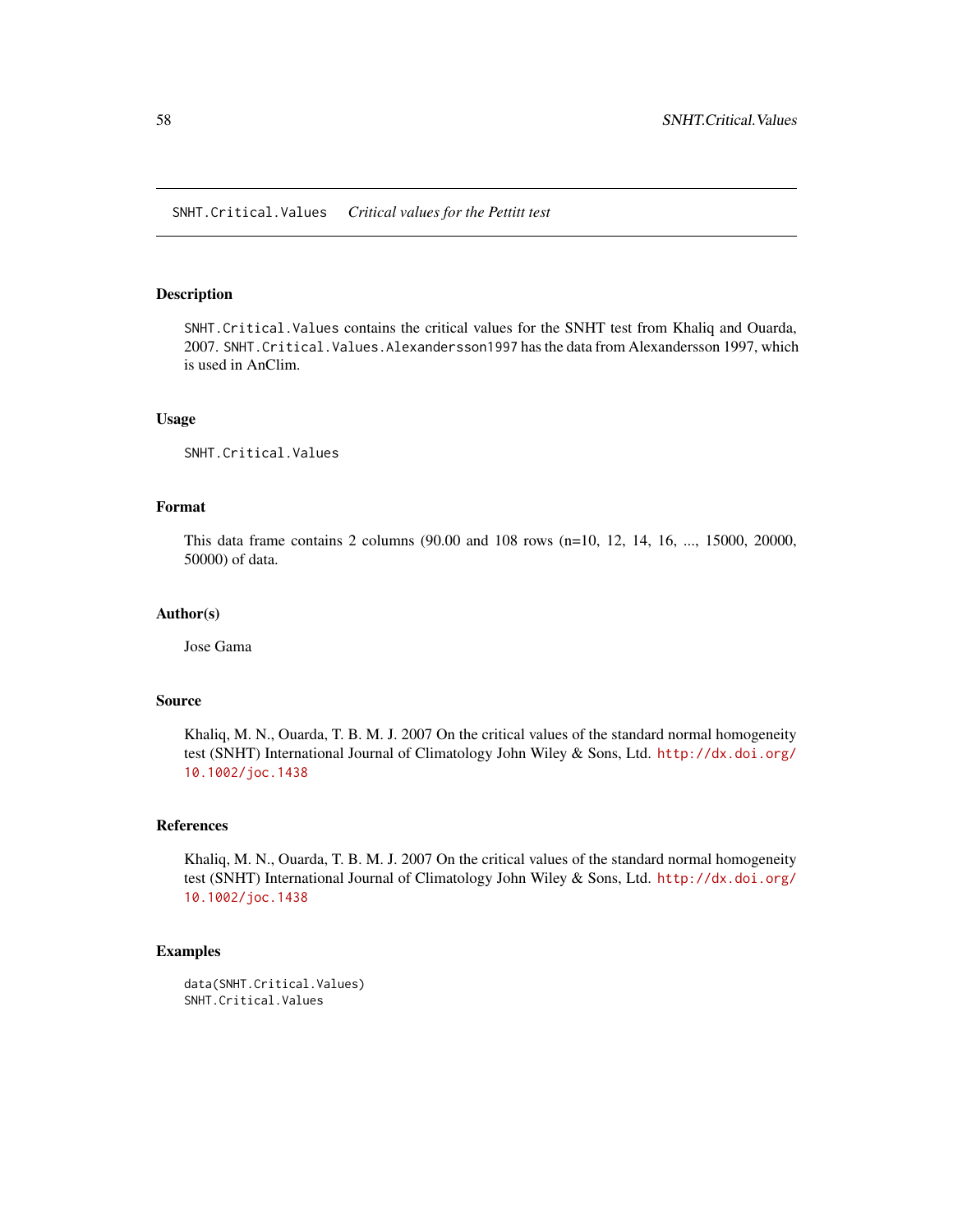SNHT.Critical.Values *Critical values for the Pettitt test*

## Description

SNHT.Critical.Values contains the critical values for the SNHT test from Khaliq and Ouarda, 2007. SNHT.Critical.Values.Alexandersson1997 has the data from Alexandersson 1997, which is used in AnClim.

## Usage

```
SNHT.Critical.Values
```

## Format

This data frame contains 2 columns (90.00 and 108 rows (n=10, 12, 14, 16, ..., 15000, 20000, 50000) of data.

## Author(s)

Jose Gama

## Source

Khaliq, M. N., Ouarda, T. B. M. J. 2007 On the critical values of the standard normal homogeneity test (SNHT) International Journal of Climatology John Wiley & Sons, Ltd. http://dx.doi.org/10.1002/joc.1438

## References

Khaliq, M. N., Ouarda, T. B. M. J. 2007 On the critical values of the standard normal homogeneity test (SNHT) International Journal of Climatology John Wiley & Sons, Ltd. http://dx.doi.org/10.1002/joc.1438

## Examples

```
data(SNHT.Critical.Values)
SNHT.Critical.Values
```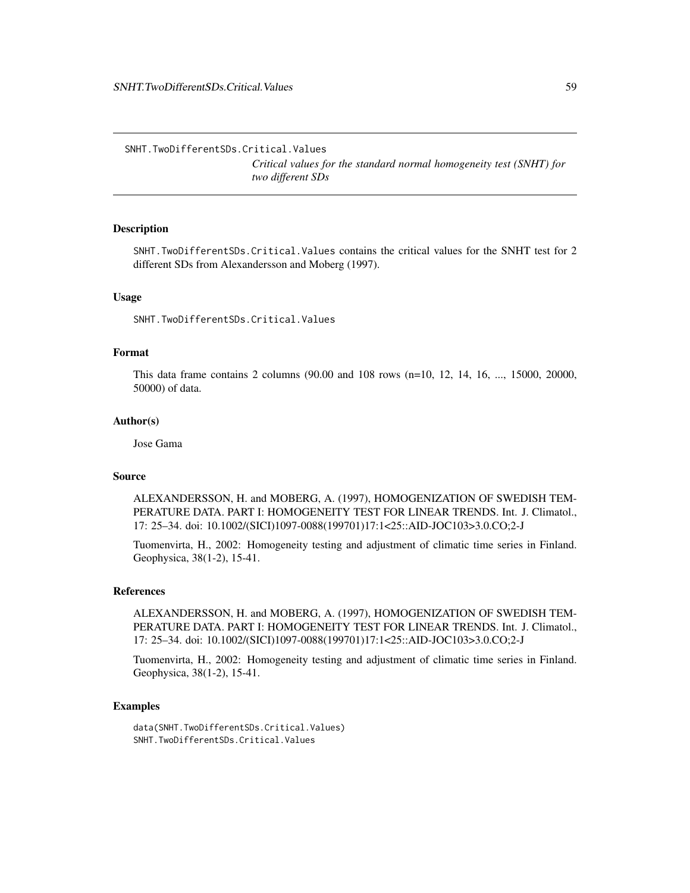SNHT.TwoDifferentSDs.Critical.Values

*Critical values for the standard normal homogeneity test (SNHT) for two different SDs*

## Description

SNHT.TwoDifferentSDs.Critical.Values contains the critical values for the SNHT test for 2 different SDs from Alexandersson and Moberg (1997).

## Usage

```
SNHT.TwoDifferentSDs.Critical.Values
```

## Format

This data frame contains 2 columns (90.00 and 108 rows (n=10, 12, 14, 16, ..., 15000, 20000, 50000) of data.

## Author(s)

Jose Gama

## Source

ALEXANDERSSON, H. and MOBERG, A. (1997), HOMOGENIZATION OF SWEDISH TEMPERATURE DATA. PART I: HOMOGENEITY TEST FOR LINEAR TRENDS. Int. J. Climatol., 17: 25–34. doi: 10.1002/(SICI)1097-0088(199701)17:1<25::AID-JOC103>3.0.CO;2-J

Tuomenvirta, H., 2002: Homogeneity testing and adjustment of climatic time series in Finland. Geophysica, 38(1-2), 15-41.

## References

ALEXANDERSSON, H. and MOBERG, A. (1997), HOMOGENIZATION OF SWEDISH TEMPERATURE DATA. PART I: HOMOGENEITY TEST FOR LINEAR TRENDS. Int. J. Climatol., 17: 25–34. doi: 10.1002/(SICI)1097-0088(199701)17:1<25::AID-JOC103>3.0.CO;2-J

Tuomenvirta, H., 2002: Homogeneity testing and adjustment of climatic time series in Finland. Geophysica, 38(1-2), 15-41.

## Examples

```
data(SNHT.TwoDifferentSDs.Critical.Values)
SNHT.TwoDifferentSDs.Critical.Values
```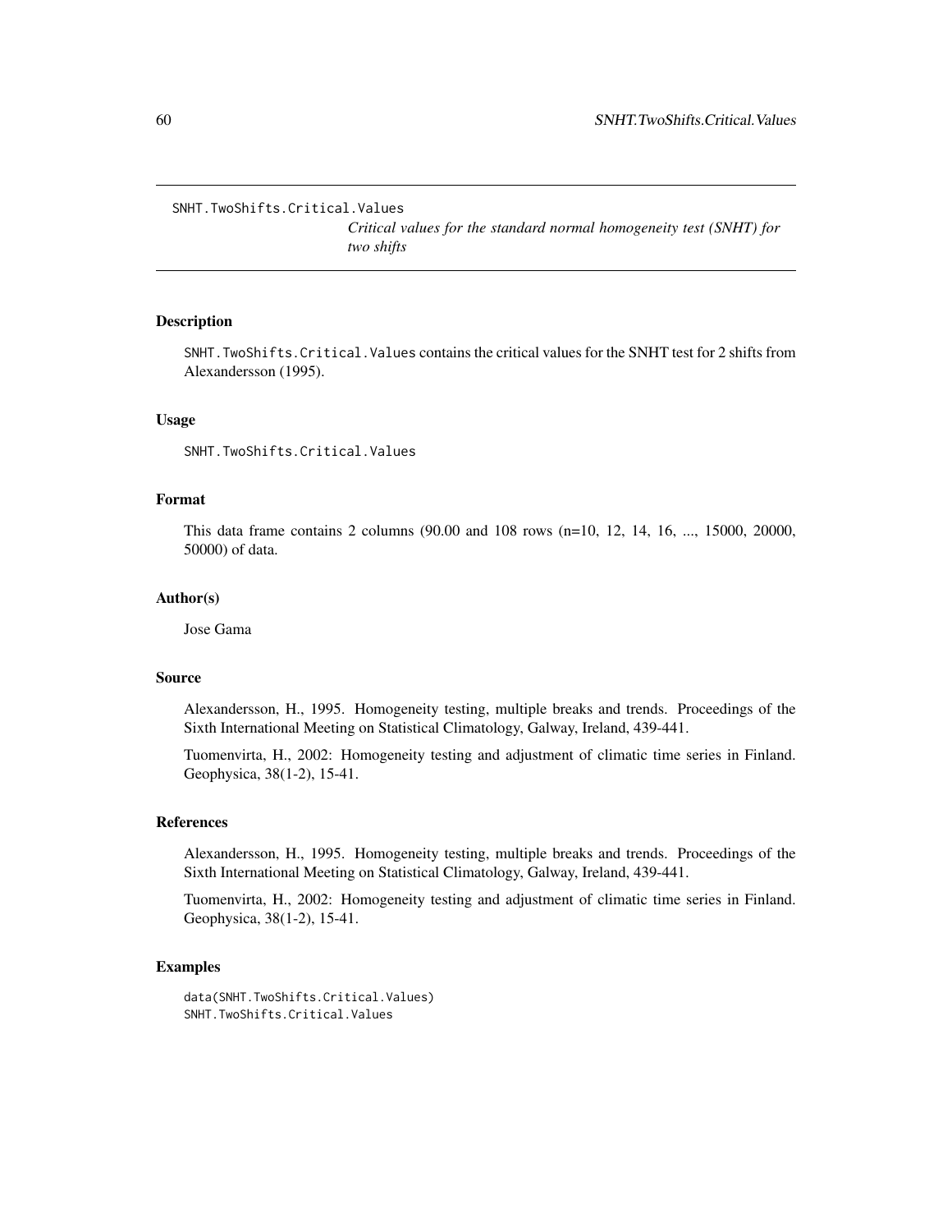SNHT.TwoShifts.Critical.Values

*Critical values for the standard normal homogeneity test (SNHT) for two shifts*

### Description

SNHT.TwoShifts.Critical.Values contains the critical values for the SNHT test for 2 shifts from Alexandersson (1995).

### Usage

```
SNHT.TwoShifts.Critical.Values
```

### Format

This data frame contains 2 columns (90.00 and 108 rows (n=10, 12, 14, 16, ..., 15000, 20000, 50000) of data.

### Author(s)

Jose Gama

### Source

Alexandersson, H., 1995. Homogeneity testing, multiple breaks and trends. Proceedings of the Sixth International Meeting on Statistical Climatology, Galway, Ireland, 439-441.

Tuomenvirta, H., 2002: Homogeneity testing and adjustment of climatic time series in Finland. Geophysica, 38(1-2), 15-41.

### References

Alexandersson, H., 1995. Homogeneity testing, multiple breaks and trends. Proceedings of the Sixth International Meeting on Statistical Climatology, Galway, Ireland, 439-441.

Tuomenvirta, H., 2002: Homogeneity testing and adjustment of climatic time series in Finland. Geophysica, 38(1-2), 15-41.

### Examples

```
data(SNHT.TwoShifts.Critical.Values)
SNHT.TwoShifts.Critical.Values
```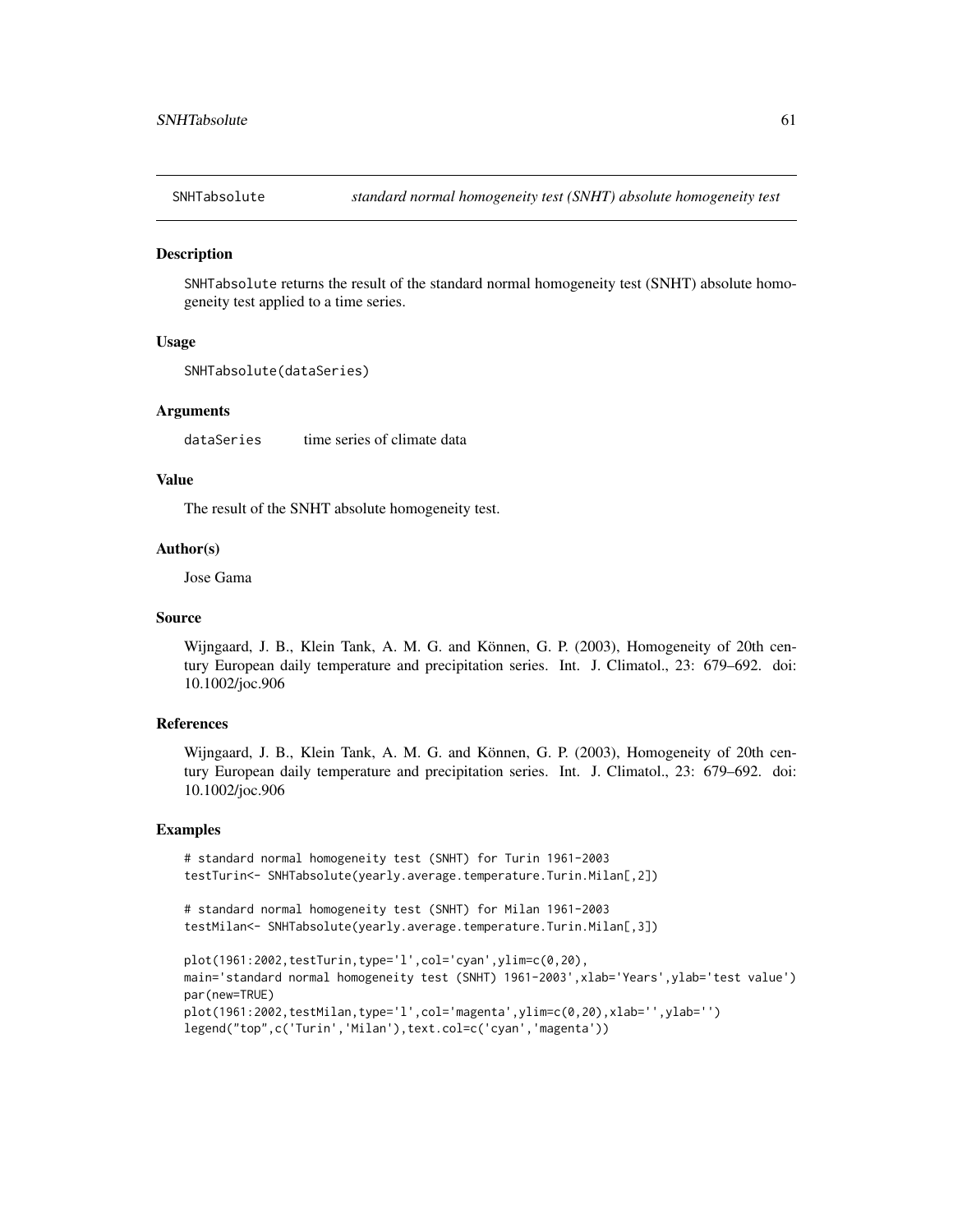SNHTabsolute *standard normal homogeneity test (SNHT) absolute homogeneity test*

## Description

SNHTabsolute returns the result of the standard normal homogeneity test (SNHT) absolute homogeneity test applied to a time series.

## Usage

```
SNHTabsolute(dataSeries)
```

## Arguments

dataSeries    time series of climate data

## Value

The result of the SNHT absolute homogeneity test.

## Author(s)

Jose Gama

## Source

Wijngaard, J. B., Klein Tank, A. M. G. and Können, G. P. (2003), Homogeneity of 20th century European daily temperature and precipitation series. Int. J. Climatol., 23: 679–692. doi: 10.1002/joc.906

## References

Wijngaard, J. B., Klein Tank, A. M. G. and Können, G. P. (2003), Homogeneity of 20th century European daily temperature and precipitation series. Int. J. Climatol., 23: 679–692. doi: 10.1002/joc.906

## Examples

```
# standard normal homogeneity test (SNHT) for Turin 1961-2003
testTurin<- SNHTabsolute(yearly.average.temperature.Turin.Milan[,2])

# standard normal homogeneity test (SNHT) for Milan 1961-2003
testMilan<- SNHTabsolute(yearly.average.temperature.Turin.Milan[,3])

plot(1961:2002,testTurin,type='l',col='cyan',ylim=c(0,20),
main='standard normal homogeneity test (SNHT) 1961-2003',xlab='Years',ylab='test value')
par(new=TRUE)
plot(1961:2002,testMilan,type='l',col='magenta',ylim=c(0,20),xlab='',ylab='')
legend("top",c('Turin','Milan'),text.col=c('cyan','magenta'))
```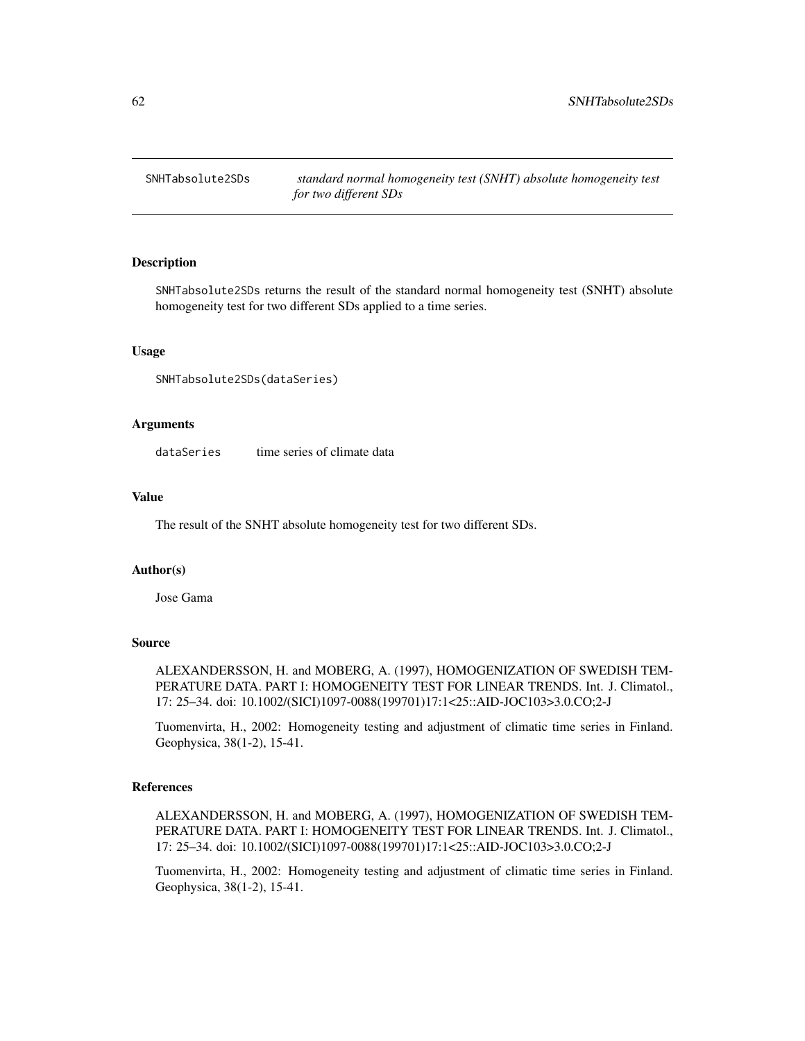# SNHTabsolute2SDs *standard normal homogeneity test (SNHT) absolute homogeneity test for two different SDs*

## Description

SNHTabsolute2SDs returns the result of the standard normal homogeneity test (SNHT) absolute homogeneity test for two different SDs applied to a time series.

## Usage

```
SNHTabsolute2SDs(dataSeries)
```

## Arguments

dataSeries    time series of climate data

## Value

The result of the SNHT absolute homogeneity test for two different SDs.

## Author(s)

Jose Gama

## Source

ALEXANDERSSON, H. and MOBERG, A. (1997), HOMOGENIZATION OF SWEDISH TEMPERATURE DATA. PART I: HOMOGENEITY TEST FOR LINEAR TRENDS. Int. J. Climatol., 17: 25–34. doi: 10.1002/(SICI)1097-0088(199701)17:1<25::AID-JOC103>3.0.CO;2-J

Tuomenvirta, H., 2002: Homogeneity testing and adjustment of climatic time series in Finland. Geophysica, 38(1-2), 15-41.

## References

ALEXANDERSSON, H. and MOBERG, A. (1997), HOMOGENIZATION OF SWEDISH TEMPERATURE DATA. PART I: HOMOGENEITY TEST FOR LINEAR TRENDS. Int. J. Climatol., 17: 25–34. doi: 10.1002/(SICI)1097-0088(199701)17:1<25::AID-JOC103>3.0.CO;2-J

Tuomenvirta, H., 2002: Homogeneity testing and adjustment of climatic time series in Finland. Geophysica, 38(1-2), 15-41.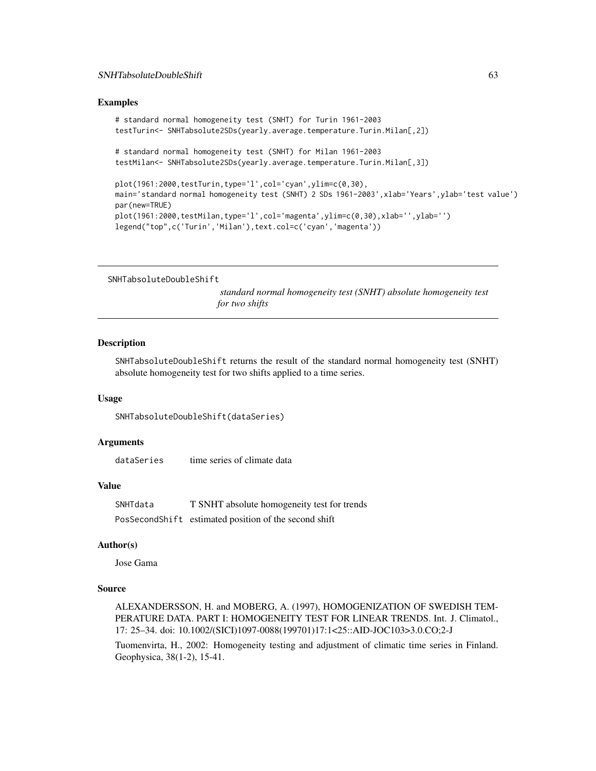### Examples

```
# standard normal homogeneity test (SNHT) for Turin 1961-2003
testTurin<- SNHTabsolute2SDs(yearly.average.temperature.Turin.Milan[,2])

# standard normal homogeneity test (SNHT) for Milan 1961-2003
testMilan<- SNHTabsolute2SDs(yearly.average.temperature.Turin.Milan[,3])

plot(1961:2000,testTurin,type='l',col='cyan',ylim=c(0,30),
main='standard normal homogeneity test (SNHT) 2 SDs 1961-2003',xlab='Years',ylab='test value')
par(new=TRUE)
plot(1961:2000,testMilan,type='l',col='magenta',ylim=c(0,30),xlab='',ylab='')
legend("top",c('Turin','Milan'),text.col=c('cyan','magenta'))
```

---

## SNHTabsoluteDoubleShift

*standard normal homogeneity test (SNHT) absolute homogeneity test for two shifts*

---

### Description

SNHTabsoluteDoubleShift returns the result of the standard normal homogeneity test (SNHT) absolute homogeneity test for two shifts applied to a time series.

### Usage

```
SNHTabsoluteDoubleShift(dataSeries)
```

### Arguments

| | |
|---|---|
| dataSeries | time series of climate data |

### Value

| | |
|---|---|
| SNHTdata | T SNHT absolute homogeneity test for trends |
| PosSecondShift | estimated position of the second shift |

### Author(s)

Jose Gama

### Source

ALEXANDERSSON, H. and MOBERG, A. (1997), HOMOGENIZATION OF SWEDISH TEMPERATURE DATA. PART I: HOMOGENEITY TEST FOR LINEAR TRENDS. Int. J. Climatol., 17: 25–34. doi: 10.1002/(SICI)1097-0088(199701)17:1<25::AID-JOC103>3.0.CO;2-J

Tuomenvirta, H., 2002: Homogeneity testing and adjustment of climatic time series in Finland. Geophysica, 38(1-2), 15-41.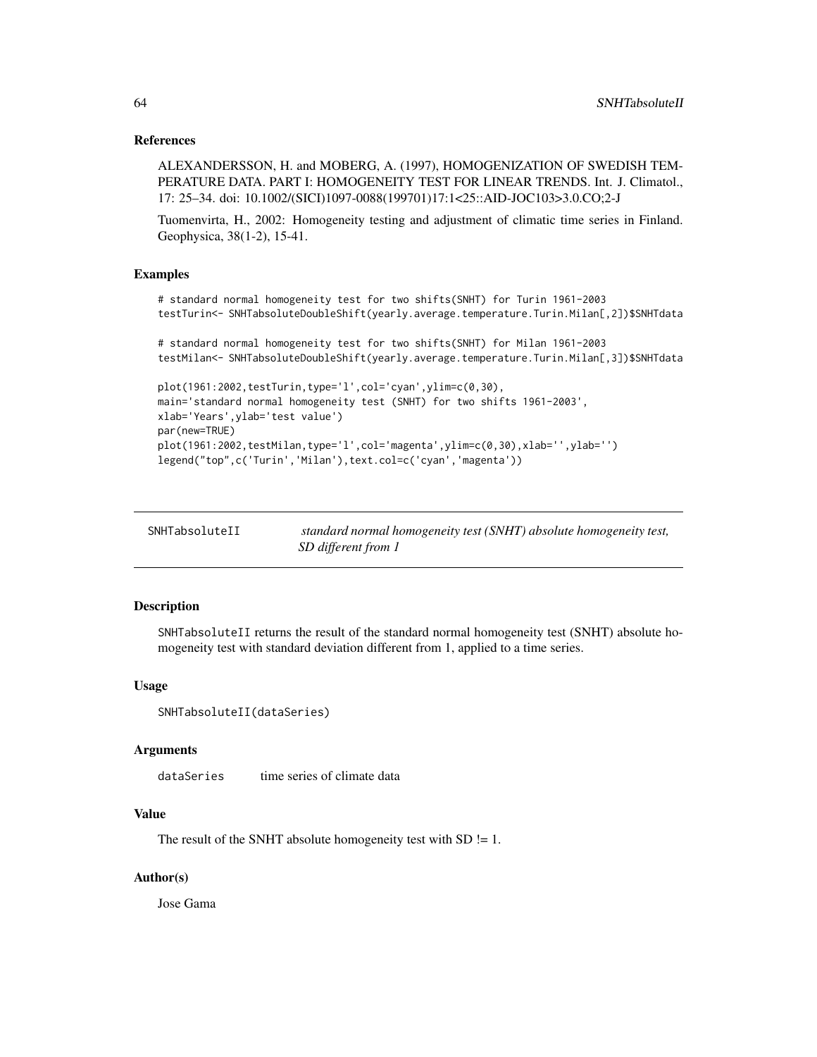### References

ALEXANDERSSON, H. and MOBERG, A. (1997), HOMOGENIZATION OF SWEDISH TEMPERATURE DATA. PART I: HOMOGENEITY TEST FOR LINEAR TRENDS. Int. J. Climatol., 17: 25–34. doi: 10.1002/(SICI)1097-0088(199701)17:1<25::AID-JOC103>3.0.CO;2-J

Tuomenvirta, H., 2002: Homogeneity testing and adjustment of climatic time series in Finland. Geophysica, 38(1-2), 15-41.

### Examples

```
# standard normal homogeneity test for two shifts(SNHT) for Turin 1961-2003
testTurin<- SNHTabsoluteDoubleShift(yearly.average.temperature.Turin.Milan[,2])$SNHTdata

# standard normal homogeneity test for two shifts(SNHT) for Milan 1961-2003
testMilan<- SNHTabsoluteDoubleShift(yearly.average.temperature.Turin.Milan[,3])$SNHTdata

plot(1961:2002,testTurin,type='l',col='cyan',ylim=c(0,30),
main='standard normal homogeneity test (SNHT) for two shifts 1961-2003',
xlab='Years',ylab='test value')
par(new=TRUE)
plot(1961:2002,testMilan,type='l',col='magenta',ylim=c(0,30),xlab='',ylab='')
legend("top",c('Turin','Milan'),text.col=c('cyan','magenta'))
```

---

## SNHTabsoluteII — *standard normal homogeneity test (SNHT) absolute homogeneity test, SD different from 1*

---

### Description

SNHTabsoluteII returns the result of the standard normal homogeneity test (SNHT) absolute homogeneity test with standard deviation different from 1, applied to a time series.

### Usage

```
SNHTabsoluteII(dataSeries)
```

### Arguments

| | |
|---|---|
| dataSeries | time series of climate data |

### Value

The result of the SNHT absolute homogeneity test with SD != 1.

### Author(s)

Jose Gama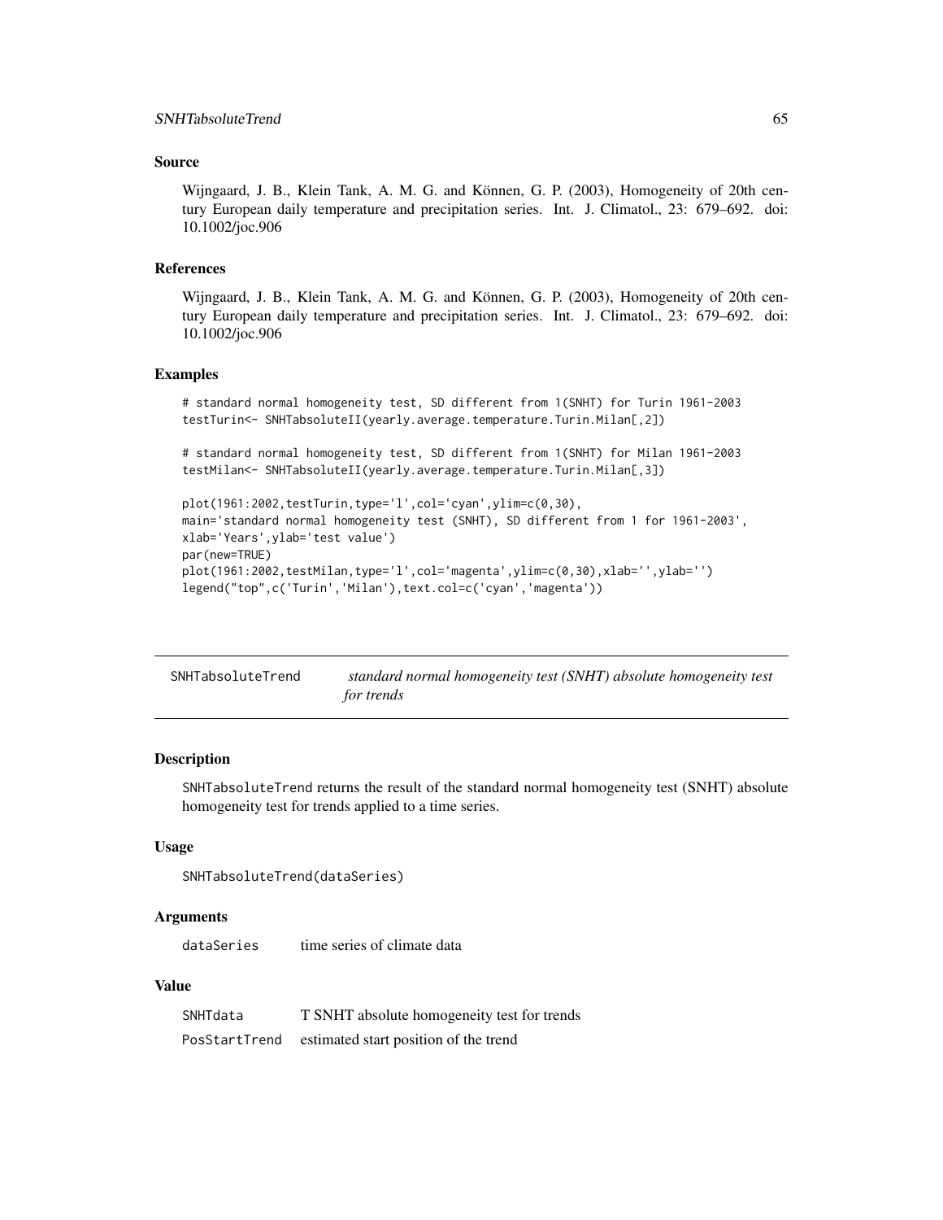### Source

Wijngaard, J. B., Klein Tank, A. M. G. and Können, G. P. (2003), Homogeneity of 20th century European daily temperature and precipitation series. Int. J. Climatol., 23: 679–692. doi: 10.1002/joc.906

### References

Wijngaard, J. B., Klein Tank, A. M. G. and Können, G. P. (2003), Homogeneity of 20th century European daily temperature and precipitation series. Int. J. Climatol., 23: 679–692. doi: 10.1002/joc.906

### Examples

```
# standard normal homogeneity test, SD different from 1(SNHT) for Turin 1961-2003
testTurin<- SNHTabsoluteII(yearly.average.temperature.Turin.Milan[,2])

# standard normal homogeneity test, SD different from 1(SNHT) for Milan 1961-2003
testMilan<- SNHTabsoluteII(yearly.average.temperature.Turin.Milan[,3])

plot(1961:2002,testTurin,type='l',col='cyan',ylim=c(0,30),
main='standard normal homogeneity test (SNHT), SD different from 1 for 1961-2003',
xlab='Years',ylab='test value')
par(new=TRUE)
plot(1961:2002,testMilan,type='l',col='magenta',ylim=c(0,30),xlab='',ylab='')
legend("top",c('Turin','Milan'),text.col=c('cyan','magenta'))
```

---

## SNHTabsoluteTrend — *standard normal homogeneity test (SNHT) absolute homogeneity test for trends*

---

### Description

SNHTabsoluteTrend returns the result of the standard normal homogeneity test (SNHT) absolute homogeneity test for trends applied to a time series.

### Usage

```
SNHTabsoluteTrend(dataSeries)
```

### Arguments

| | |
|---|---|
| dataSeries | time series of climate data |

### Value

| | |
|---|---|
| SNHTdata | T SNHT absolute homogeneity test for trends |
| PosStartTrend | estimated start position of the trend |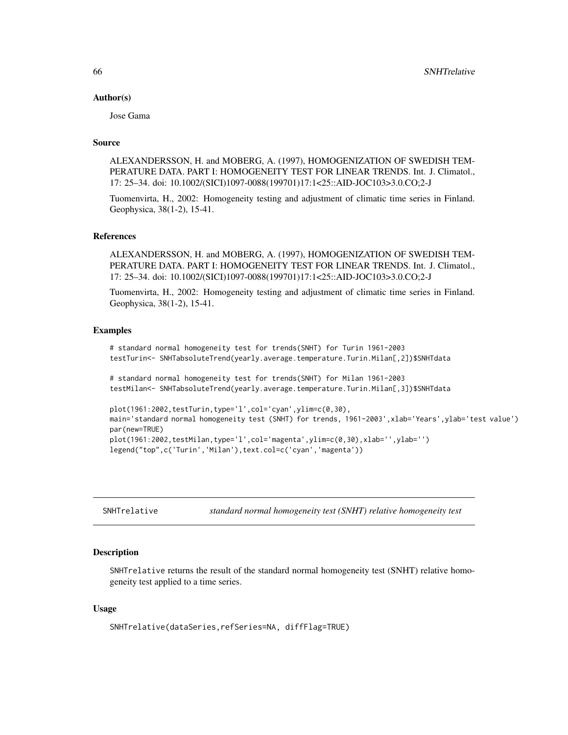### Author(s)

Jose Gama

### Source

ALEXANDERSSON, H. and MOBERG, A. (1997), HOMOGENIZATION OF SWEDISH TEMPERATURE DATA. PART I: HOMOGENEITY TEST FOR LINEAR TRENDS. Int. J. Climatol., 17: 25–34. doi: 10.1002/(SICI)1097-0088(199701)17:1<25::AID-JOC103>3.0.CO;2-J

Tuomenvirta, H., 2002: Homogeneity testing and adjustment of climatic time series in Finland. Geophysica, 38(1-2), 15-41.

### References

ALEXANDERSSON, H. and MOBERG, A. (1997), HOMOGENIZATION OF SWEDISH TEMPERATURE DATA. PART I: HOMOGENEITY TEST FOR LINEAR TRENDS. Int. J. Climatol., 17: 25–34. doi: 10.1002/(SICI)1097-0088(199701)17:1<25::AID-JOC103>3.0.CO;2-J

Tuomenvirta, H., 2002: Homogeneity testing and adjustment of climatic time series in Finland. Geophysica, 38(1-2), 15-41.

### Examples

```
# standard normal homogeneity test for trends(SNHT) for Turin 1961-2003
testTurin<- SNHTabsoluteTrend(yearly.average.temperature.Turin.Milan[,2])$SNHTdata

# standard normal homogeneity test for trends(SNHT) for Milan 1961-2003
testMilan<- SNHTabsoluteTrend(yearly.average.temperature.Turin.Milan[,3])$SNHTdata

plot(1961:2002,testTurin,type='l',col='cyan',ylim=c(0,30),
main='standard normal homogeneity test (SNHT) for trends, 1961-2003',xlab='Years',ylab='test value')
par(new=TRUE)
plot(1961:2002,testMilan,type='l',col='magenta',ylim=c(0,30),xlab='',ylab='')
legend("top",c('Turin','Milan'),text.col=c('cyan','magenta'))
```

---

## SNHTrelative — *standard normal homogeneity test (SNHT) relative homogeneity test*

### Description

SNHTrelative returns the result of the standard normal homogeneity test (SNHT) relative homogeneity test applied to a time series.

### Usage

```
SNHTrelative(dataSeries,refSeries=NA, diffFlag=TRUE)
```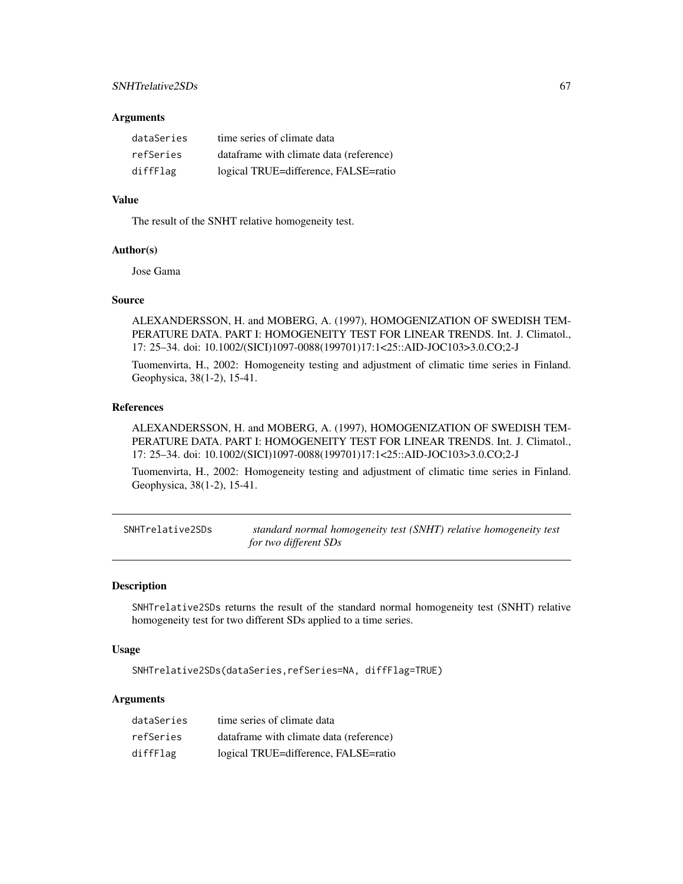### Arguments

| | |
|---|---|
| `dataSeries` | time series of climate data |
| `refSeries` | dataframe with climate data (reference) |
| `diffFlag` | logical TRUE=difference, FALSE=ratio |

### Value

The result of the SNHT relative homogeneity test.

### Author(s)

Jose Gama

### Source

ALEXANDERSSON, H. and MOBERG, A. (1997), HOMOGENIZATION OF SWEDISH TEMPERATURE DATA. PART I: HOMOGENEITY TEST FOR LINEAR TRENDS. Int. J. Climatol., 17: 25–34. doi: 10.1002/(SICI)1097-0088(199701)17:1<25::AID-JOC103>3.0.CO;2-J

Tuomenvirta, H., 2002: Homogeneity testing and adjustment of climatic time series in Finland. Geophysica, 38(1-2), 15-41.

### References

ALEXANDERSSON, H. and MOBERG, A. (1997), HOMOGENIZATION OF SWEDISH TEMPERATURE DATA. PART I: HOMOGENEITY TEST FOR LINEAR TRENDS. Int. J. Climatol., 17: 25–34. doi: 10.1002/(SICI)1097-0088(199701)17:1<25::AID-JOC103>3.0.CO;2-J

Tuomenvirta, H., 2002: Homogeneity testing and adjustment of climatic time series in Finland. Geophysica, 38(1-2), 15-41.

---

## SNHTrelative2SDs — *standard normal homogeneity test (SNHT) relative homogeneity test for two different SDs*

### Description

`SNHTrelative2SDs` returns the result of the standard normal homogeneity test (SNHT) relative homogeneity test for two different SDs applied to a time series.

### Usage

```
SNHTrelative2SDs(dataSeries,refSeries=NA, diffFlag=TRUE)
```

### Arguments

| | |
|---|---|
| `dataSeries` | time series of climate data |
| `refSeries` | dataframe with climate data (reference) |
| `diffFlag` | logical TRUE=difference, FALSE=ratio |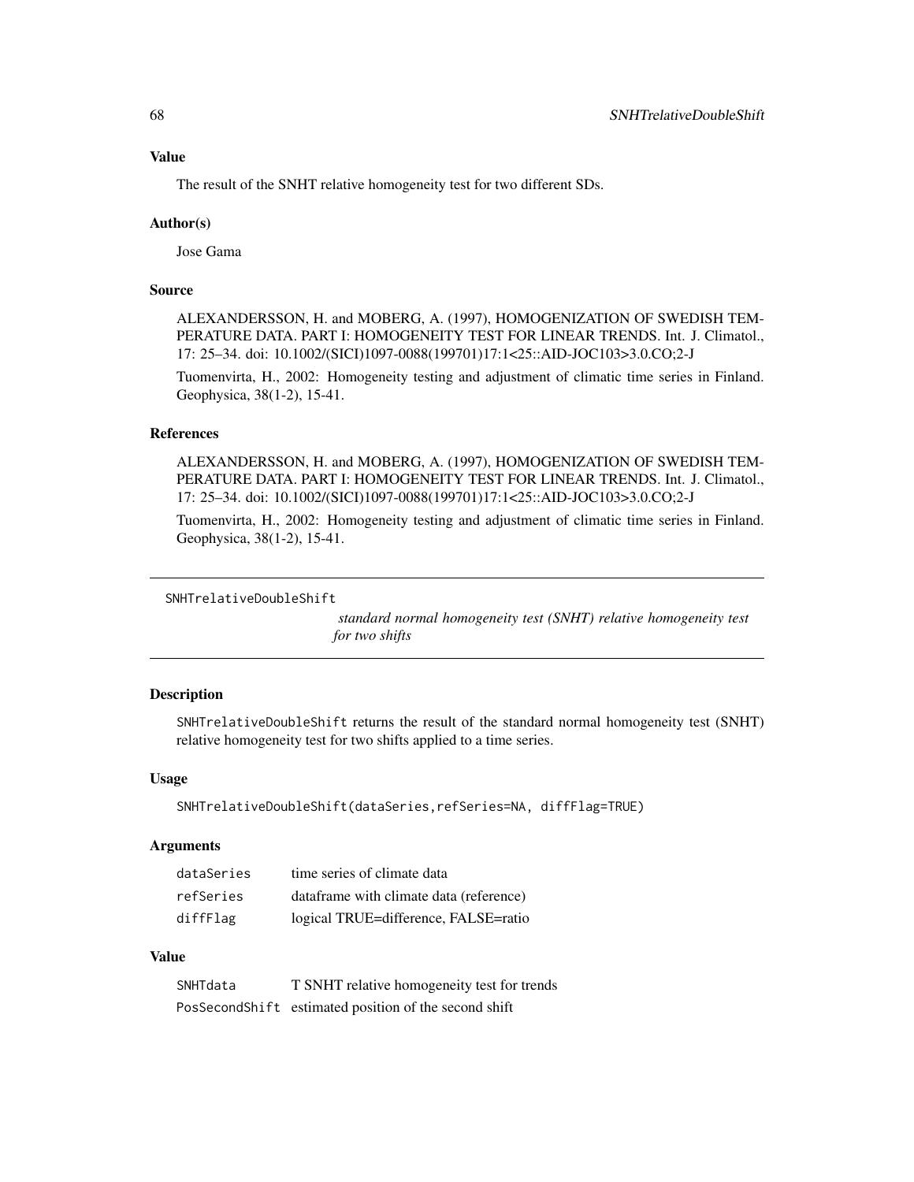## Value

The result of the SNHT relative homogeneity test for two different SDs.

## Author(s)

Jose Gama

## Source

ALEXANDERSSON, H. and MOBERG, A. (1997), HOMOGENIZATION OF SWEDISH TEMPERATURE DATA. PART I: HOMOGENEITY TEST FOR LINEAR TRENDS. Int. J. Climatol., 17: 25–34. doi: 10.1002/(SICI)1097-0088(199701)17:1<25::AID-JOC103>3.0.CO;2-J

Tuomenvirta, H., 2002: Homogeneity testing and adjustment of climatic time series in Finland. Geophysica, 38(1-2), 15-41.

## References

ALEXANDERSSON, H. and MOBERG, A. (1997), HOMOGENIZATION OF SWEDISH TEMPERATURE DATA. PART I: HOMOGENEITY TEST FOR LINEAR TRENDS. Int. J. Climatol., 17: 25–34. doi: 10.1002/(SICI)1097-0088(199701)17:1<25::AID-JOC103>3.0.CO;2-J

Tuomenvirta, H., 2002: Homogeneity testing and adjustment of climatic time series in Finland. Geophysica, 38(1-2), 15-41.

---

# SNHTrelativeDoubleShift

*standard normal homogeneity test (SNHT) relative homogeneity test for two shifts*

---

## Description

`SNHTrelativeDoubleShift` returns the result of the standard normal homogeneity test (SNHT) relative homogeneity test for two shifts applied to a time series.

## Usage

```
SNHTrelativeDoubleShift(dataSeries,refSeries=NA, diffFlag=TRUE)
```

## Arguments

| | |
|---|---|
| `dataSeries` | time series of climate data |
| `refSeries` | dataframe with climate data (reference) |
| `diffFlag` | logical TRUE=difference, FALSE=ratio |

## Value

| | |
|---|---|
| `SNHTdata` | T SNHT relative homogeneity test for trends |
| `PosSecondShift` | estimated position of the second shift |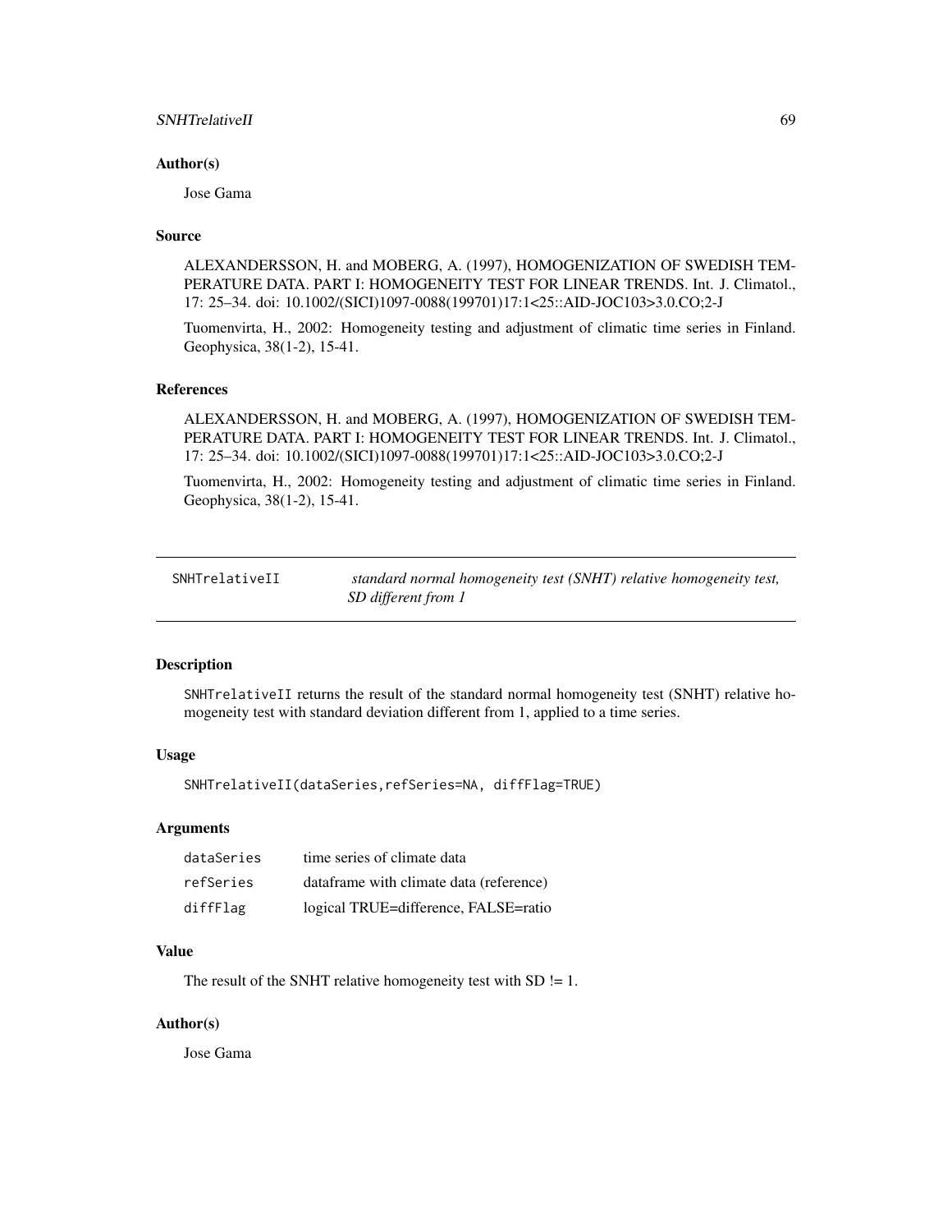### Author(s)

Jose Gama

### Source

ALEXANDERSSON, H. and MOBERG, A. (1997), HOMOGENIZATION OF SWEDISH TEMPERATURE DATA. PART I: HOMOGENEITY TEST FOR LINEAR TRENDS. Int. J. Climatol., 17: 25–34. doi: 10.1002/(SICI)1097-0088(199701)17:1<25::AID-JOC103>3.0.CO;2-J

Tuomenvirta, H., 2002: Homogeneity testing and adjustment of climatic time series in Finland. Geophysica, 38(1-2), 15-41.

### References

ALEXANDERSSON, H. and MOBERG, A. (1997), HOMOGENIZATION OF SWEDISH TEMPERATURE DATA. PART I: HOMOGENEITY TEST FOR LINEAR TRENDS. Int. J. Climatol., 17: 25–34. doi: 10.1002/(SICI)1097-0088(199701)17:1<25::AID-JOC103>3.0.CO;2-J

Tuomenvirta, H., 2002: Homogeneity testing and adjustment of climatic time series in Finland. Geophysica, 38(1-2), 15-41.

---

## SNHTrelativeII — *standard normal homogeneity test (SNHT) relative homogeneity test, SD different from 1*

---

### Description

SNHTrelativeII returns the result of the standard normal homogeneity test (SNHT) relative homogeneity test with standard deviation different from 1, applied to a time series.

### Usage

```
SNHTrelativeII(dataSeries,refSeries=NA, diffFlag=TRUE)
```

### Arguments

| | |
|---|---|
| dataSeries | time series of climate data |
| refSeries | dataframe with climate data (reference) |
| diffFlag | logical TRUE=difference, FALSE=ratio |

### Value

The result of the SNHT relative homogeneity test with SD != 1.

### Author(s)

Jose Gama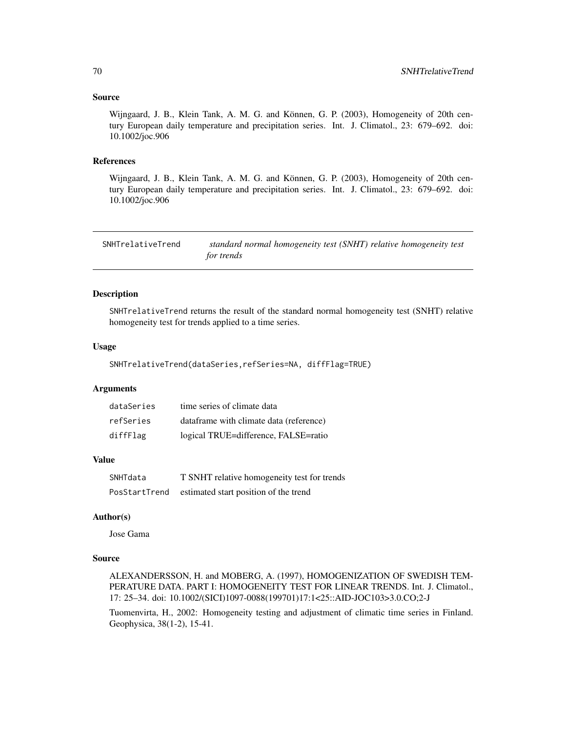### Source

Wijngaard, J. B., Klein Tank, A. M. G. and Können, G. P. (2003), Homogeneity of 20th century European daily temperature and precipitation series. Int. J. Climatol., 23: 679–692. doi: 10.1002/joc.906

### References

Wijngaard, J. B., Klein Tank, A. M. G. and Können, G. P. (2003), Homogeneity of 20th century European daily temperature and precipitation series. Int. J. Climatol., 23: 679–692. doi: 10.1002/joc.906

---

## SNHTrelativeTrend — *standard normal homogeneity test (SNHT) relative homogeneity test for trends*

---

### Description

SNHTrelativeTrend returns the result of the standard normal homogeneity test (SNHT) relative homogeneity test for trends applied to a time series.

### Usage

```
SNHTrelativeTrend(dataSeries,refSeries=NA, diffFlag=TRUE)
```

### Arguments

| | |
|---|---|
| dataSeries | time series of climate data |
| refSeries | dataframe with climate data (reference) |
| diffFlag | logical TRUE=difference, FALSE=ratio |

### Value

| | |
|---|---|
| SNHTdata | T SNHT relative homogeneity test for trends |
| PosStartTrend | estimated start position of the trend |

### Author(s)

Jose Gama

### Source

ALEXANDERSSON, H. and MOBERG, A. (1997), HOMOGENIZATION OF SWEDISH TEMPERATURE DATA. PART I: HOMOGENEITY TEST FOR LINEAR TRENDS. Int. J. Climatol., 17: 25–34. doi: 10.1002/(SICI)1097-0088(199701)17:1<25::AID-JOC103>3.0.CO;2-J

Tuomenvirta, H., 2002: Homogeneity testing and adjustment of climatic time series in Finland. Geophysica, 38(1-2), 15-41.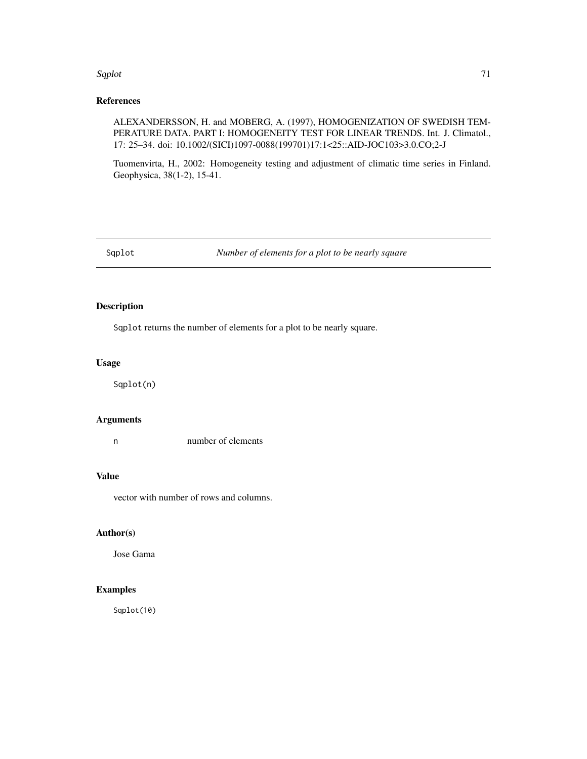### References

ALEXANDERSSON, H. and MOBERG, A. (1997), HOMOGENIZATION OF SWEDISH TEMPERATURE DATA. PART I: HOMOGENEITY TEST FOR LINEAR TRENDS. Int. J. Climatol., 17: 25–34. doi: 10.1002/(SICI)1097-0088(199701)17:1<25::AID-JOC103>3.0.CO;2-J

Tuomenvirta, H., 2002: Homogeneity testing and adjustment of climatic time series in Finland. Geophysica, 38(1-2), 15-41.

---

## Sqplot *Number of elements for a plot to be nearly square*

---

### Description

`Sqplot` returns the number of elements for a plot to be nearly square.

### Usage

```
Sqplot(n)
```

### Arguments

| | |
|---|---|
| `n` | number of elements |

### Value

vector with number of rows and columns.

### Author(s)

Jose Gama

### Examples

```
Sqplot(10)
```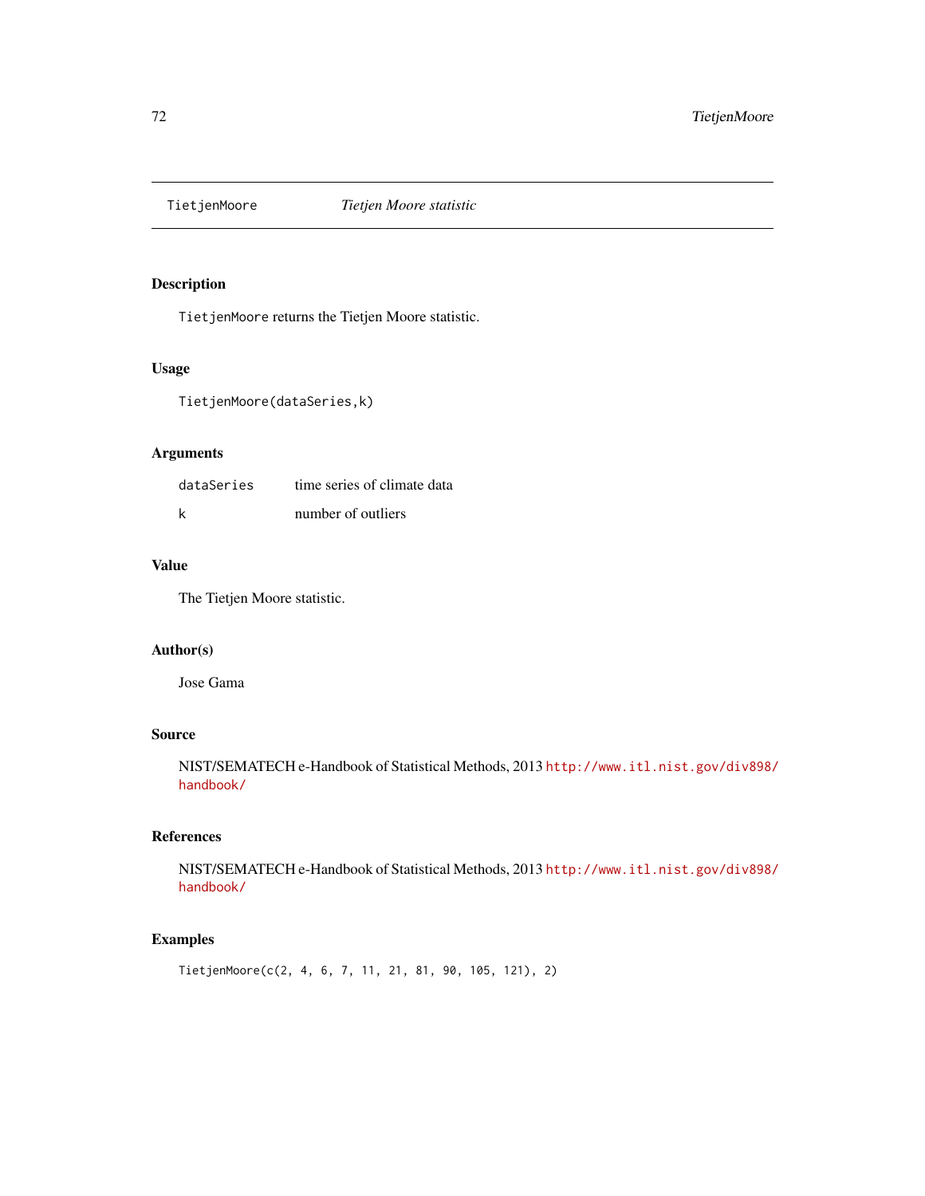## TietjenMoore *Tietjen Moore statistic*

### Description

TietjenMoore returns the Tietjen Moore statistic.

### Usage

```
TietjenMoore(dataSeries,k)
```

### Arguments

| | |
|---|---|
| dataSeries | time series of climate data |
| k | number of outliers |

### Value

The Tietjen Moore statistic.

### Author(s)

Jose Gama

### Source

NIST/SEMATECH e-Handbook of Statistical Methods, 2013 http://www.itl.nist.gov/div898/handbook/

### References

NIST/SEMATECH e-Handbook of Statistical Methods, 2013 http://www.itl.nist.gov/div898/handbook/

### Examples

```
TietjenMoore(c(2, 4, 6, 7, 11, 21, 81, 90, 105, 121), 2)
```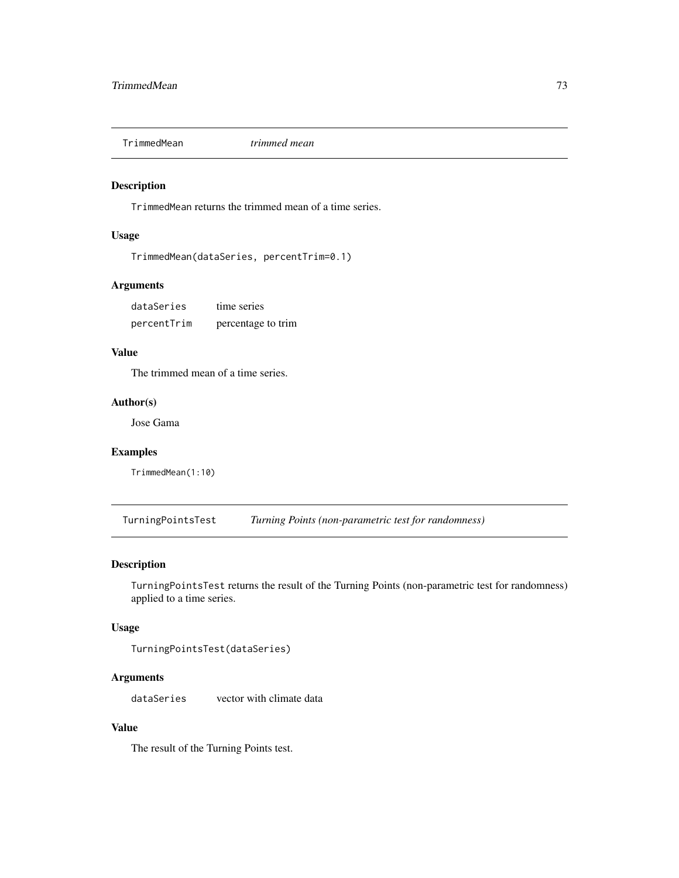## TrimmedMean *trimmed mean*

### Description

`TrimmedMean` returns the trimmed mean of a time series.

### Usage

```
TrimmedMean(dataSeries, percentTrim=0.1)
```

### Arguments

| | |
|---|---|
| `dataSeries` | time series |
| `percentTrim` | percentage to trim |

### Value

The trimmed mean of a time series.

### Author(s)

Jose Gama

### Examples

```
TrimmedMean(1:10)
```

## TurningPointsTest *Turning Points (non-parametric test for randomness)*

### Description

`TurningPointsTest` returns the result of the Turning Points (non-parametric test for randomness) applied to a time series.

### Usage

```
TurningPointsTest(dataSeries)
```

### Arguments

| | |
|---|---|
| `dataSeries` | vector with climate data |

### Value

The result of the Turning Points test.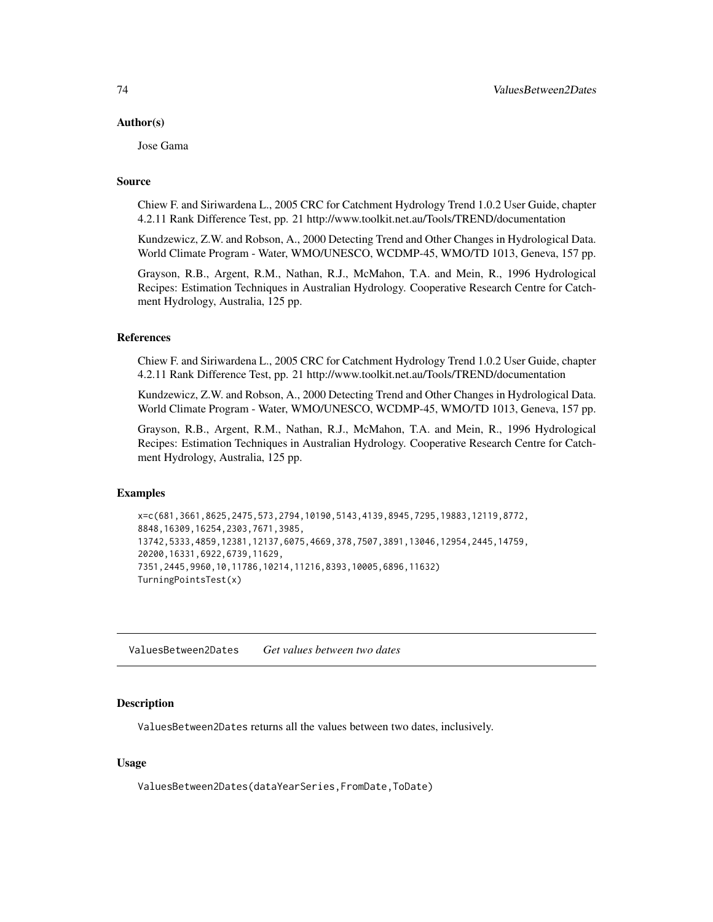### Author(s)

Jose Gama

### Source

Chiew F. and Siriwardena L., 2005 CRC for Catchment Hydrology Trend 1.0.2 User Guide, chapter 4.2.11 Rank Difference Test, pp. 21 http://www.toolkit.net.au/Tools/TREND/documentation

Kundzewicz, Z.W. and Robson, A., 2000 Detecting Trend and Other Changes in Hydrological Data. World Climate Program - Water, WMO/UNESCO, WCDMP-45, WMO/TD 1013, Geneva, 157 pp.

Grayson, R.B., Argent, R.M., Nathan, R.J., McMahon, T.A. and Mein, R., 1996 Hydrological Recipes: Estimation Techniques in Australian Hydrology. Cooperative Research Centre for Catchment Hydrology, Australia, 125 pp.

### References

Chiew F. and Siriwardena L., 2005 CRC for Catchment Hydrology Trend 1.0.2 User Guide, chapter 4.2.11 Rank Difference Test, pp. 21 http://www.toolkit.net.au/Tools/TREND/documentation

Kundzewicz, Z.W. and Robson, A., 2000 Detecting Trend and Other Changes in Hydrological Data. World Climate Program - Water, WMO/UNESCO, WCDMP-45, WMO/TD 1013, Geneva, 157 pp.

Grayson, R.B., Argent, R.M., Nathan, R.J., McMahon, T.A. and Mein, R., 1996 Hydrological Recipes: Estimation Techniques in Australian Hydrology. Cooperative Research Centre for Catchment Hydrology, Australia, 125 pp.

### Examples

```
x=c(681,3661,8625,2475,573,2794,10190,5143,4139,8945,7295,19883,12119,8772,
8848,16309,16254,2303,7671,3985,
13742,5333,4859,12381,12137,6075,4669,378,7507,3891,13046,12954,2445,14759,
20200,16331,6922,6739,11629,
7351,2445,9960,10,11786,10214,11216,8393,10005,6896,11632)
TurningPointsTest(x)
```

---

## ValuesBetween2Dates *Get values between two dates*

### Description

ValuesBetween2Dates returns all the values between two dates, inclusively.

### Usage

```
ValuesBetween2Dates(dataYearSeries,FromDate,ToDate)
```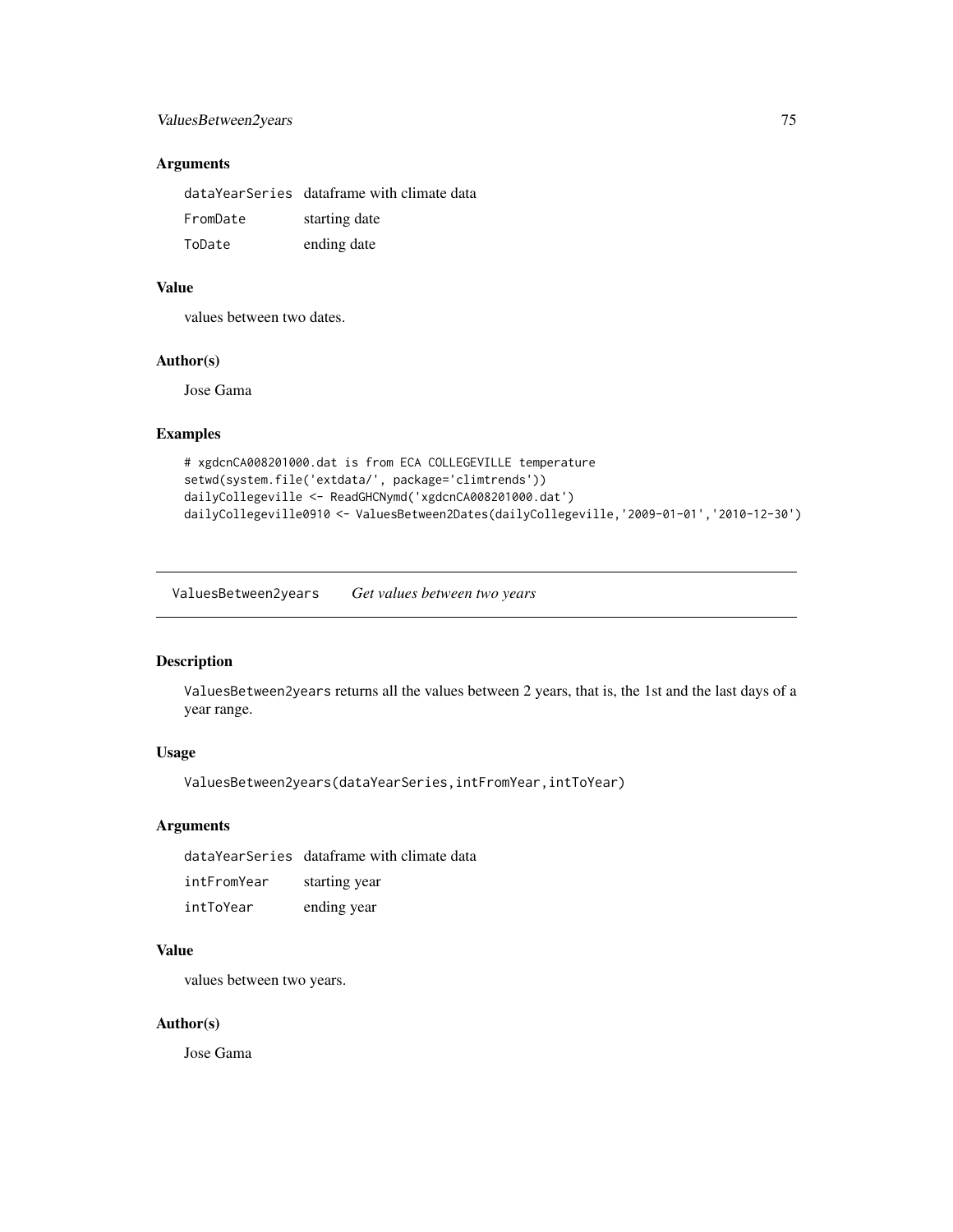### Arguments

| | |
|---|---|
| dataYearSeries | dataframe with climate data |
| FromDate | starting date |
| ToDate | ending date |

### Value

values between two dates.

### Author(s)

Jose Gama

### Examples

```
# xgdcnCA008201000.dat is from ECA COLLEGEVILLE temperature
setwd(system.file('extdata/', package='climtrends'))
dailyCollegeville <- ReadGHCNymd('xgdcnCA008201000.dat')
dailyCollegeville0910 <- ValuesBetween2Dates(dailyCollegeville,'2009-01-01','2010-12-30')
```

---

## ValuesBetween2years *Get values between two years*

### Description

ValuesBetween2years returns all the values between 2 years, that is, the 1st and the last days of a year range.

### Usage

```
ValuesBetween2years(dataYearSeries,intFromYear,intToYear)
```

### Arguments

| | |
|---|---|
| dataYearSeries | dataframe with climate data |
| intFromYear | starting year |
| intToYear | ending year |

### Value

values between two years.

### Author(s)

Jose Gama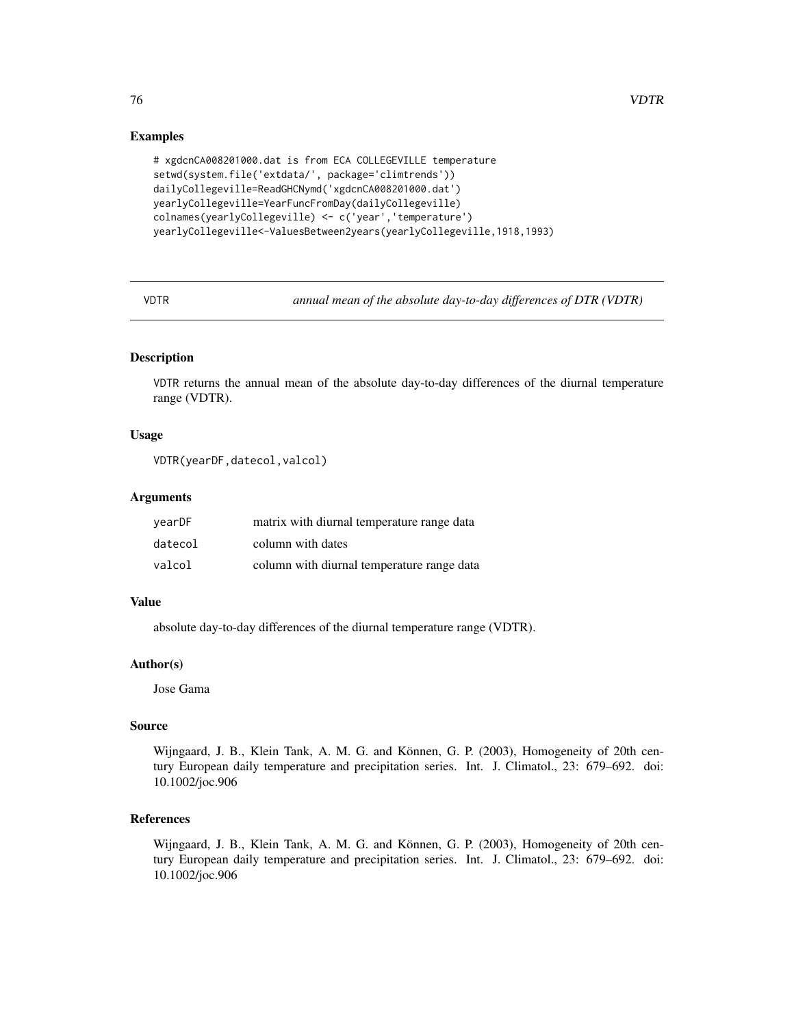## Examples

```
# xgdcnCA008201000.dat is from ECA COLLEGEVILLE temperature
setwd(system.file('extdata/', package='climtrends'))
dailyCollegeville=ReadGHCNymd('xgdcnCA008201000.dat')
yearlyCollegeville=YearFuncFromDay(dailyCollegeville)
colnames(yearlyCollegeville) <- c('year','temperature')
yearlyCollegeville<-ValuesBetween2years(yearlyCollegeville,1918,1993)
```

---

# VDTR — *annual mean of the absolute day-to-day differences of DTR (VDTR)*

## Description

VDTR returns the annual mean of the absolute day-to-day differences of the diurnal temperature range (VDTR).

## Usage

```
VDTR(yearDF,datecol,valcol)
```

## Arguments

| | |
|---|---|
| yearDF | matrix with diurnal temperature range data |
| datecol | column with dates |
| valcol | column with diurnal temperature range data |

## Value

absolute day-to-day differences of the diurnal temperature range (VDTR).

## Author(s)

Jose Gama

## Source

Wijngaard, J. B., Klein Tank, A. M. G. and Können, G. P. (2003), Homogeneity of 20th century European daily temperature and precipitation series. Int. J. Climatol., 23: 679–692. doi: 10.1002/joc.906

## References

Wijngaard, J. B., Klein Tank, A. M. G. and Können, G. P. (2003), Homogeneity of 20th century European daily temperature and precipitation series. Int. J. Climatol., 23: 679–692. doi: 10.1002/joc.906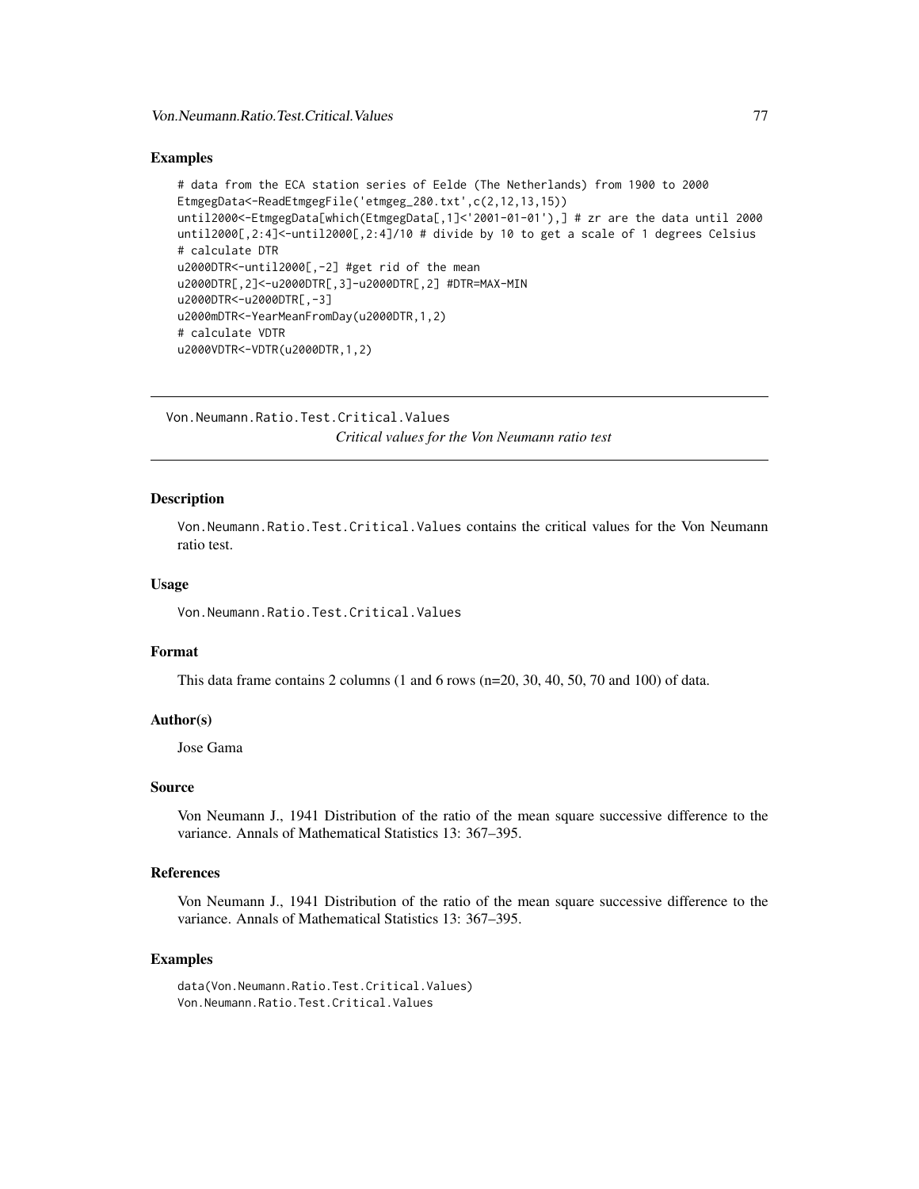### Examples

```
# data from the ECA station series of Eelde (The Netherlands) from 1900 to 2000
EtmgegData<-ReadEtmgegFile('etmgeg_280.txt',c(2,12,13,15))
until2000<-EtmgegData[which(EtmgegData[,1]<'2001-01-01'),] # zr are the data until 2000
until2000[,2:4]<-until2000[,2:4]/10 # divide by 10 to get a scale of 1 degrees Celsius
# calculate DTR
u2000DTR<-until2000[,-2] #get rid of the mean
u2000DTR[,2]<-u2000DTR[,3]-u2000DTR[,2] #DTR=MAX-MIN
u2000DTR<-u2000DTR[,-3]
u2000mDTR<-YearMeanFromDay(u2000DTR,1,2)
# calculate VDTR
u2000VDTR<-VDTR(u2000DTR,1,2)
```

---

## Von.Neumann.Ratio.Test.Critical.Values *Critical values for the Von Neumann ratio test*

### Description

Von.Neumann.Ratio.Test.Critical.Values contains the critical values for the Von Neumann ratio test.

### Usage

```
Von.Neumann.Ratio.Test.Critical.Values
```

### Format

This data frame contains 2 columns (1 and 6 rows (n=20, 30, 40, 50, 70 and 100) of data.

### Author(s)

Jose Gama

### Source

Von Neumann J., 1941 Distribution of the ratio of the mean square successive difference to the variance. Annals of Mathematical Statistics 13: 367–395.

### References

Von Neumann J., 1941 Distribution of the ratio of the mean square successive difference to the variance. Annals of Mathematical Statistics 13: 367–395.

### Examples

```
data(Von.Neumann.Ratio.Test.Critical.Values)
Von.Neumann.Ratio.Test.Critical.Values
```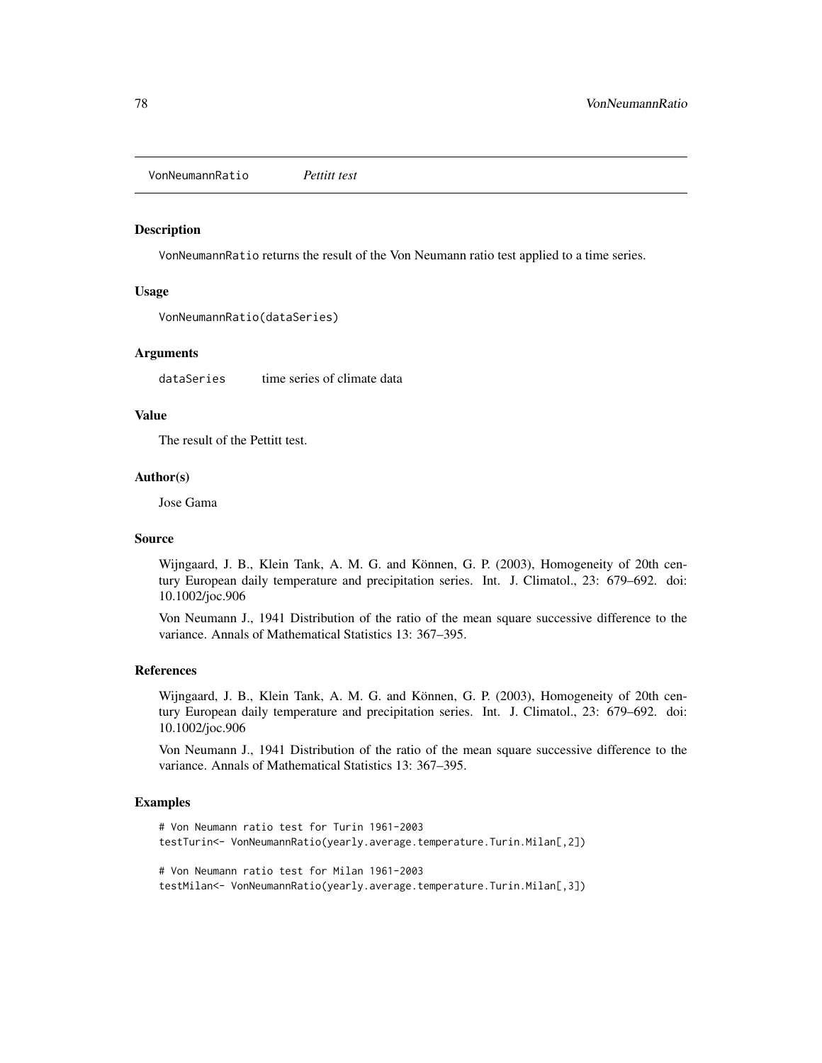VonNeumannRatio *Pettitt test*

## Description

VonNeumannRatio returns the result of the Von Neumann ratio test applied to a time series.

## Usage

```
VonNeumannRatio(dataSeries)
```

## Arguments

dataSeries    time series of climate data

## Value

The result of the Pettitt test.

## Author(s)

Jose Gama

## Source

Wijngaard, J. B., Klein Tank, A. M. G. and Können, G. P. (2003), Homogeneity of 20th century European daily temperature and precipitation series. Int. J. Climatol., 23: 679–692. doi: 10.1002/joc.906

Von Neumann J., 1941 Distribution of the ratio of the mean square successive difference to the variance. Annals of Mathematical Statistics 13: 367–395.

## References

Wijngaard, J. B., Klein Tank, A. M. G. and Können, G. P. (2003), Homogeneity of 20th century European daily temperature and precipitation series. Int. J. Climatol., 23: 679–692. doi: 10.1002/joc.906

Von Neumann J., 1941 Distribution of the ratio of the mean square successive difference to the variance. Annals of Mathematical Statistics 13: 367–395.

## Examples

```
# Von Neumann ratio test for Turin 1961-2003
testTurin<- VonNeumannRatio(yearly.average.temperature.Turin.Milan[,2])

# Von Neumann ratio test for Milan 1961-2003
testMilan<- VonNeumannRatio(yearly.average.temperature.Turin.Milan[,3])
```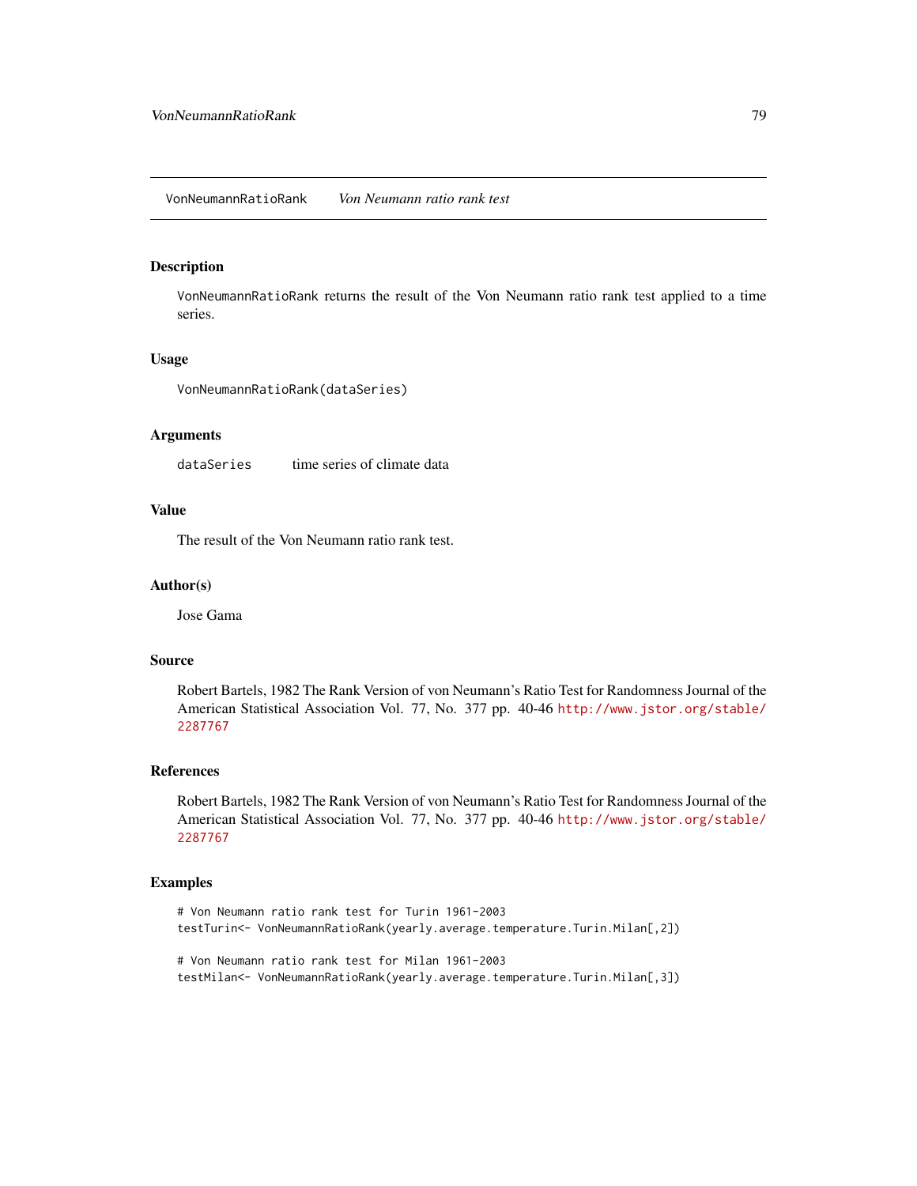## VonNeumannRatioRank — *Von Neumann ratio rank test*

### Description

VonNeumannRatioRank returns the result of the Von Neumann ratio rank test applied to a time series.

### Usage

```
VonNeumannRatioRank(dataSeries)
```

### Arguments

| | |
|---|---|
| dataSeries | time series of climate data |

### Value

The result of the Von Neumann ratio rank test.

### Author(s)

Jose Gama

### Source

Robert Bartels, 1982 The Rank Version of von Neumann's Ratio Test for Randomness Journal of the American Statistical Association Vol. 77, No. 377 pp. 40-46 http://www.jstor.org/stable/2287767

### References

Robert Bartels, 1982 The Rank Version of von Neumann's Ratio Test for Randomness Journal of the American Statistical Association Vol. 77, No. 377 pp. 40-46 http://www.jstor.org/stable/2287767

### Examples

```
# Von Neumann ratio rank test for Turin 1961-2003
testTurin<- VonNeumannRatioRank(yearly.average.temperature.Turin.Milan[,2])

# Von Neumann ratio rank test for Milan 1961-2003
testMilan<- VonNeumannRatioRank(yearly.average.temperature.Turin.Milan[,3])
```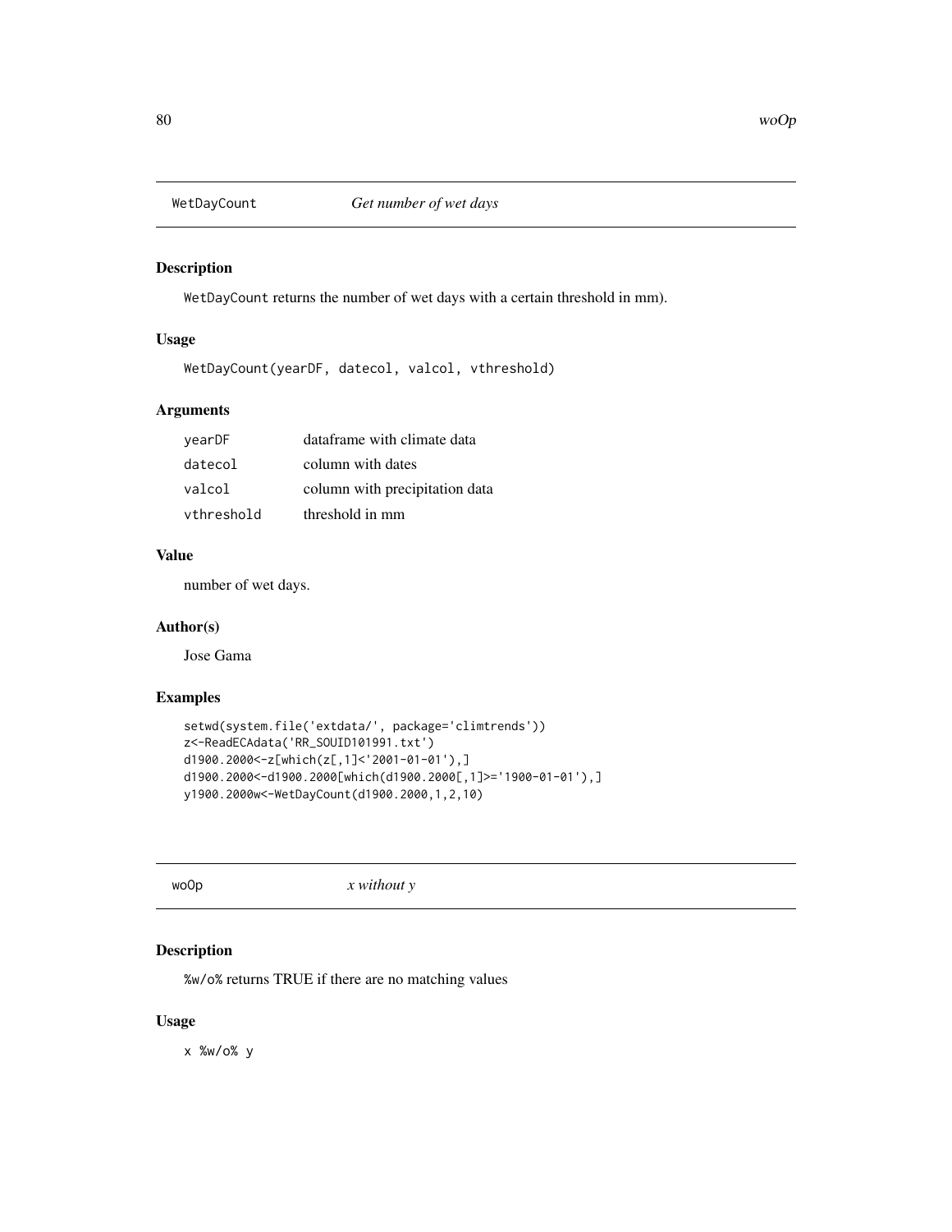## WetDayCount *Get number of wet days*

### Description

WetDayCount returns the number of wet days with a certain threshold in mm).

### Usage

```
WetDayCount(yearDF, datecol, valcol, vthreshold)
```

### Arguments

| | |
|---|---|
| yearDF | dataframe with climate data |
| datecol | column with dates |
| valcol | column with precipitation data |
| vthreshold | threshold in mm |

### Value

number of wet days.

### Author(s)

Jose Gama

### Examples

```
setwd(system.file('extdata/', package='climtrends'))
z<-ReadECAdata('RR_SOUID101991.txt')
d1900.2000<-z[which(z[,1]<'2001-01-01'),]
d1900.2000<-d1900.2000[which(d1900.2000[,1]>='1900-01-01'),]
y1900.2000w<-WetDayCount(d1900.2000,1,2,10)
```

## woOp *x without y*

### Description

%w/o% returns TRUE if there are no matching values

### Usage

```
x %w/o% y
```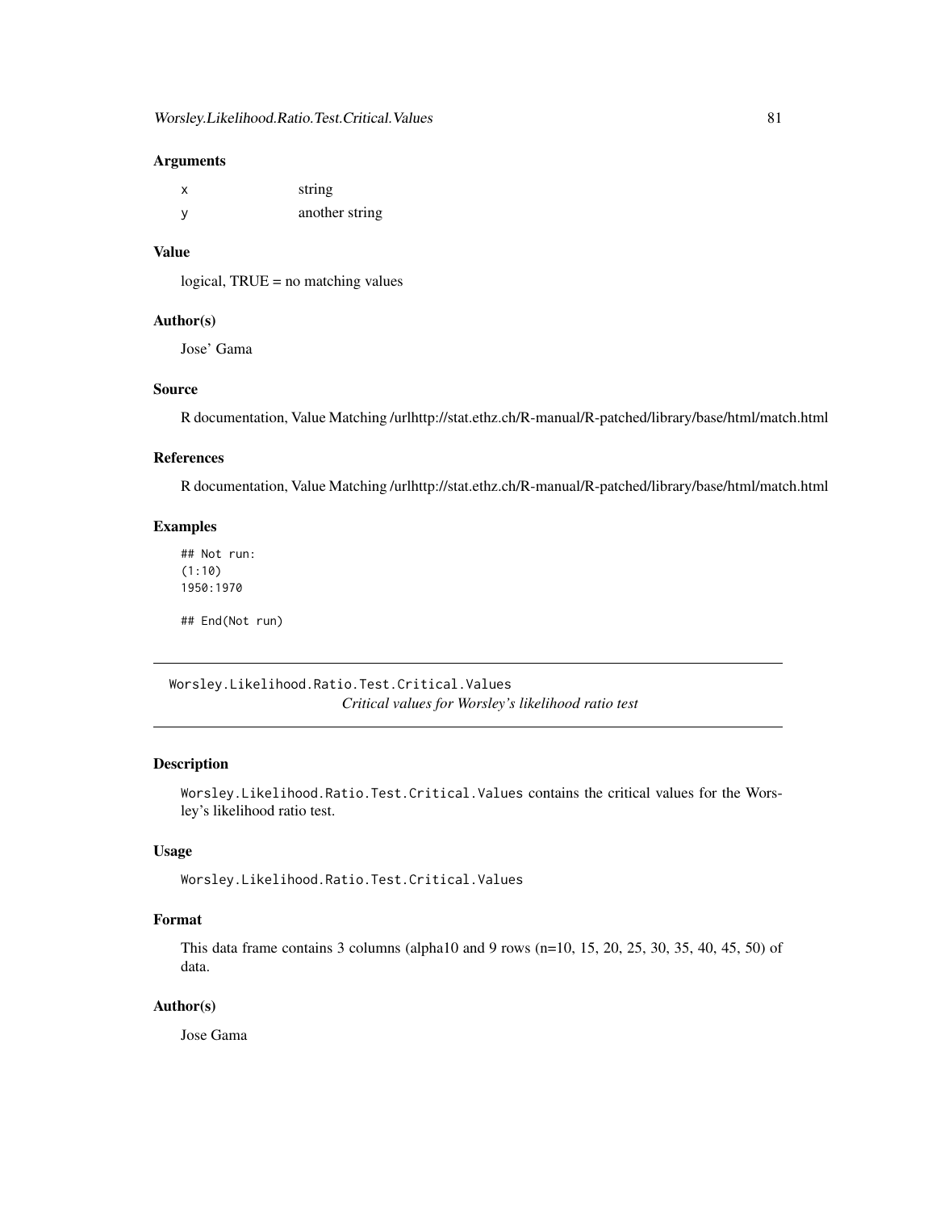### Arguments

| | |
|---|---|
| x | string |
| y | another string |

### Value

logical, TRUE = no matching values

### Author(s)

Jose' Gama

### Source

R documentation, Value Matching /urlhttp://stat.ethz.ch/R-manual/R-patched/library/base/html/match.html

### References

R documentation, Value Matching /urlhttp://stat.ethz.ch/R-manual/R-patched/library/base/html/match.html

### Examples

```
## Not run:
(1:10)
1950:1970

## End(Not run)
```

---

## Worsley.Likelihood.Ratio.Test.Critical.Values    *Critical values for Worsley's likelihood ratio test*

---

### Description

Worsley.Likelihood.Ratio.Test.Critical.Values contains the critical values for the Worsley's likelihood ratio test.

### Usage

```
Worsley.Likelihood.Ratio.Test.Critical.Values
```

### Format

This data frame contains 3 columns (alpha10 and 9 rows (n=10, 15, 20, 25, 30, 35, 40, 45, 50) of data.

### Author(s)

Jose Gama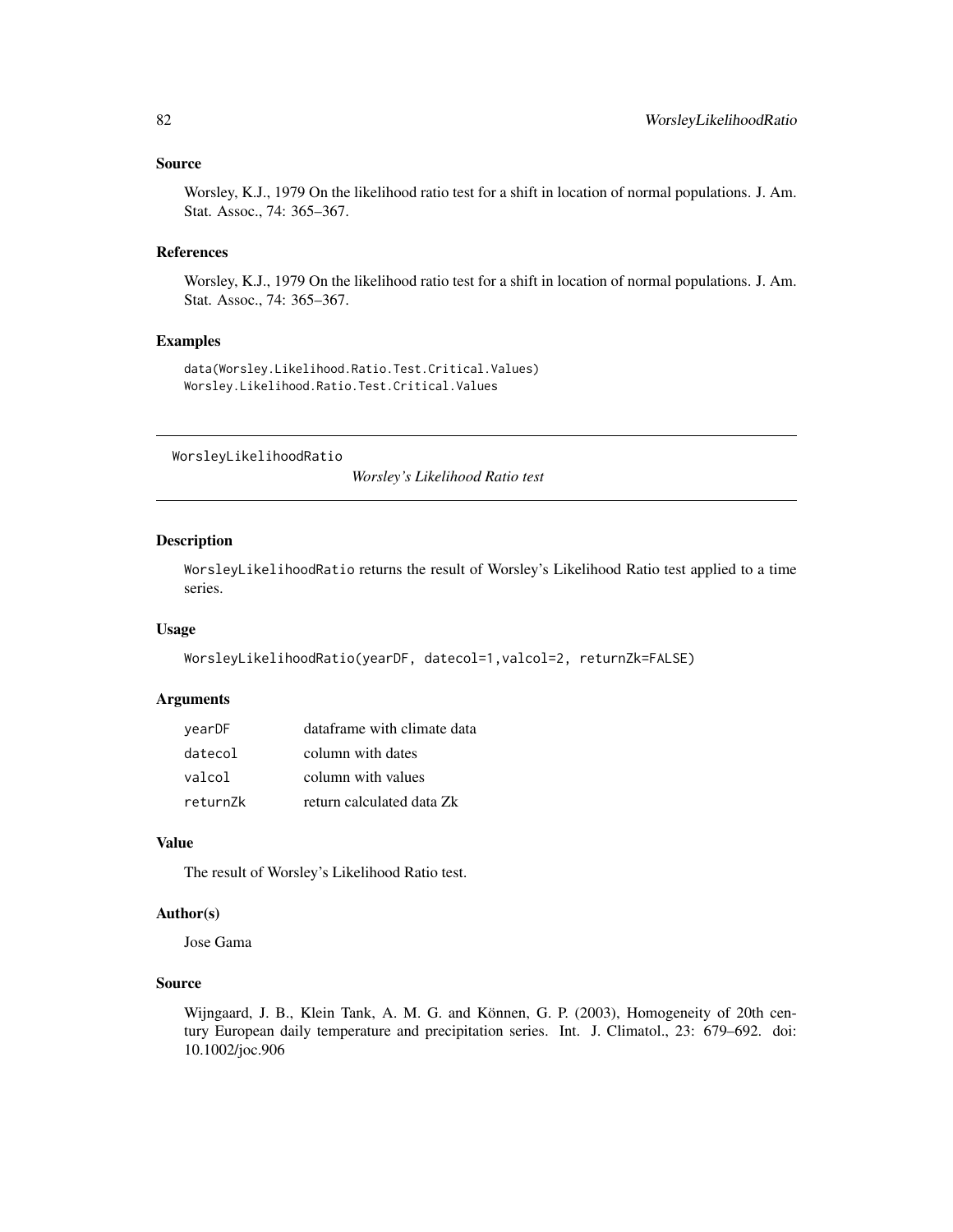## Source

Worsley, K.J., 1979 On the likelihood ratio test for a shift in location of normal populations. J. Am. Stat. Assoc., 74: 365–367.

## References

Worsley, K.J., 1979 On the likelihood ratio test for a shift in location of normal populations. J. Am. Stat. Assoc., 74: 365–367.

## Examples

```
data(Worsley.Likelihood.Ratio.Test.Critical.Values)
Worsley.Likelihood.Ratio.Test.Critical.Values
```

---

# WorsleyLikelihoodRatio

*Worsley's Likelihood Ratio test*

---

## Description

WorsleyLikelihoodRatio returns the result of Worsley's Likelihood Ratio test applied to a time series.

## Usage

```
WorsleyLikelihoodRatio(yearDF, datecol=1,valcol=2, returnZk=FALSE)
```

## Arguments

| | |
|---|---|
| yearDF | dataframe with climate data |
| datecol | column with dates |
| valcol | column with values |
| returnZk | return calculated data Zk |

## Value

The result of Worsley's Likelihood Ratio test.

## Author(s)

Jose Gama

## Source

Wijngaard, J. B., Klein Tank, A. M. G. and Können, G. P. (2003), Homogeneity of 20th century European daily temperature and precipitation series. Int. J. Climatol., 23: 679–692. doi: 10.1002/joc.906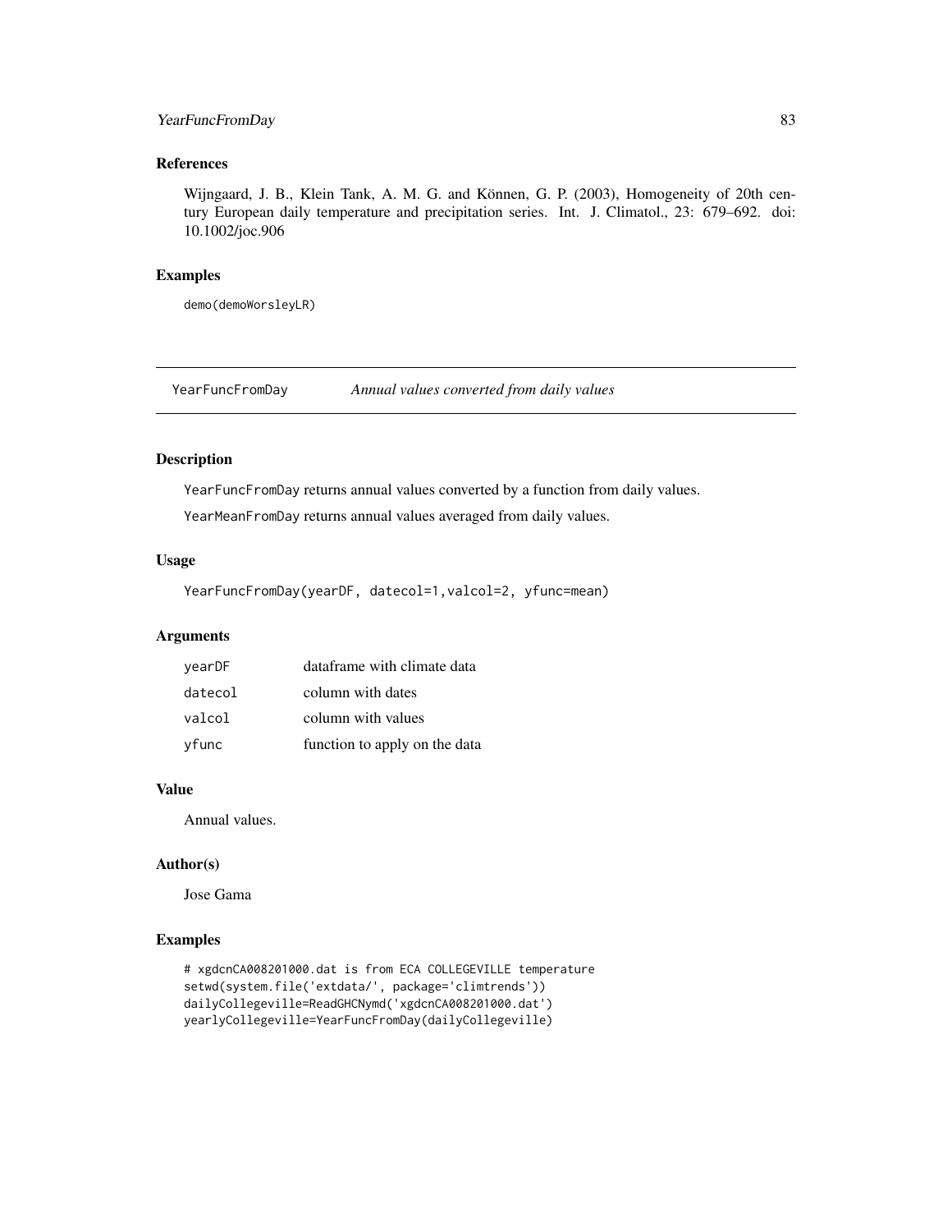## References

Wijngaard, J. B., Klein Tank, A. M. G. and Können, G. P. (2003), Homogeneity of 20th century European daily temperature and precipitation series. Int. J. Climatol., 23: 679–692. doi: 10.1002/joc.906

## Examples

```
demo(demoWorsleyLR)
```

---

# YearFuncFromDay — *Annual values converted from daily values*

## Description

`YearFuncFromDay` returns annual values converted by a function from daily values.

`YearMeanFromDay` returns annual values averaged from daily values.

## Usage

```
YearFuncFromDay(yearDF, datecol=1,valcol=2, yfunc=mean)
```

## Arguments

| | |
|---|---|
| `yearDF` | dataframe with climate data |
| `datecol` | column with dates |
| `valcol` | column with values |
| `yfunc` | function to apply on the data |

## Value

Annual values.

## Author(s)

Jose Gama

## Examples

```
# xgdcnCA008201000.dat is from ECA COLLEGEVILLE temperature
setwd(system.file('extdata/', package='climtrends'))
dailyCollegeville=ReadGHCNymd('xgdcnCA008201000.dat')
yearlyCollegeville=YearFuncFromDay(dailyCollegeville)
```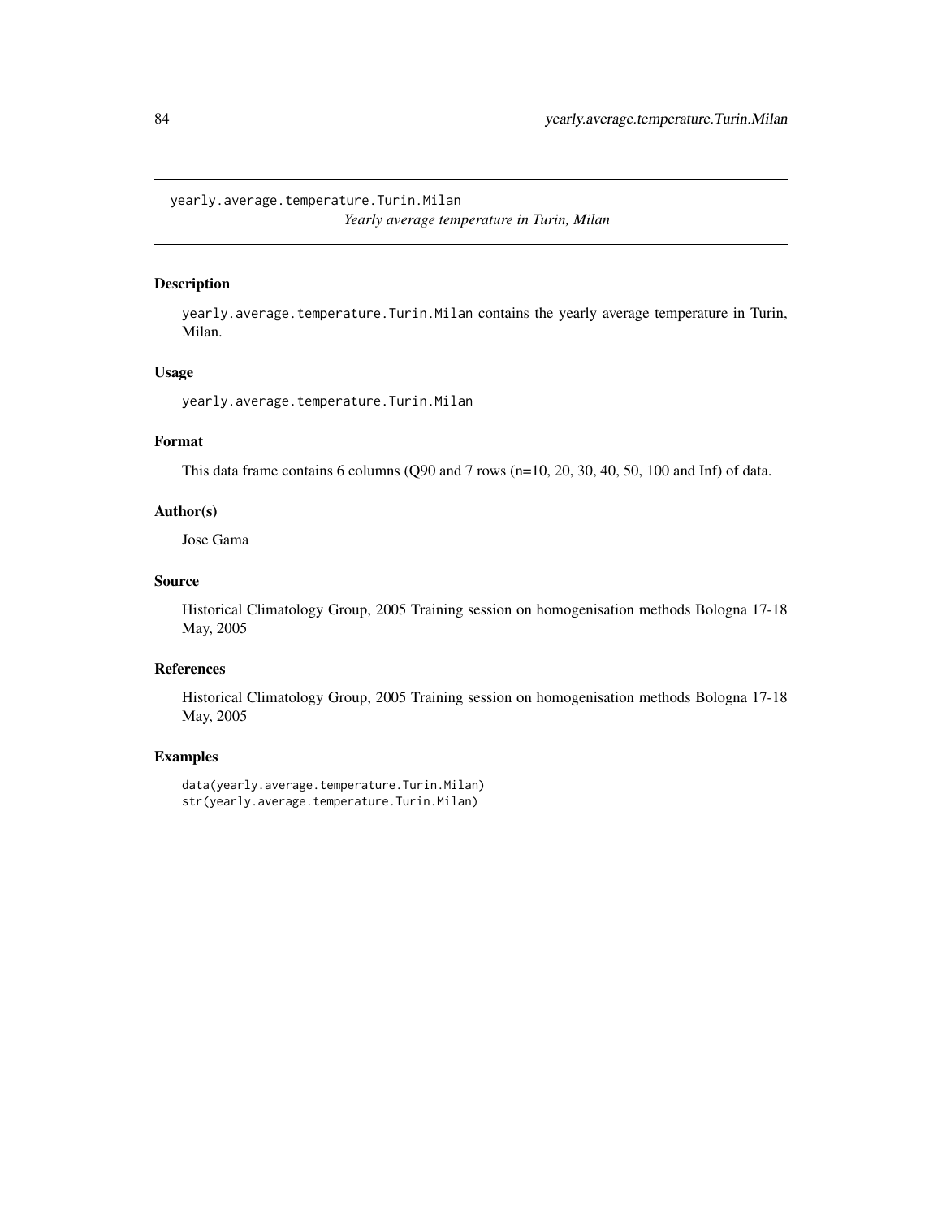```
yearly.average.temperature.Turin.Milan
```

*Yearly average temperature in Turin, Milan*

## Description

`yearly.average.temperature.Turin.Milan` contains the yearly average temperature in Turin, Milan.

## Usage

```
yearly.average.temperature.Turin.Milan
```

## Format

This data frame contains 6 columns (Q90 and 7 rows (n=10, 20, 30, 40, 50, 100 and Inf) of data.

## Author(s)

Jose Gama

## Source

Historical Climatology Group, 2005 Training session on homogenisation methods Bologna 17-18 May, 2005

## References

Historical Climatology Group, 2005 Training session on homogenisation methods Bologna 17-18 May, 2005

## Examples

```
data(yearly.average.temperature.Turin.Milan)
str(yearly.average.temperature.Turin.Milan)
```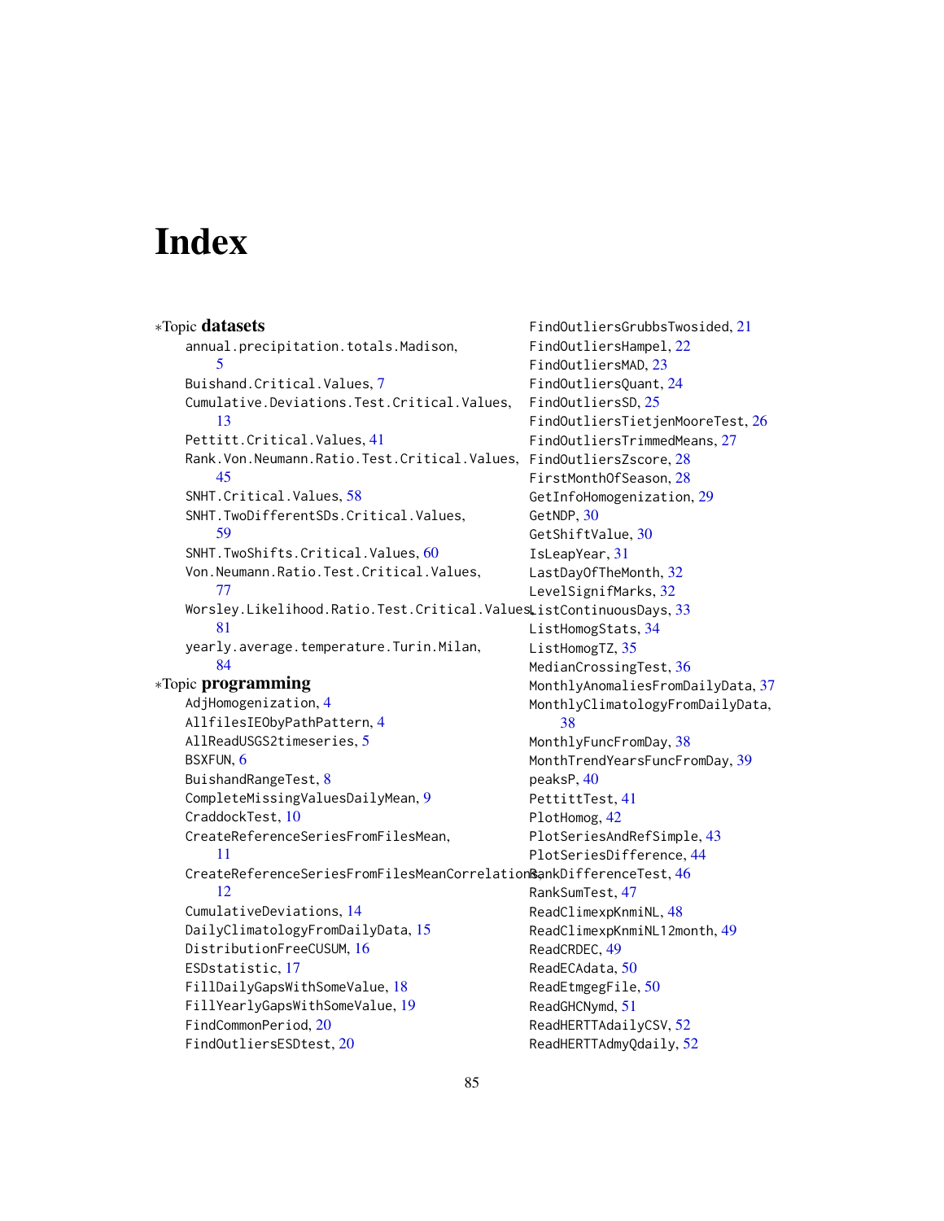# Index

∗Topic **datasets**

- annual.precipitation.totals.Madison, 5
- Buishand.Critical.Values, 7
- Cumulative.Deviations.Test.Critical.Values, 13
- Pettitt.Critical.Values, 41
- Rank.Von.Neumann.Ratio.Test.Critical.Values, 45
- SNHT.Critical.Values, 58
- SNHT.TwoDifferentSDs.Critical.Values, 59
- SNHT.TwoShifts.Critical.Values, 60
- Von.Neumann.Ratio.Test.Critical.Values, 77
- Worsley.Likelihood.Ratio.Test.Critical.Values, 81
- yearly.average.temperature.Turin.Milan, 84

∗Topic **programming**

- AdjHomogenization, 4
- AllfilesIEObyPathPattern, 4
- AllReadUSGS2timeseries, 5
- BSXFUN, 6
- BuishandRangeTest, 8
- CompleteMissingValuesDailyMean, 9
- CraddockTest, 10
- CreateReferenceSeriesFromFilesMean, 11
- CreateReferenceSeriesFromFilesMeanCorrelation, 12
- CumulativeDeviations, 14
- DailyClimatologyFromDailyData, 15
- DistributionFreeCUSUM, 16
- ESDstatistic, 17
- FillDailyGapsWithSomeValue, 18
- FillYearlyGapsWithSomeValue, 19
- FindCommonPeriod, 20
- FindOutliersESDtest, 20
- FindOutliersGrubbsTwosided, 21
- FindOutliersHampel, 22
- FindOutliersMAD, 23
- FindOutliersQuant, 24
- FindOutliersSD, 25
- FindOutliersTietjenMooreTest, 26
- FindOutliersTrimmedMeans, 27
- FindOutliersZscore, 28
- FirstMonthOfSeason, 28
- GetInfoHomogenization, 29
- GetNDP, 30
- GetShiftValue, 30
- IsLeapYear, 31
- LastDayOfTheMonth, 32
- LevelSignifMarks, 32
- ListContinuousDays, 33
- ListHomogStats, 34
- ListHomogTZ, 35
- MedianCrossingTest, 36
- MonthlyAnomaliesFromDailyData, 37
- MonthlyClimatologyFromDailyData, 38
- MonthlyFuncFromDay, 38
- MonthTrendYearsFuncFromDay, 39
- peaksP, 40
- PettittTest, 41
- PlotHomog, 42
- PlotSeriesAndRefSimple, 43
- PlotSeriesDifference, 44
- RankDifferenceTest, 46
- RankSumTest, 47
- ReadClimexpKnmiNL, 48
- ReadClimexpKnmiNL12month, 49
- ReadCRDEC, 49
- ReadECAdata, 50
- ReadEtmgegFile, 50
- ReadGHCNymd, 51
- ReadHERTTAdailyCSV, 52
- ReadHERTTAdmyQdaily, 52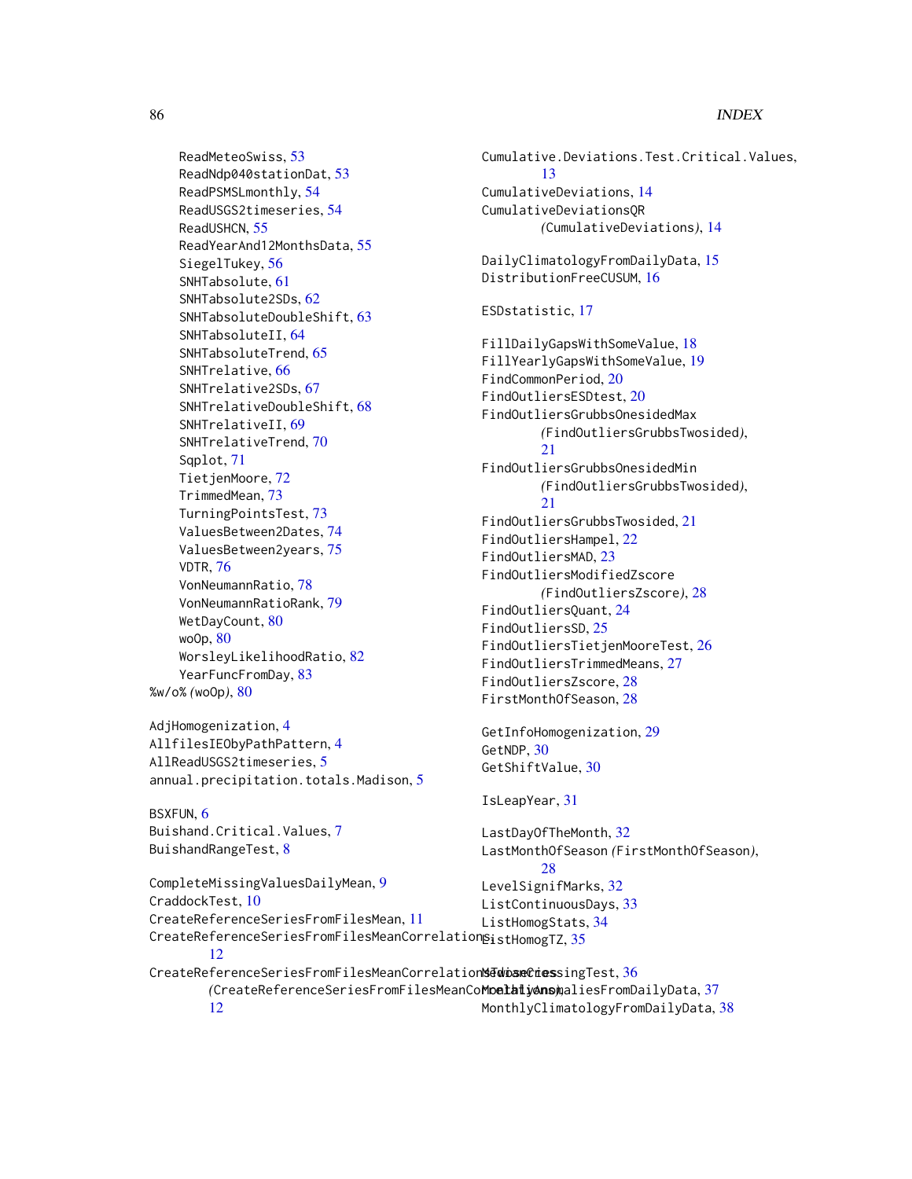ReadMeteoSwiss, 53
ReadNdp040stationDat, 53
ReadPSMSLmonthly, 54
ReadUSGS2timeseries, 54
ReadUSHCN, 55
ReadYearAnd12MonthsData, 55
SiegelTukey, 56
SNHTabsolute, 61
SNHTabsolute2SDs, 62
SNHTabsoluteDoubleShift, 63
SNHTabsoluteII, 64
SNHTabsoluteTrend, 65
SNHTrelative, 66
SNHTrelative2SDs, 67
SNHTrelativeDoubleShift, 68
SNHTrelativeII, 69
SNHTrelativeTrend, 70
Sqplot, 71
TietjenMoore, 72
TrimmedMean, 73
TurningPointsTest, 73
ValuesBetween2Dates, 74
ValuesBetween2years, 75
VDTR, 76
VonNeumannRatio, 78
VonNeumannRatioRank, 79
WetDayCount, 80
woOp, 80
WorsleyLikelihoodRatio, 82
YearFuncFromDay, 83
%w/o% (woOp), 80

AdjHomogenization, 4
AllfilesIEObyPathPattern, 4
AllReadUSGS2timeseries, 5
annual.precipitation.totals.Madison, 5

BSXFUN, 6
Buishand.Critical.Values, 7
BuishandRangeTest, 8

CompleteMissingValuesDailyMean, 9
CraddockTest, 10
CreateReferenceSeriesFromFilesMean, 11
CreateReferenceSeriesFromFilesMeanCorrelations, 12
CreateReferenceSeriesFromFilesMeanCorrelationsMedianCross (CreateReferenceSeriesFromFilesMeanCorrelations), 12
Cumulative.Deviations.Test.Critical.Values, 13
CumulativeDeviations, 14
CumulativeDeviationsQR (CumulativeDeviations), 14

DailyClimatologyFromDailyData, 15
DistributionFreeCUSUM, 16

ESDstatistic, 17

FillDailyGapsWithSomeValue, 18
FillYearlyGapsWithSomeValue, 19
FindCommonPeriod, 20
FindOutliersESDtest, 20
FindOutliersGrubbsOnesidedMax (FindOutliersGrubbsTwosided), 21
FindOutliersGrubbsOnesidedMin (FindOutliersGrubbsTwosided), 21
FindOutliersGrubbsTwosided, 21
FindOutliersHampel, 22
FindOutliersMAD, 23
FindOutliersModifiedZscore (FindOutliersZscore), 28
FindOutliersQuant, 24
FindOutliersSD, 25
FindOutliersTietjenMooreTest, 26
FindOutliersTrimmedMeans, 27
FindOutliersZscore, 28
FirstMonthOfSeason, 28

GetInfoHomogenization, 29
GetNDP, 30
GetShiftValue, 30

IsLeapYear, 31

LastDayOfTheMonth, 32
LastMonthOfSeason (FirstMonthOfSeason), 28
LevelSignifMarks, 32
ListContinuousDays, 33
ListHomogStats, 34
ListHomogTZ, 35

MeanCrossingTest, 36
MonthlyAnomaliesFromDailyData, 37
MonthlyClimatologyFromDailyData, 38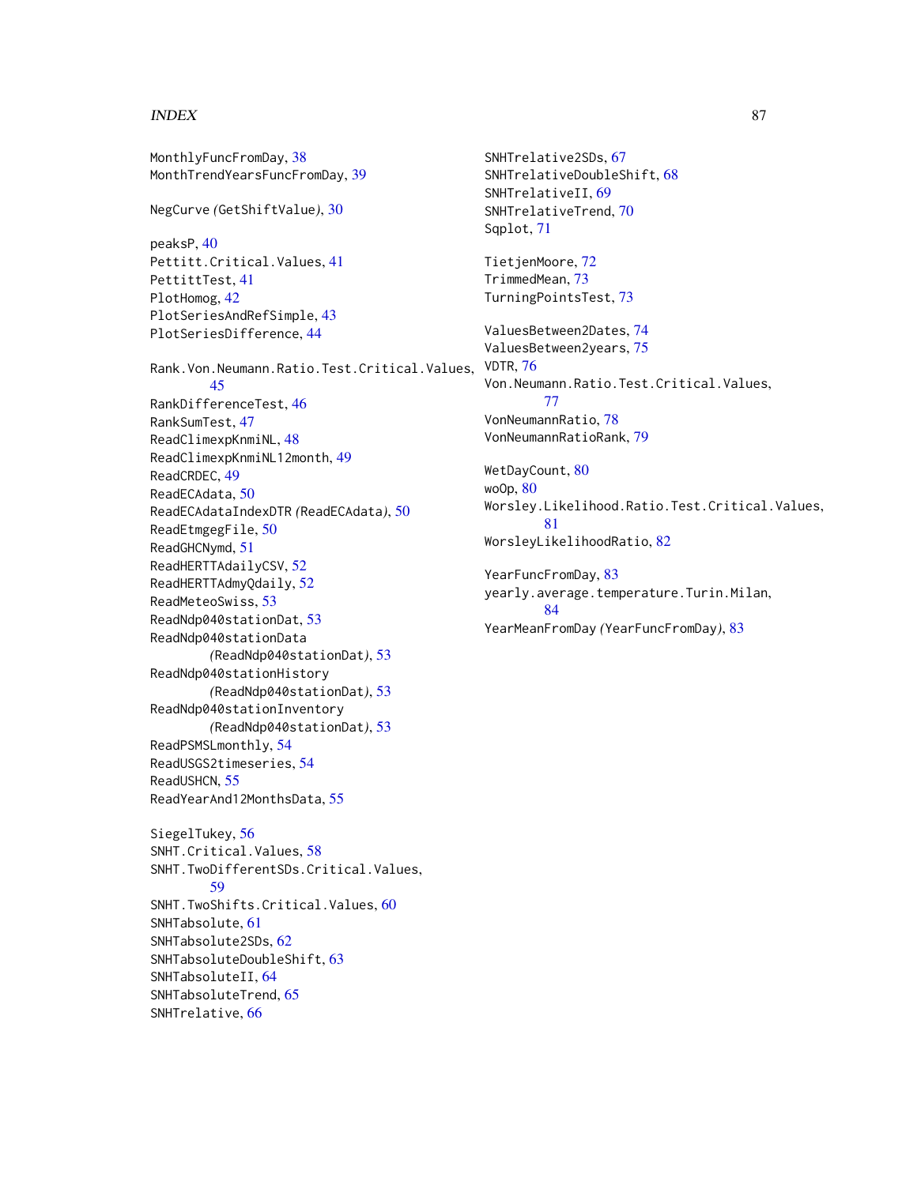MonthlyFuncFromDay, 38
MonthTrendYearsFuncFromDay, 39

NegCurve *(GetShiftValue)*, 30

peaksP, 40
Pettitt.Critical.Values, 41
PettittTest, 41
PlotHomog, 42
PlotSeriesAndRefSimple, 43
PlotSeriesDifference, 44

Rank.Von.Neumann.Ratio.Test.Critical.Values, 45
RankDifferenceTest, 46
RankSumTest, 47
ReadClimexpKnmiNL, 48
ReadClimexpKnmiNL12month, 49
ReadCRDEC, 49
ReadECAdata, 50
ReadECAdataIndexDTR *(ReadECAdata)*, 50
ReadEtmgegFile, 50
ReadGHCNymd, 51
ReadHERTTAdailyCSV, 52
ReadHERTTAdmyQdaily, 52
ReadMeteoSwiss, 53
ReadNdp040stationDat, 53
ReadNdp040stationData *(ReadNdp040stationDat)*, 53
ReadNdp040stationHistory *(ReadNdp040stationDat)*, 53
ReadNdp040stationInventory *(ReadNdp040stationDat)*, 53
ReadPSMSLmonthly, 54
ReadUSGS2timeseries, 54
ReadUSHCN, 55
ReadYearAnd12MonthsData, 55

SiegelTukey, 56
SNHT.Critical.Values, 58
SNHT.TwoDifferentSDs.Critical.Values, 59
SNHT.TwoShifts.Critical.Values, 60
SNHTabsolute, 61
SNHTabsolute2SDs, 62
SNHTabsoluteDoubleShift, 63
SNHTabsoluteII, 64
SNHTabsoluteTrend, 65
SNHTrelative, 66
SNHTrelative2SDs, 67
SNHTrelativeDoubleShift, 68
SNHTrelativeII, 69
SNHTrelativeTrend, 70
Sqplot, 71

TietjenMoore, 72
TrimmedMean, 73
TurningPointsTest, 73

ValuesBetween2Dates, 74
ValuesBetween2years, 75
VDTR, 76
Von.Neumann.Ratio.Test.Critical.Values, 77
VonNeumannRatio, 78
VonNeumannRatioRank, 79

WetDayCount, 80
woOp, 80
Worsley.Likelihood.Ratio.Test.Critical.Values, 81
WorsleyLikelihoodRatio, 82

YearFuncFromDay, 83
yearly.average.temperature.Turin.Milan, 84
YearMeanFromDay *(YearFuncFromDay)*, 83